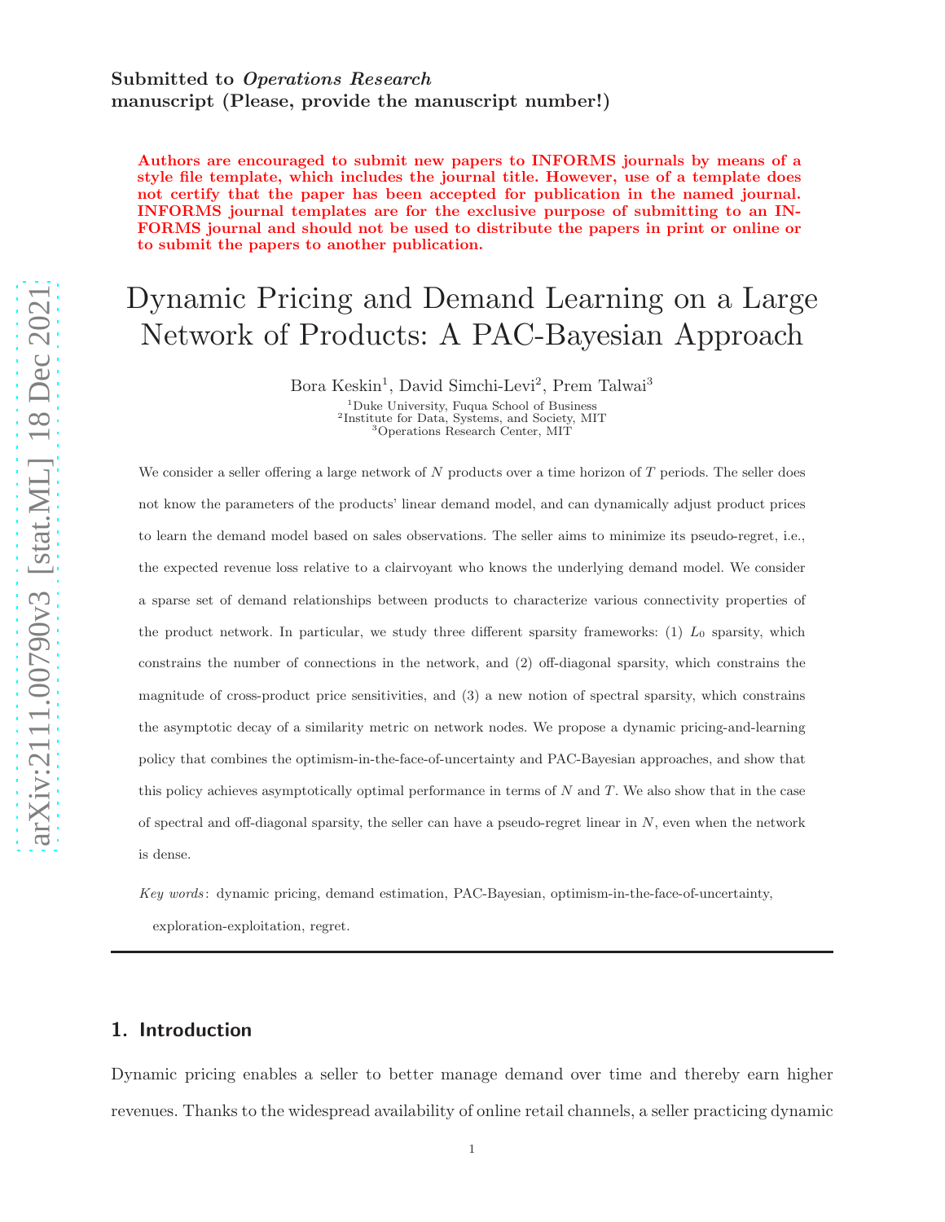Submitted to *Operations Research*
manuscript (Please, provide the manuscript number!)

**Authors are encouraged to submit new papers to INFORMS journals by means of a style file template, which includes the journal title. However, use of a template does not certify that the paper has been accepted for publication in the named journal. INFORMS journal templates are for the exclusive purpose of submitting to an INFORMS journal and should not be used to distribute the papers in print or online or to submit the papers to another publication.**

# Dynamic Pricing and Demand Learning on a Large Network of Products: A PAC-Bayesian Approach

Bora Keskin[1], David Simchi-Levi[2], Prem Talwai[3]

[1]Duke University, Fuqua School of Business
[2]Institute for Data, Systems, and Society, MIT
[3]Operations Research Center, MIT

We consider a seller offering a large network of $N$ products over a time horizon of $T$ periods. The seller does not know the parameters of the products' linear demand model, and can dynamically adjust product prices to learn the demand model based on sales observations. The seller aims to minimize its pseudo-regret, i.e., the expected revenue loss relative to a clairvoyant who knows the underlying demand model. We consider a sparse set of demand relationships between products to characterize various connectivity properties of the product network. In particular, we study three different sparsity frameworks: (1) $L_0$ sparsity, which constrains the number of connections in the network, and (2) off-diagonal sparsity, which constrains the magnitude of cross-product price sensitivities, and (3) a new notion of spectral sparsity, which constrains the asymptotic decay of a similarity metric on network nodes. We propose a dynamic pricing-and-learning policy that combines the optimism-in-the-face-of-uncertainty and PAC-Bayesian approaches, and show that this policy achieves asymptotically optimal performance in terms of $N$ and $T$. We also show that in the case of spectral and off-diagonal sparsity, the seller can have a pseudo-regret linear in $N$, even when the network is dense.

*Key words*: dynamic pricing, demand estimation, PAC-Bayesian, optimism-in-the-face-of-uncertainty, exploration-exploitation, regret.

## 1. Introduction

Dynamic pricing enables a seller to better manage demand over time and thereby earn higher revenues. Thanks to the widespread availability of online retail channels, a seller practicing dynamic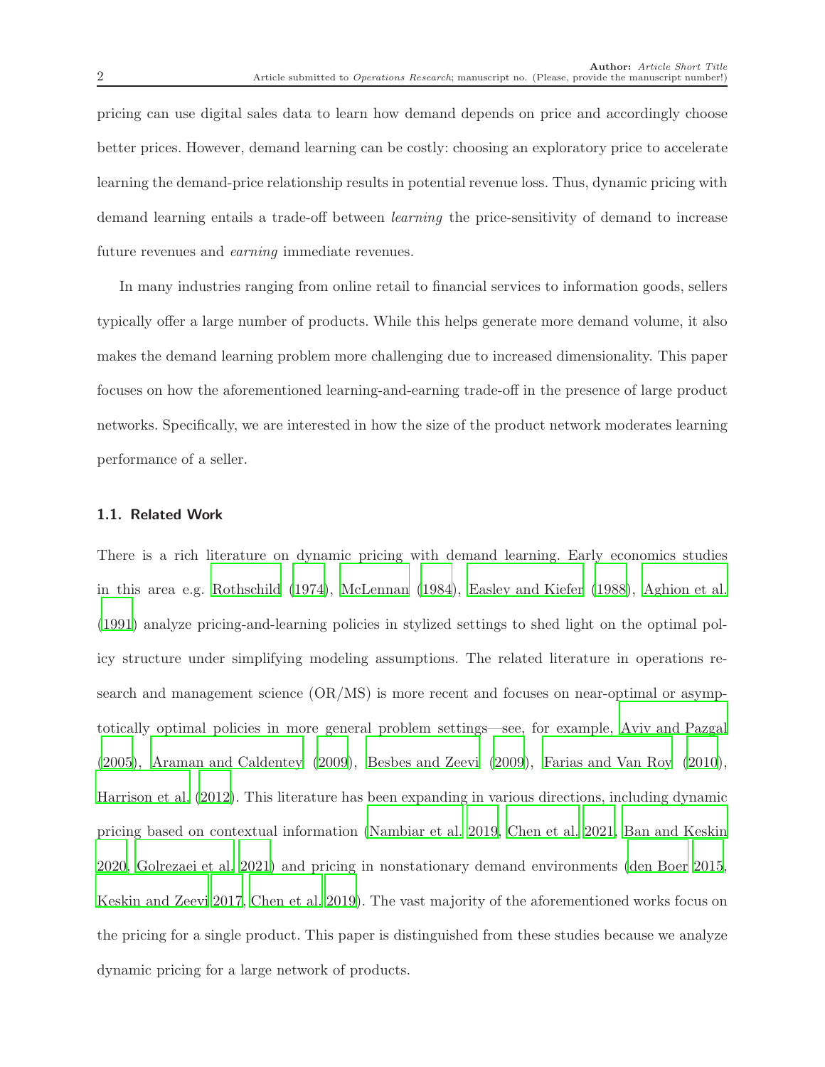pricing can use digital sales data to learn how demand depends on price and accordingly choose better prices. However, demand learning can be costly: choosing an exploratory price to accelerate learning the demand-price relationship results in potential revenue loss. Thus, dynamic pricing with demand learning entails a trade-off between *learning* the price-sensitivity of demand to increase future revenues and *earning* immediate revenues.

In many industries ranging from online retail to financial services to information goods, sellers typically offer a large number of products. While this helps generate more demand volume, it also makes the demand learning problem more challenging due to increased dimensionality. This paper focuses on how the aforementioned learning-and-earning trade-off in the presence of large product networks. Specifically, we are interested in how the size of the product network moderates learning performance of a seller.

### 1.1. Related Work

There is a rich literature on dynamic pricing with demand learning. Early economics studies in this area e.g. Rothschild (1974), McLennan (1984), Easley and Kiefer (1988), Aghion et al. (1991) analyze pricing-and-learning policies in stylized settings to shed light on the optimal policy structure under simplifying modeling assumptions. The related literature in operations research and management science (OR/MS) is more recent and focuses on near-optimal or asymptotically optimal policies in more general problem settings—see, for example, Aviv and Pazgal (2005), Araman and Caldentey (2009), Besbes and Zeevi (2009), Farias and Van Roy (2010), Harrison et al. (2012). This literature has been expanding in various directions, including dynamic pricing based on contextual information (Nambiar et al. 2019, Chen et al. 2021, Ban and Keskin 2020, Golrezaei et al. 2021) and pricing in nonstationary demand environments (den Boer 2015, Keskin and Zeevi 2017, Chen et al. 2019). The vast majority of the aforementioned works focus on the pricing for a single product. This paper is distinguished from these studies because we analyze dynamic pricing for a large network of products.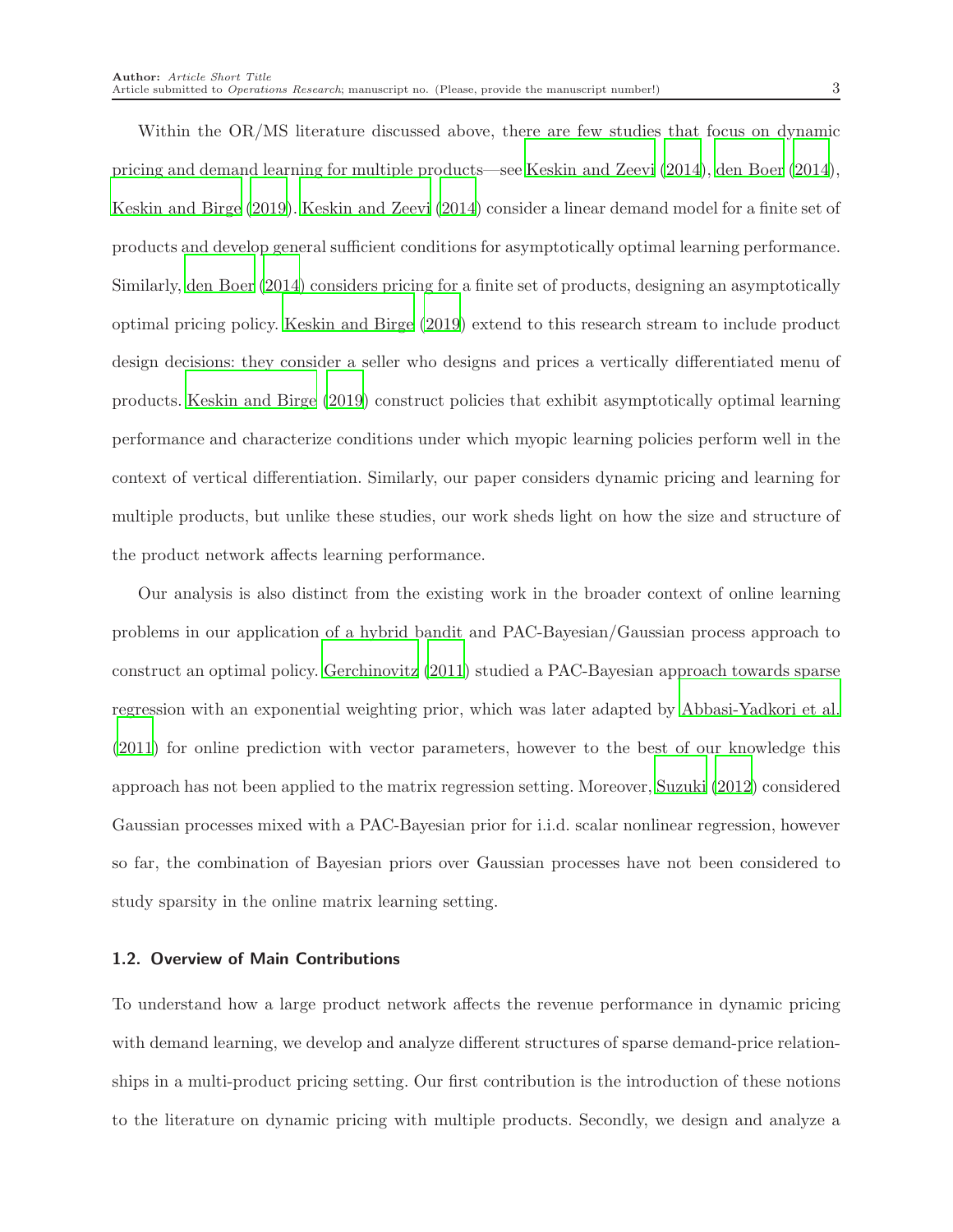Within the OR/MS literature discussed above, there are few studies that focus on dynamic pricing and demand learning for multiple products—see Keskin and Zeevi (2014), den Boer (2014), Keskin and Birge (2019). Keskin and Zeevi (2014) consider a linear demand model for a finite set of products and develop general sufficient conditions for asymptotically optimal learning performance. Similarly, den Boer (2014) considers pricing for a finite set of products, designing an asymptotically optimal pricing policy. Keskin and Birge (2019) extend to this research stream to include product design decisions: they consider a seller who designs and prices a vertically differentiated menu of products. Keskin and Birge (2019) construct policies that exhibit asymptotically optimal learning performance and characterize conditions under which myopic learning policies perform well in the context of vertical differentiation. Similarly, our paper considers dynamic pricing and learning for multiple products, but unlike these studies, our work sheds light on how the size and structure of the product network affects learning performance.

Our analysis is also distinct from the existing work in the broader context of online learning problems in our application of a hybrid bandit and PAC-Bayesian/Gaussian process approach to construct an optimal policy. Gerchinovitz (2011) studied a PAC-Bayesian approach towards sparse regression with an exponential weighting prior, which was later adapted by Abbasi-Yadkori et al. (2011) for online prediction with vector parameters, however to the best of our knowledge this approach has not been applied to the matrix regression setting. Moreover, Suzuki (2012) considered Gaussian processes mixed with a PAC-Bayesian prior for i.i.d. scalar nonlinear regression, however so far, the combination of Bayesian priors over Gaussian processes have not been considered to study sparsity in the online matrix learning setting.

### 1.2. Overview of Main Contributions

To understand how a large product network affects the revenue performance in dynamic pricing with demand learning, we develop and analyze different structures of sparse demand-price relationships in a multi-product pricing setting. Our first contribution is the introduction of these notions to the literature on dynamic pricing with multiple products. Secondly, we design and analyze a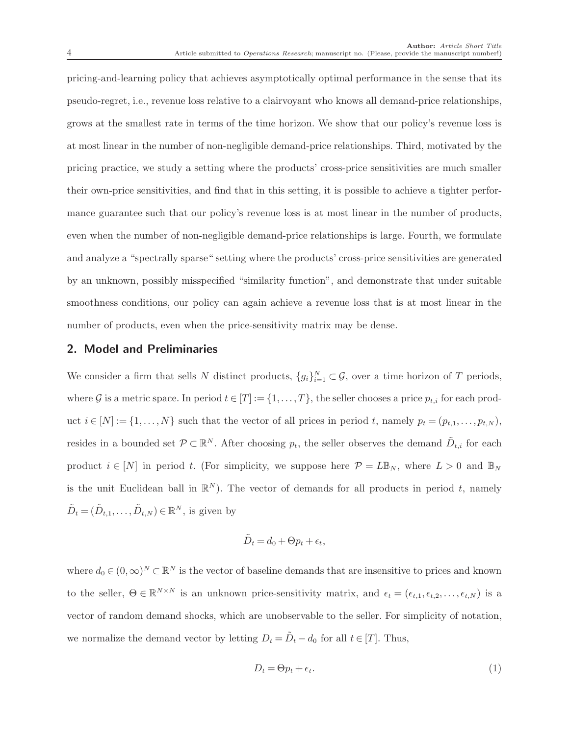pricing-and-learning policy that achieves asymptotically optimal performance in the sense that its pseudo-regret, i.e., revenue loss relative to a clairvoyant who knows all demand-price relationships, grows at the smallest rate in terms of the time horizon. We show that our policy's revenue loss is at most linear in the number of non-negligible demand-price relationships. Third, motivated by the pricing practice, we study a setting where the products' cross-price sensitivities are much smaller their own-price sensitivities, and find that in this setting, it is possible to achieve a tighter performance guarantee such that our policy's revenue loss is at most linear in the number of products, even when the number of non-negligible demand-price relationships is large. Fourth, we formulate and analyze a "spectrally sparse" setting where the products' cross-price sensitivities are generated by an unknown, possibly misspecified "similarity function", and demonstrate that under suitable smoothness conditions, our policy can again achieve a revenue loss that is at most linear in the number of products, even when the price-sensitivity matrix may be dense.

## 2. Model and Preliminaries

We consider a firm that sells $N$ distinct products, $\{g_i\}_{i=1}^N \subset \mathcal{G}$, over a time horizon of $T$ periods, where $\mathcal{G}$ is a metric space. In period $t \in [T] := \{1, \ldots, T\}$, the seller chooses a price $p_{t,i}$ for each product $i \in [N] := \{1, \ldots, N\}$ such that the vector of all prices in period $t$, namely $p_t = (p_{t,1}, \ldots, p_{t,N})$, resides in a bounded set $\mathcal{P} \subset \mathbb{R}^N$. After choosing $p_t$, the seller observes the demand $\tilde{D}_{t,i}$ for each product $i \in [N]$ in period $t$. (For simplicity, we suppose here $\mathcal{P} = L\mathbb{B}_N$, where $L > 0$ and $\mathbb{B}_N$ is the unit Euclidean ball in $\mathbb{R}^N$). The vector of demands for all products in period $t$, namely $\tilde{D}_t = (\tilde{D}_{t,1}, \ldots, \tilde{D}_{t,N}) \in \mathbb{R}^N$, is given by

$$\tilde{D}_t = d_0 + \Theta p_t + \epsilon_t,$$

where $d_0 \in (0, \infty)^N \subset \mathbb{R}^N$ is the vector of baseline demands that are insensitive to prices and known to the seller, $\Theta \in \mathbb{R}^{N \times N}$ is an unknown price-sensitivity matrix, and $\epsilon_t = (\epsilon_{t,1}, \epsilon_{t,2}, \ldots, \epsilon_{t,N})$ is a vector of random demand shocks, which are unobservable to the seller. For simplicity of notation, we normalize the demand vector by letting $D_t = \tilde{D}_t - d_0$ for all $t \in [T]$. Thus,

$$D_t = \Theta p_t + \epsilon_t. \tag{1}$$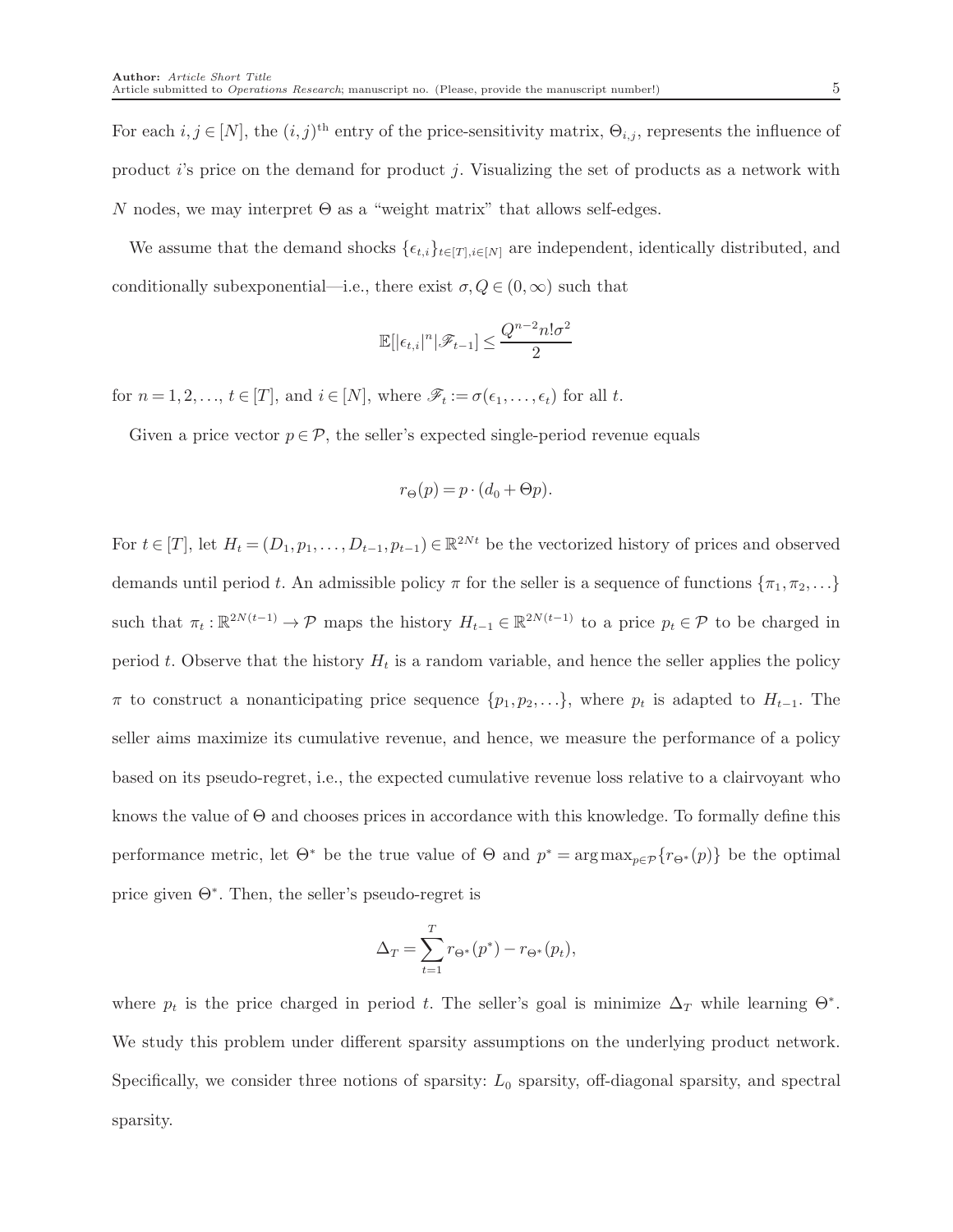For each $i, j \in [N]$, the $(i,j)^{\text{th}}$ entry of the price-sensitivity matrix, $\Theta_{i,j}$, represents the influence of product $i$'s price on the demand for product $j$. Visualizing the set of products as a network with $N$ nodes, we may interpret $\Theta$ as a "weight matrix" that allows self-edges.

We assume that the demand shocks $\{\epsilon_{t,i}\}_{t\in[T], i\in[N]}$ are independent, identically distributed, and conditionally subexponential—i.e., there exist $\sigma, Q \in (0, \infty)$ such that

$$\mathbb{E}[|\epsilon_{t,i}|^n | \mathscr{F}_{t-1}] \le \frac{Q^{n-2} n! \sigma^2}{2}$$

for $n = 1, 2, \ldots$, $t \in [T]$, and $i \in [N]$, where $\mathscr{F}_t := \sigma(\epsilon_1, \ldots, \epsilon_t)$ for all $t$.

Given a price vector $p \in \mathcal{P}$, the seller's expected single-period revenue equals

$$r_\Theta(p) = p \cdot (d_0 + \Theta p).$$

For $t \in [T]$, let $H_t = (D_1, p_1, \ldots, D_{t-1}, p_{t-1}) \in \mathbb{R}^{2Nt}$ be the vectorized history of prices and observed demands until period $t$. An admissible policy $\pi$ for the seller is a sequence of functions $\{\pi_1, \pi_2, \ldots\}$ such that $\pi_t : \mathbb{R}^{2N(t-1)} \to \mathcal{P}$ maps the history $H_{t-1} \in \mathbb{R}^{2N(t-1)}$ to a price $p_t \in \mathcal{P}$ to be charged in period $t$. Observe that the history $H_t$ is a random variable, and hence the seller applies the policy $\pi$ to construct a nonanticipating price sequence $\{p_1, p_2, \ldots\}$, where $p_t$ is adapted to $H_{t-1}$. The seller aims maximize its cumulative revenue, and hence, we measure the performance of a policy based on its pseudo-regret, i.e., the expected cumulative revenue loss relative to a clairvoyant who knows the value of $\Theta$ and chooses prices in accordance with this knowledge. To formally define this performance metric, let $\Theta^*$ be the true value of $\Theta$ and $p^* = \arg\max_{p\in\mathcal{P}}\{r_{\Theta^*}(p)\}$ be the optimal price given $\Theta^*$. Then, the seller's pseudo-regret is

$$\Delta_T = \sum_{t=1}^{T} r_{\Theta^*}(p^*) - r_{\Theta^*}(p_t),$$

where $p_t$ is the price charged in period $t$. The seller's goal is minimize $\Delta_T$ while learning $\Theta^*$. We study this problem under different sparsity assumptions on the underlying product network. Specifically, we consider three notions of sparsity: $L_0$ sparsity, off-diagonal sparsity, and spectral sparsity.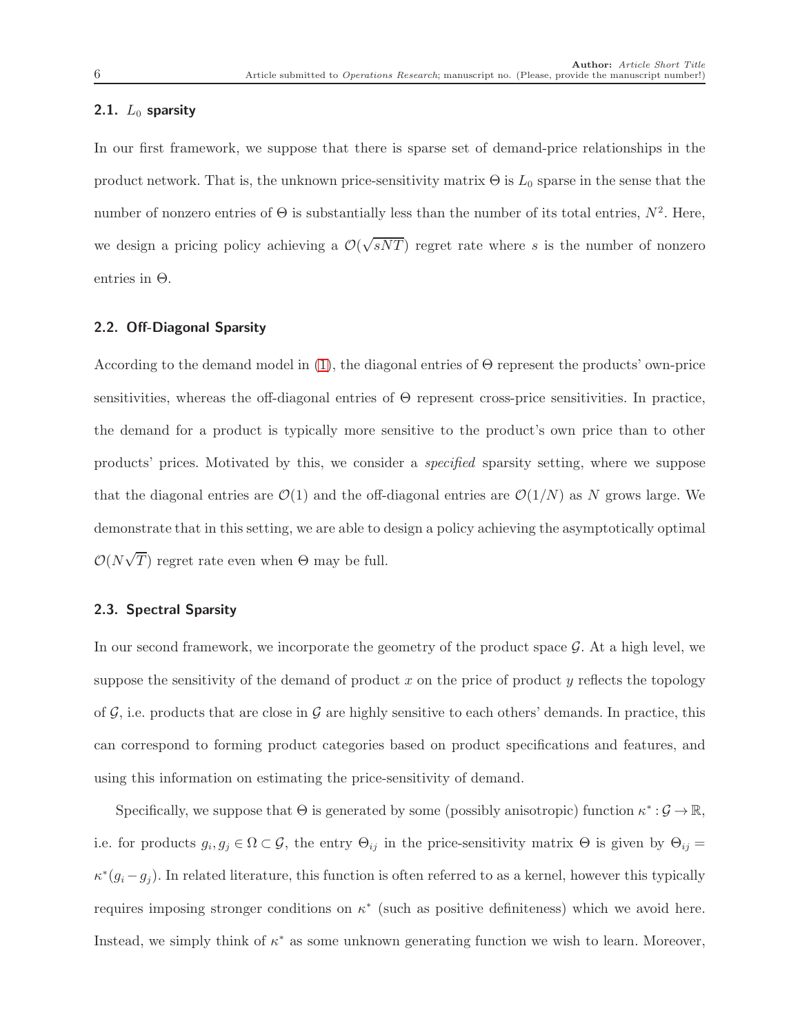### 2.1. $L_0$ sparsity

In our first framework, we suppose that there is sparse set of demand-price relationships in the product network. That is, the unknown price-sensitivity matrix $\Theta$ is $L_0$ sparse in the sense that the number of nonzero entries of $\Theta$ is substantially less than the number of its total entries, $N^2$. Here, we design a pricing policy achieving a $\mathcal{O}(\sqrt{sNT})$ regret rate where $s$ is the number of nonzero entries in $\Theta$.

### 2.2. Off-Diagonal Sparsity

According to the demand model in (1), the diagonal entries of $\Theta$ represent the products' own-price sensitivities, whereas the off-diagonal entries of $\Theta$ represent cross-price sensitivities. In practice, the demand for a product is typically more sensitive to the product's own price than to other products' prices. Motivated by this, we consider a *specified* sparsity setting, where we suppose that the diagonal entries are $\mathcal{O}(1)$ and the off-diagonal entries are $\mathcal{O}(1/N)$ as $N$ grows large. We demonstrate that in this setting, we are able to design a policy achieving the asymptotically optimal $\mathcal{O}(N\sqrt{T})$ regret rate even when $\Theta$ may be full.

### 2.3. Spectral Sparsity

In our second framework, we incorporate the geometry of the product space $\mathcal{G}$. At a high level, we suppose the sensitivity of the demand of product $x$ on the price of product $y$ reflects the topology of $\mathcal{G}$, i.e. products that are close in $\mathcal{G}$ are highly sensitive to each others' demands. In practice, this can correspond to forming product categories based on product specifications and features, and using this information on estimating the price-sensitivity of demand.

Specifically, we suppose that $\Theta$ is generated by some (possibly anisotropic) function $\kappa^* : \mathcal{G} \to \mathbb{R}$, i.e. for products $g_i, g_j \in \Omega \subset \mathcal{G}$, the entry $\Theta_{ij}$ in the price-sensitivity matrix $\Theta$ is given by $\Theta_{ij} = \kappa^*(g_i - g_j)$. In related literature, this function is often referred to as a kernel, however this typically requires imposing stronger conditions on $\kappa^*$ (such as positive definiteness) which we avoid here. Instead, we simply think of $\kappa^*$ as some unknown generating function we wish to learn. Moreover,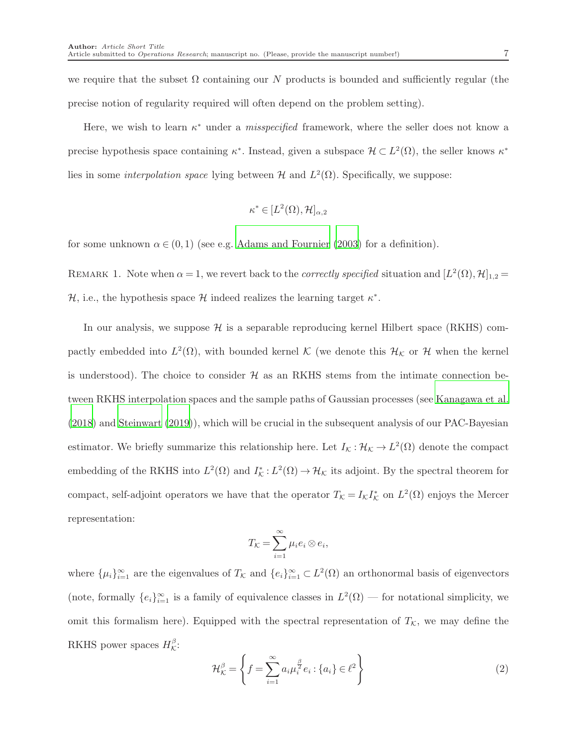we require that the subset $\Omega$ containing our $N$ products is bounded and sufficiently regular (the precise notion of regularity required will often depend on the problem setting).

Here, we wish to learn $\kappa^*$ under a *misspecified* framework, where the seller does not know a precise hypothesis space containing $\kappa^*$. Instead, given a subspace $\mathcal{H} \subset L^2(\Omega)$, the seller knows $\kappa^*$ lies in some *interpolation space* lying between $\mathcal{H}$ and $L^2(\Omega)$. Specifically, we suppose:

$$\kappa^* \in [L^2(\Omega), \mathcal{H}]_{\alpha,2}$$

for some unknown $\alpha \in (0,1)$ (see e.g. Adams and Fournier (2003) for a definition).

Remark 1. Note when $\alpha = 1$, we revert back to the *correctly specified* situation and $[L^2(\Omega), \mathcal{H}]_{1,2} = \mathcal{H}$, i.e., the hypothesis space $\mathcal{H}$ indeed realizes the learning target $\kappa^*$.

In our analysis, we suppose $\mathcal{H}$ is a separable reproducing kernel Hilbert space (RKHS) compactly embedded into $L^2(\Omega)$, with bounded kernel $\mathcal{K}$ (we denote this $\mathcal{H}_{\mathcal{K}}$ or $\mathcal{H}$ when the kernel is understood). The choice to consider $\mathcal{H}$ as an RKHS stems from the intimate connection between RKHS interpolation spaces and the sample paths of Gaussian processes (see Kanagawa et al. (2018) and Steinwart (2019)), which will be crucial in the subsequent analysis of our PAC-Bayesian estimator. We briefly summarize this relationship here. Let $I_{\mathcal{K}} : \mathcal{H}_{\mathcal{K}} \to L^2(\Omega)$ denote the compact embedding of the RKHS into $L^2(\Omega)$ and $I_{\mathcal{K}}^* : L^2(\Omega) \to \mathcal{H}_{\mathcal{K}}$ its adjoint. By the spectral theorem for compact, self-adjoint operators we have that the operator $T_{\mathcal{K}} = I_{\mathcal{K}} I_{\mathcal{K}}^*$ on $L^2(\Omega)$ enjoys the Mercer representation:

$$T_{\mathcal{K}} = \sum_{i=1}^{\infty} \mu_i e_i \otimes e_i,$$

where $\{\mu_i\}_{i=1}^{\infty}$ are the eigenvalues of $T_{\mathcal{K}}$ and $\{e_i\}_{i=1}^{\infty} \subset L^2(\Omega)$ an orthonormal basis of eigenvectors (note, formally $\{e_i\}_{i=1}^{\infty}$ is a family of equivalence classes in $L^2(\Omega)$ — for notational simplicity, we omit this formalism here). Equipped with the spectral representation of $T_{\mathcal{K}}$, we may define the RKHS power spaces $H_{\mathcal{K}}^{\beta}$:

$$\mathcal{H}_{\mathcal{K}}^{\beta} = \left\{ f = \sum_{i=1}^{\infty} a_i \mu_i^{\frac{\beta}{2}} e_i : \{a_i\} \in \ell^2 \right\} \tag{2}$$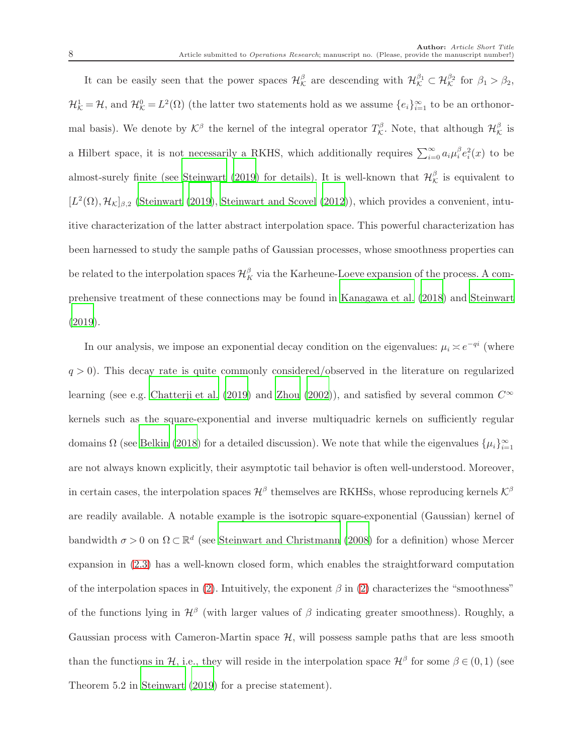It can be easily seen that the power spaces $\mathcal{H}_{\mathcal{K}}^{\beta}$ are descending with $\mathcal{H}_{\mathcal{K}}^{\beta_1} \subset \mathcal{H}_{\mathcal{K}}^{\beta_2}$ for $\beta_1 > \beta_2$, $\mathcal{H}_{\mathcal{K}}^{1} = \mathcal{H}$, and $\mathcal{H}_{\mathcal{K}}^{0} = L^2(\Omega)$ (the latter two statements hold as we assume $\{e_i\}_{i=1}^{\infty}$ to be an orthonormal basis). We denote by $\mathcal{K}^{\beta}$ the kernel of the integral operator $T_{\mathcal{K}}^{\beta}$. Note, that although $\mathcal{H}_{\mathcal{K}}^{\beta}$ is a Hilbert space, it is not necessarily a RKHS, which additionally requires $\sum_{i=0}^{\infty} a_i \mu_i^{\beta} e_i^2(x)$ to be almost-surely finite (see Steinwart (2019) for details). It is well-known that $\mathcal{H}_{\mathcal{K}}^{\beta}$ is equivalent to $[L^2(\Omega), \mathcal{H}_{\mathcal{K}}]_{\beta,2}$ (Steinwart (2019), Steinwart and Scovel (2012)), which provides a convenient, intuitive characterization of the latter abstract interpolation space. This powerful characterization has been harnessed to study the sample paths of Gaussian processes, whose smoothness properties can be related to the interpolation spaces $\mathcal{H}_{K}^{\beta}$ via the Karheune-Loeve expansion of the process. A comprehensive treatment of these connections may be found in Kanagawa et al. (2018) and Steinwart (2019).

In our analysis, we impose an exponential decay condition on the eigenvalues: $\mu_i \asymp e^{-qi}$ (where $q > 0$). This decay rate is quite commonly considered/observed in the literature on regularized learning (see e.g. Chatterji et al. (2019) and Zhou (2002)), and satisfied by several common $C^{\infty}$ kernels such as the square-exponential and inverse multiquadric kernels on sufficiently regular domains $\Omega$ (see Belkin (2018) for a detailed discussion). We note that while the eigenvalues $\{\mu_i\}_{i=1}^{\infty}$ are not always known explicitly, their asymptotic tail behavior is often well-understood. Moreover, in certain cases, the interpolation spaces $\mathcal{H}^{\beta}$ themselves are RKHSs, whose reproducing kernels $\mathcal{K}^{\beta}$ are readily available. A notable example is the isotropic square-exponential (Gaussian) kernel of bandwidth $\sigma > 0$ on $\Omega \subset \mathbb{R}^d$ (see Steinwart and Christmann (2008) for a definition) whose Mercer expansion in (2.3) has a well-known closed form, which enables the straightforward computation of the interpolation spaces in (2). Intuitively, the exponent $\beta$ in (2) characterizes the "smoothness" of the functions lying in $\mathcal{H}^{\beta}$ (with larger values of $\beta$ indicating greater smoothness). Roughly, a Gaussian process with Cameron-Martin space $\mathcal{H}$, will possess sample paths that are less smooth than the functions in $\mathcal{H}$, i.e., they will reside in the interpolation space $\mathcal{H}^{\beta}$ for some $\beta \in (0,1)$ (see Theorem 5.2 in Steinwart (2019) for a precise statement).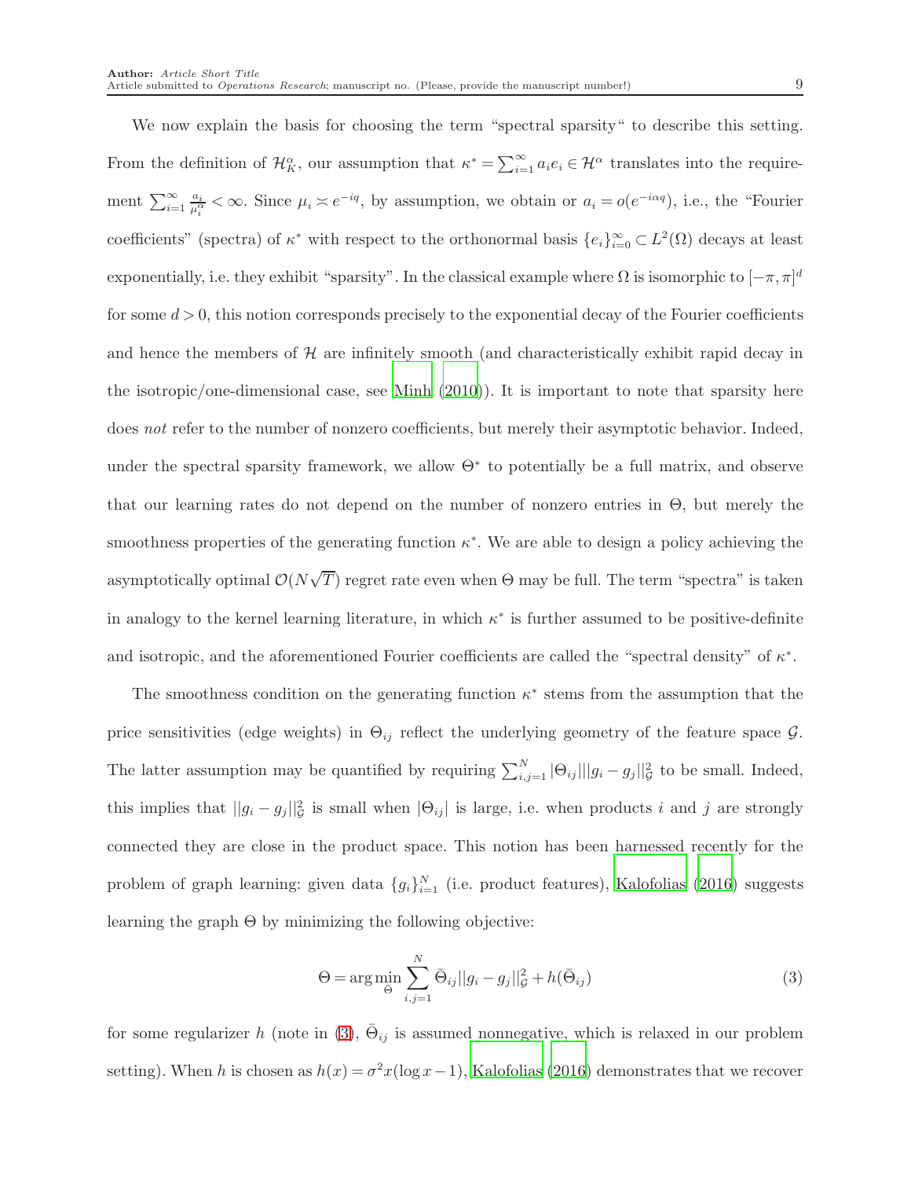We now explain the basis for choosing the term "spectral sparsity" to describe this setting. From the definition of $\mathcal{H}_K^\alpha$, our assumption that $\kappa^* = \sum_{i=1}^\infty a_i e_i \in \mathcal{H}^\alpha$ translates into the requirement $\sum_{i=1}^\infty \frac{a_i}{\mu_i^\alpha} < \infty$. Since $\mu_i \asymp e^{-iq}$, by assumption, we obtain or $a_i = o(e^{-i\alpha q})$, i.e., the "Fourier coefficients" (spectra) of $\kappa^*$ with respect to the orthonormal basis $\{e_i\}_{i=0}^\infty \subset L^2(\Omega)$ decays at least exponentially, i.e. they exhibit "sparsity". In the classical example where $\Omega$ is isomorphic to $[-\pi,\pi]^d$ for some $d > 0$, this notion corresponds precisely to the exponential decay of the Fourier coefficients and hence the members of $\mathcal{H}$ are infinitely smooth (and characteristically exhibit rapid decay in the isotropic/one-dimensional case, see Minh (2010)). It is important to note that sparsity here does *not* refer to the number of nonzero coefficients, but merely their asymptotic behavior. Indeed, under the spectral sparsity framework, we allow $\Theta^*$ to potentially be a full matrix, and observe that our learning rates do not depend on the number of nonzero entries in $\Theta$, but merely the smoothness properties of the generating function $\kappa^*$. We are able to design a policy achieving the asymptotically optimal $\mathcal{O}(N\sqrt{T})$ regret rate even when $\Theta$ may be full. The term "spectra" is taken in analogy to the kernel learning literature, in which $\kappa^*$ is further assumed to be positive-definite and isotropic, and the aforementioned Fourier coefficients are called the "spectral density" of $\kappa^*$.

The smoothness condition on the generating function $\kappa^*$ stems from the assumption that the price sensitivities (edge weights) in $\Theta_{ij}$ reflect the underlying geometry of the feature space $\mathcal{G}$. The latter assumption may be quantified by requiring $\sum_{i,j=1}^N |\Theta_{ij}| ||g_i - g_j||_{\mathcal{G}}^2$ to be small. Indeed, this implies that $||g_i - g_j||_{\mathcal{G}}^2$ is small when $|\Theta_{ij}|$ is large, i.e. when products $i$ and $j$ are strongly connected they are close in the product space. This notion has been harnessed recently for the problem of graph learning: given data $\{g_i\}_{i=1}^N$ (i.e. product features), Kalofolias (2016) suggests learning the graph $\Theta$ by minimizing the following objective:

$$\Theta = \arg\min_{\bar{\Theta}} \sum_{i,j=1}^N \bar{\Theta}_{ij} ||g_i - g_j||_{\mathcal{G}}^2 + h(\bar{\Theta}_{ij}) \tag{3}$$

for some regularizer $h$ (note in (3), $\bar{\Theta}_{ij}$ is assumed nonnegative, which is relaxed in our problem setting). When $h$ is chosen as $h(x) = \sigma^2 x(\log x - 1)$, Kalofolias (2016) demonstrates that we recover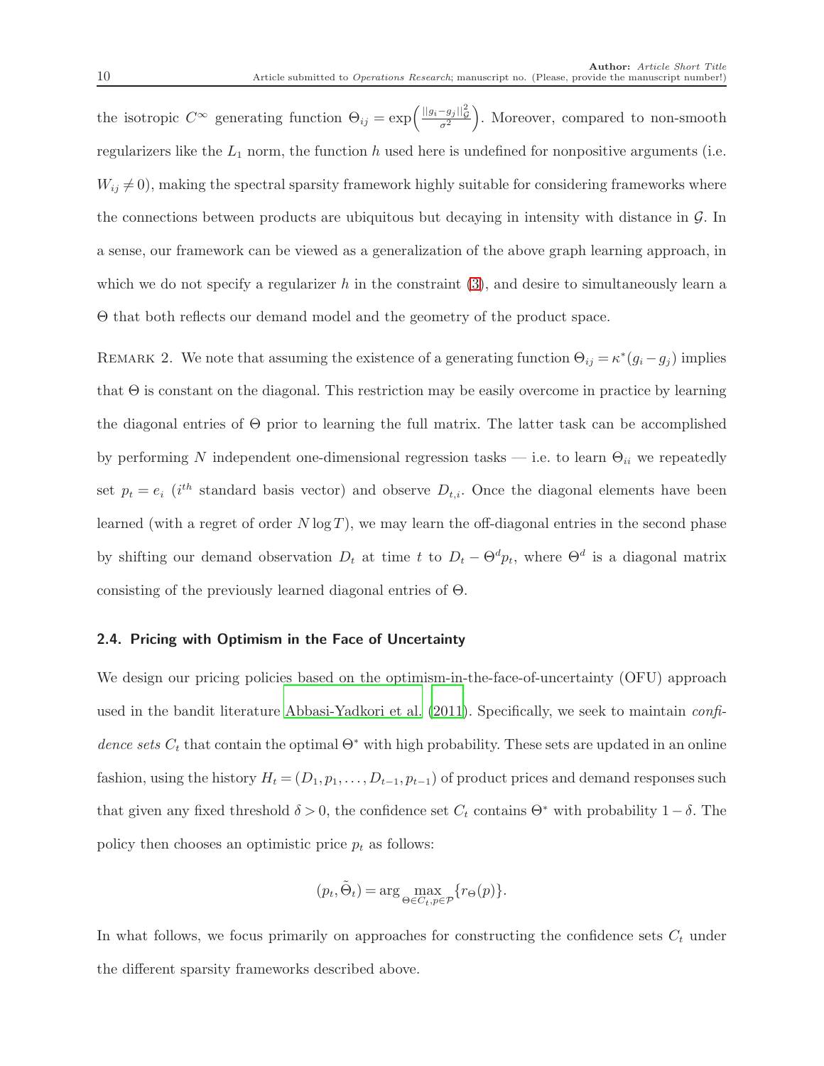the isotropic $C^\infty$ generating function $\Theta_{ij} = \exp\Big(\frac{||g_i - g_j||_\mathcal{G}^2}{\sigma^2}\Big)$. Moreover, compared to non-smooth regularizers like the $L_1$ norm, the function $h$ used here is undefined for nonpositive arguments (i.e. $W_{ij} \neq 0$), making the spectral sparsity framework highly suitable for considering frameworks where the connections between products are ubiquitous but decaying in intensity with distance in $\mathcal{G}$. In a sense, our framework can be viewed as a generalization of the above graph learning approach, in which we do not specify a regularizer $h$ in the constraint (3), and desire to simultaneously learn a $\Theta$ that both reflects our demand model and the geometry of the product space.

Remark 2. We note that assuming the existence of a generating function $\Theta_{ij} = \kappa^*(g_i - g_j)$ implies that $\Theta$ is constant on the diagonal. This restriction may be easily overcome in practice by learning the diagonal entries of $\Theta$ prior to learning the full matrix. The latter task can be accomplished by performing $N$ independent one-dimensional regression tasks — i.e. to learn $\Theta_{ii}$ we repeatedly set $p_t = e_i$ ($i^{th}$ standard basis vector) and observe $D_{t,i}$. Once the diagonal elements have been learned (with a regret of order $N \log T$), we may learn the off-diagonal entries in the second phase by shifting our demand observation $D_t$ at time $t$ to $D_t - \Theta^d p_t$, where $\Theta^d$ is a diagonal matrix consisting of the previously learned diagonal entries of $\Theta$.

### 2.4. Pricing with Optimism in the Face of Uncertainty

We design our pricing policies based on the optimism-in-the-face-of-uncertainty (OFU) approach used in the bandit literature Abbasi-Yadkori et al. (2011). Specifically, we seek to maintain *confidence sets* $C_t$ that contain the optimal $\Theta^*$ with high probability. These sets are updated in an online fashion, using the history $H_t = (D_1, p_1, \ldots, D_{t-1}, p_{t-1})$ of product prices and demand responses such that given any fixed threshold $\delta > 0$, the confidence set $C_t$ contains $\Theta^*$ with probability $1 - \delta$. The policy then chooses an optimistic price $p_t$ as follows:

$$(p_t, \tilde{\Theta}_t) = \arg\max_{\Theta \in C_t, p \in \mathcal{P}} \{r_\Theta(p)\}.$$

In what follows, we focus primarily on approaches for constructing the confidence sets $C_t$ under the different sparsity frameworks described above.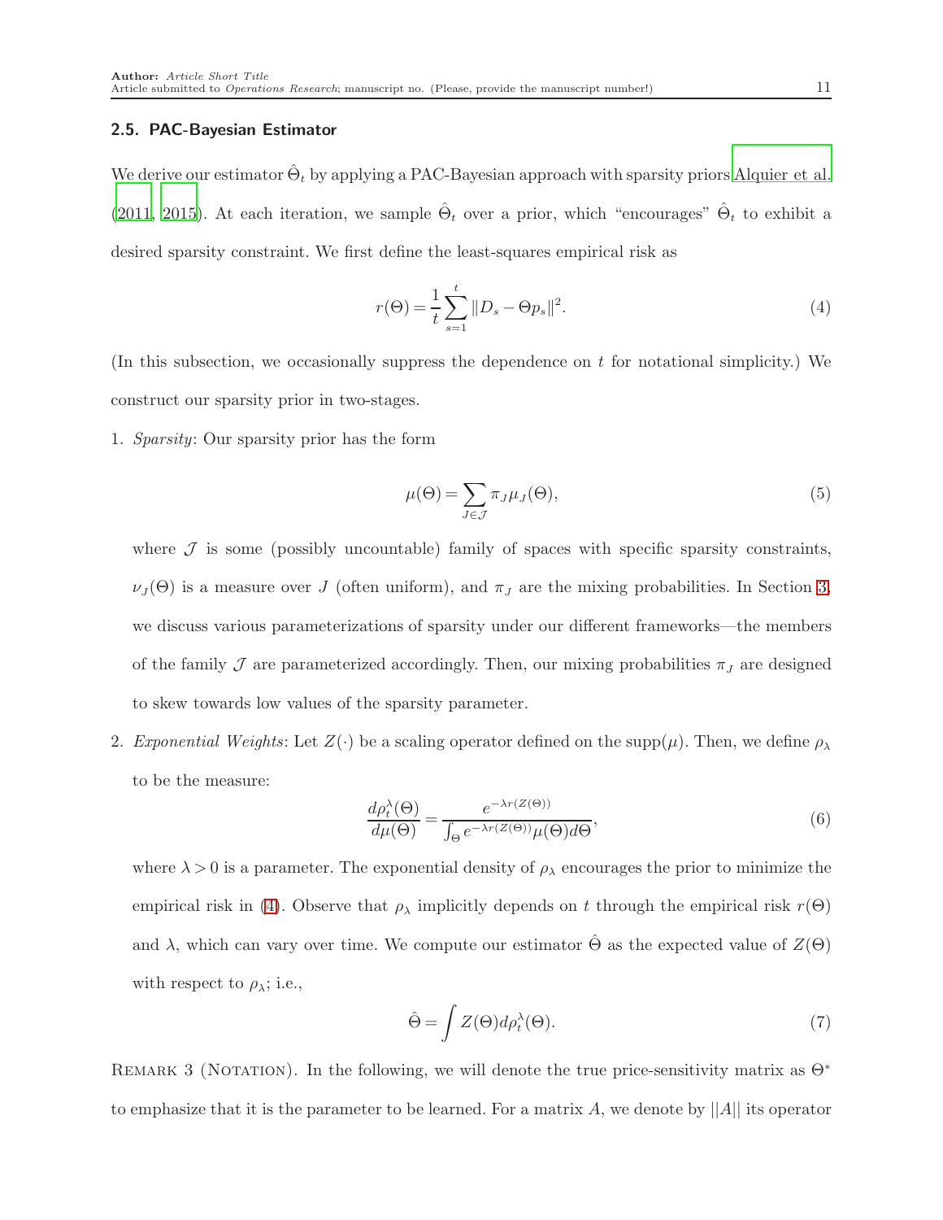### 2.5. PAC-Bayesian Estimator

We derive our estimator $\hat{\Theta}_t$ by applying a PAC-Bayesian approach with sparsity priors Alquier et al. (2011, 2015). At each iteration, we sample $\hat{\Theta}_t$ over a prior, which "encourages" $\hat{\Theta}_t$ to exhibit a desired sparsity constraint. We first define the least-squares empirical risk as

$$r(\Theta) = \frac{1}{t}\sum_{s=1}^{t} \|D_s - \Theta p_s\|^2. \tag{4}$$

(In this subsection, we occasionally suppress the dependence on $t$ for notational simplicity.) We construct our sparsity prior in two-stages.

1. *Sparsity*: Our sparsity prior has the form

$$\mu(\Theta) = \sum_{J \in \mathcal{J}} \pi_J \mu_J(\Theta), \tag{5}$$

   where $\mathcal{J}$ is some (possibly uncountable) family of spaces with specific sparsity constraints, $\nu_J(\Theta)$ is a measure over $J$ (often uniform), and $\pi_J$ are the mixing probabilities. In Section 3, we discuss various parameterizations of sparsity under our different frameworks—the members of the family $\mathcal{J}$ are parameterized accordingly. Then, our mixing probabilities $\pi_J$ are designed to skew towards low values of the sparsity parameter.

2. *Exponential Weights*: Let $Z(\cdot)$ be a scaling operator defined on the $\mathrm{supp}(\mu)$. Then, we define $\rho_\lambda$ to be the measure:

$$\frac{d\rho_t^\lambda(\Theta)}{d\mu(\Theta)} = \frac{e^{-\lambda r(Z(\Theta))}}{\int_\Theta e^{-\lambda r(Z(\Theta))}\mu(\Theta)d\Theta}, \tag{6}$$

   where $\lambda > 0$ is a parameter. The exponential density of $\rho_\lambda$ encourages the prior to minimize the empirical risk in (4). Observe that $\rho_\lambda$ implicitly depends on $t$ through the empirical risk $r(\Theta)$ and $\lambda$, which can vary over time. We compute our estimator $\hat{\Theta}$ as the expected value of $Z(\Theta)$ with respect to $\rho_\lambda$; i.e.,

$$\hat{\Theta} = \int Z(\Theta) d\rho_t^\lambda(\Theta). \tag{7}$$

REMARK 3 (NOTATION). In the following, we will denote the true price-sensitivity matrix as $\Theta^*$ to emphasize that it is the parameter to be learned. For a matrix $A$, we denote by $||A||$ its operator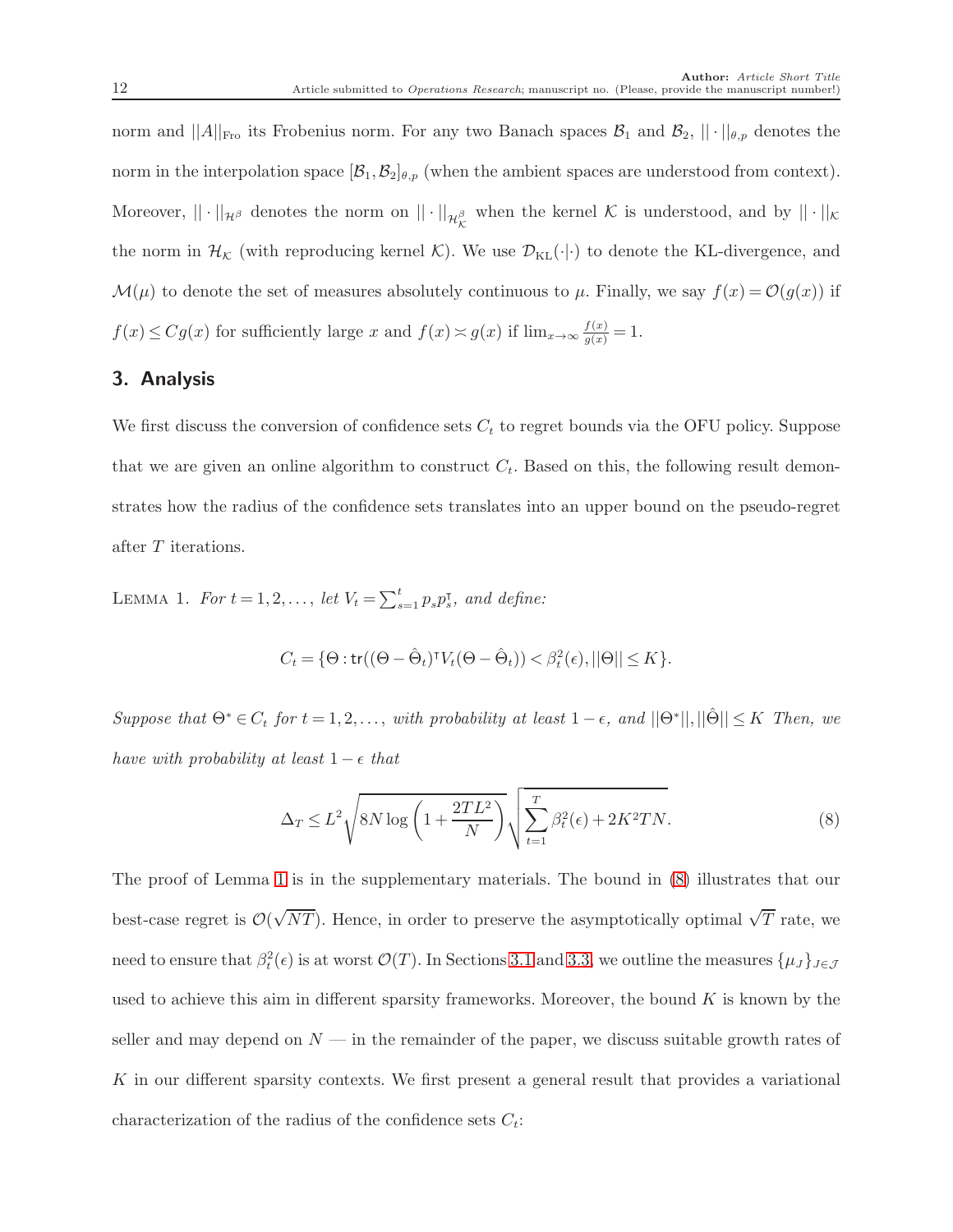norm and $||A||_{\text{Fro}}$ its Frobenius norm. For any two Banach spaces $\mathcal{B}_1$ and $\mathcal{B}_2$, $||\cdot||_{\theta,p}$ denotes the norm in the interpolation space $[\mathcal{B}_1,\mathcal{B}_2]_{\theta,p}$ (when the ambient spaces are understood from context). Moreover, $||\cdot||_{\mathcal{H}^\beta}$ denotes the norm on $||\cdot||_{\mathcal{H}^\beta_\mathcal{K}}$ when the kernel $\mathcal{K}$ is understood, and by $||\cdot||_\mathcal{K}$ the norm in $\mathcal{H}_\mathcal{K}$ (with reproducing kernel $\mathcal{K}$). We use $\mathcal{D}_{\text{KL}}(\cdot|\cdot)$ to denote the KL-divergence, and $\mathcal{M}(\mu)$ to denote the set of measures absolutely continuous to $\mu$. Finally, we say $f(x)=\mathcal{O}(g(x))$ if $f(x)\le Cg(x)$ for sufficiently large $x$ and $f(x)\asymp g(x)$ if $\lim_{x\to\infty}\frac{f(x)}{g(x)}=1$.

## 3. Analysis

We first discuss the conversion of confidence sets $C_t$ to regret bounds via the OFU policy. Suppose that we are given an online algorithm to construct $C_t$. Based on this, the following result demonstrates how the radius of the confidence sets translates into an upper bound on the pseudo-regret after $T$ iterations.

Lemma 1. *For $t=1,2,\dots,$ let $V_t=\sum_{s=1}^t p_s p_s^\intercal$, and define:*

$$C_t=\{\Theta:\mathsf{tr}((\Theta-\hat{\Theta}_t)^\intercal V_t(\Theta-\hat{\Theta}_t))<\beta_t^2(\epsilon),||\Theta||\le K\}.$$

*Suppose that $\Theta^*\in C_t$ for $t=1,2,\dots,$ with probability at least $1-\epsilon$, and $||\Theta^*||,||\hat{\Theta}||\le K$ Then, we have with probability at least $1-\epsilon$ that*

$$\Delta_T\le L^2\sqrt{8N\log\left(1+\frac{2TL^2}{N}\right)}\sqrt{\sum_{t=1}^T\beta_t^2(\epsilon)+2K^2TN}. \tag{8}$$

The proof of Lemma 1 is in the supplementary materials. The bound in (8) illustrates that our best-case regret is $\mathcal{O}(\sqrt{NT})$. Hence, in order to preserve the asymptotically optimal $\sqrt{T}$ rate, we need to ensure that $\beta_t^2(\epsilon)$ is at worst $\mathcal{O}(T)$. In Sections 3.1 and 3.3, we outline the measures $\{\mu_J\}_{J\in\mathcal{J}}$ used to achieve this aim in different sparsity frameworks. Moreover, the bound $K$ is known by the seller and may depend on $N$ — in the remainder of the paper, we discuss suitable growth rates of $K$ in our different sparsity contexts. We first present a general result that provides a variational characterization of the radius of the confidence sets $C_t$: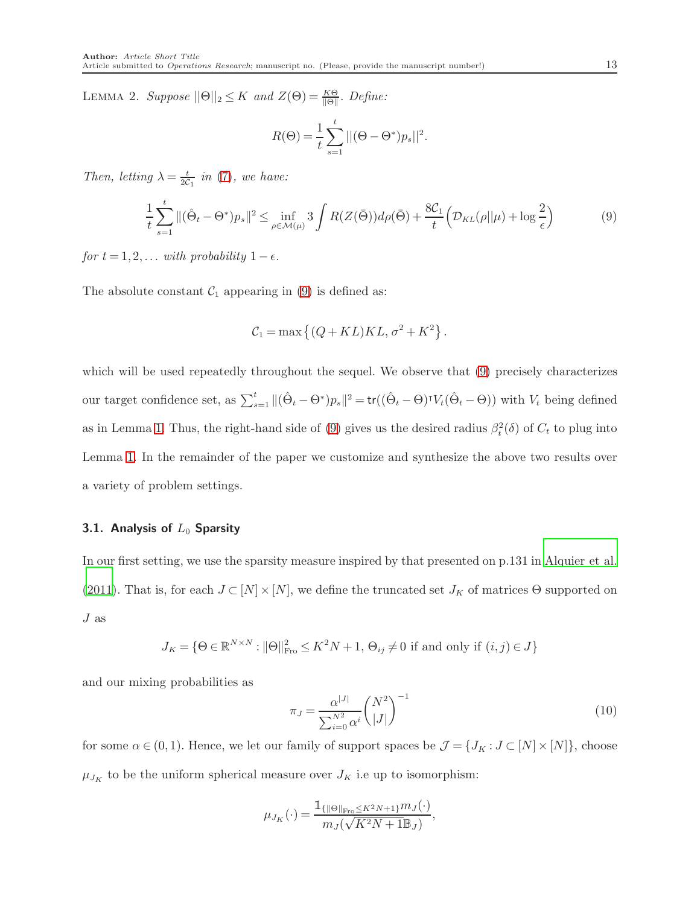Lemma 2. *Suppose* $||\Theta||_2 \le K$ *and* $Z(\Theta) = \frac{K\Theta}{\|\Theta\|}$. *Define:*

$$R(\Theta) = \frac{1}{t}\sum_{s=1}^{t} ||(\Theta - \Theta^*)p_s||^2.$$

*Then, letting* $\lambda = \frac{t}{2\mathcal{C}_1}$ *in* (7)*, we have:*

$$\frac{1}{t}\sum_{s=1}^{t} \|(\hat{\Theta}_t - \Theta^*)p_s\|^2 \le \inf_{\rho \in \mathcal{M}(\mu)} 3\int R(Z(\bar{\Theta}))d\rho(\bar{\Theta}) + \frac{8\mathcal{C}_1}{t}\left(\mathcal{D}_{KL}(\rho||\mu) + \log\frac{2}{\epsilon}\right) \tag{9}$$

*for* $t = 1, 2, \ldots$ *with probability* $1 - \epsilon$.

The absolute constant $\mathcal{C}_1$ appearing in (9) is defined as:

$$\mathcal{C}_1 = \max\left\{(Q + KL)KL, \sigma^2 + K^2\right\}.$$

which will be used repeatedly throughout the sequel. We observe that (9) precisely characterizes our target confidence set, as $\sum_{s=1}^{t}\|(\hat{\Theta}_t - \Theta^*)p_s\|^2 = \mathsf{tr}((\hat{\Theta}_t - \Theta)^\intercal V_t(\hat{\Theta}_t - \Theta))$ with $V_t$ being defined as in Lemma 1. Thus, the right-hand side of (9) gives us the desired radius $\beta_t^2(\delta)$ of $C_t$ to plug into Lemma 1. In the remainder of the paper we customize and synthesize the above two results over a variety of problem settings.

### 3.1. Analysis of $L_0$ Sparsity

In our first setting, we use the sparsity measure inspired by that presented on p.131 in Alquier et al. (2011). That is, for each $J \subset [N] \times [N]$, we define the truncated set $J_K$ of matrices $\Theta$ supported on $J$ as

$$J_K = \{\Theta \in \mathbb{R}^{N \times N} : \|\Theta\|_{\text{Fro}}^2 \le K^2 N + 1,\ \Theta_{ij} \ne 0 \text{ if and only if } (i,j) \in J\}$$

and our mixing probabilities as

$$\pi_J = \frac{\alpha^{|J|}}{\sum_{i=0}^{N^2}\alpha^i}\binom{N^2}{|J|}^{-1} \tag{10}$$

for some $\alpha \in (0,1)$. Hence, we let our family of support spaces be $\mathcal{J} = \{J_K : J \subset [N] \times [N]\}$, choose $\mu_{J_K}$ to be the uniform spherical measure over $J_K$ i.e up to isomorphism:

$$\mu_{J_K}(\cdot) = \frac{\mathbb{1}_{\{\|\Theta\|_{\text{Fro}} \le K^2N+1\}} m_J(\cdot)}{m_J(\sqrt{K^2N+1}\mathbb{B}_J)},$$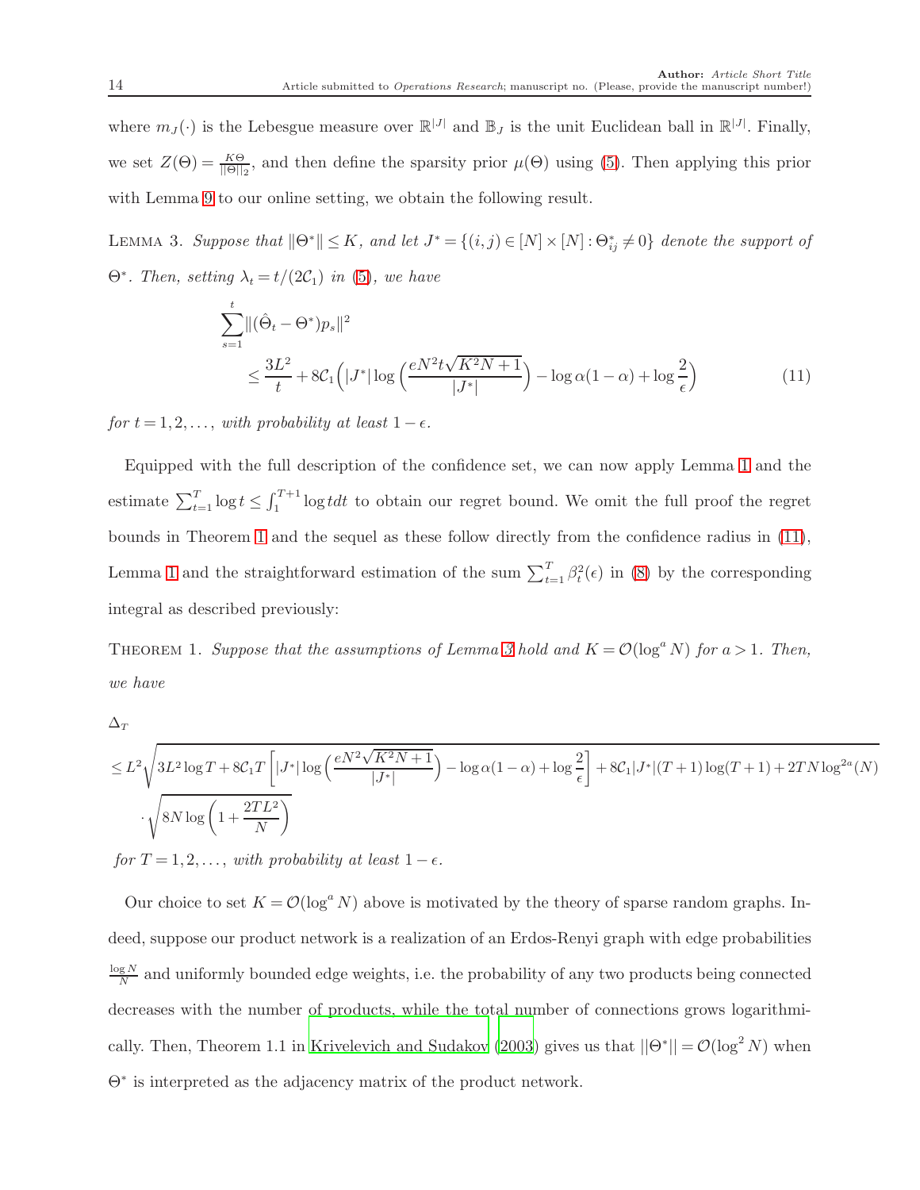where $m_J(\cdot)$ is the Lebesgue measure over $\mathbb{R}^{|J|}$ and $\mathbb{B}_J$ is the unit Euclidean ball in $\mathbb{R}^{|J|}$. Finally, we set $Z(\Theta) = \frac{K\Theta}{\|\Theta\|_2}$, and then define the sparsity prior $\mu(\Theta)$ using (5). Then applying this prior with Lemma 9 to our online setting, we obtain the following result.

Lemma 3. *Suppose that $\|\Theta^*\| \leq K$, and let $J^* = \{(i,j) \in [N] \times [N] : \Theta^*_{ij} \neq 0\}$ denote the support of $\Theta^*$. Then, setting $\lambda_t = t/(2\mathcal{C}_1)$ in (5), we have*

$$
\begin{aligned}
&\sum_{s=1}^{t} \|(\hat{\Theta}_t - \Theta^*)p_s\|^2 \\
&\qquad \leq \frac{3L^2}{t} + 8\mathcal{C}_1\left(|J^*| \log\left(\frac{eN^2 t\sqrt{K^2N+1}}{|J^*|}\right) - \log \alpha(1-\alpha) + \log\frac{2}{\epsilon}\right)
\end{aligned} \tag{11}
$$

*for $t = 1, 2, \ldots,$ with probability at least $1 - \epsilon$.*

Equipped with the full description of the confidence set, we can now apply Lemma 1 and the estimate $\sum_{t=1}^{T} \log t \leq \int_1^{T+1} \log t dt$ to obtain our regret bound. We omit the full proof the regret bounds in Theorem 1 and the sequel as these follow directly from the confidence radius in (11), Lemma 1 and the straightforward estimation of the sum $\sum_{t=1}^{T} \beta_t^2(\epsilon)$ in (8) by the corresponding integral as described previously:

Theorem 1. *Suppose that the assumptions of Lemma 3 hold and $K = \mathcal{O}(\log^a N)$ for $a > 1$. Then, we have*

$$
\begin{aligned}
&\Delta_T \\
&\leq L^2\sqrt{3L^2 \log T + 8\mathcal{C}_1 T\left[|J^*| \log\left(\frac{eN^2\sqrt{K^2N+1}}{|J^*|}\right) - \log \alpha(1-\alpha) + \log\frac{2}{\epsilon}\right] + 8\mathcal{C}_1|J^*|(T+1)\log(T+1) + 2TN\log^{2a}(N)} \\
&\quad \cdot \sqrt{8N \log\left(1 + \frac{2TL^2}{N}\right)}
\end{aligned}
$$

*for $T = 1, 2, \ldots,$ with probability at least $1 - \epsilon$.*

Our choice to set $K = \mathcal{O}(\log^a N)$ above is motivated by the theory of sparse random graphs. Indeed, suppose our product network is a realization of an Erdos-Renyi graph with edge probabilities $\frac{\log N}{N}$ and uniformly bounded edge weights, i.e. the probability of any two products being connected decreases with the number of products, while the total number of connections grows logarithmically. Then, Theorem 1.1 in Krivelevich and Sudakov (2003) gives us that $||\Theta^*|| = \mathcal{O}(\log^2 N)$ when $\Theta^*$ is interpreted as the adjacency matrix of the product network.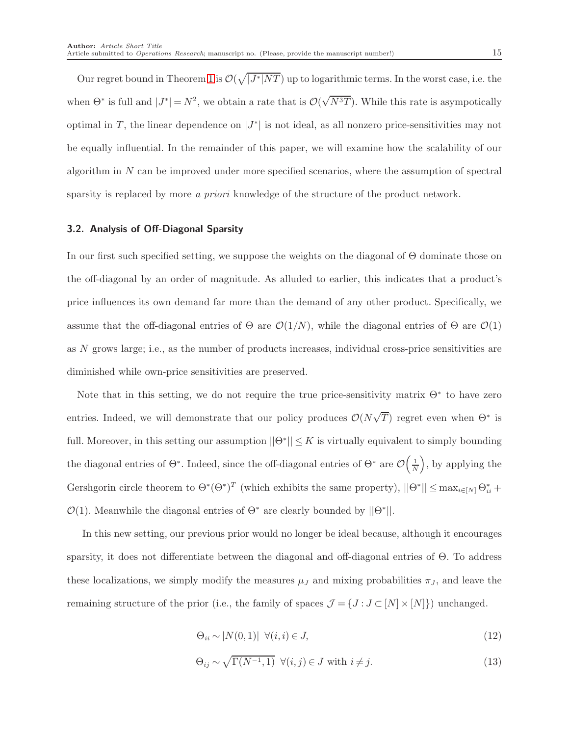Our regret bound in Theorem 1 is $\mathcal{O}(\sqrt{|J^*|NT})$ up to logarithmic terms. In the worst case, i.e. the when $\Theta^*$ is full and $|J^*| = N^2$, we obtain a rate that is $\mathcal{O}(\sqrt{N^3T})$. While this rate is asympotically optimal in $T$, the linear dependence on $|J^*|$ is not ideal, as all nonzero price-sensitivities may not be equally influential. In the remainder of this paper, we will examine how the scalability of our algorithm in $N$ can be improved under more specified scenarios, where the assumption of spectral sparsity is replaced by more *a priori* knowledge of the structure of the product network.

### 3.2. Analysis of Off-Diagonal Sparsity

In our first such specified setting, we suppose the weights on the diagonal of $\Theta$ dominate those on the off-diagonal by an order of magnitude. As alluded to earlier, this indicates that a product's price influences its own demand far more than the demand of any other product. Specifically, we assume that the off-diagonal entries of $\Theta$ are $\mathcal{O}(1/N)$, while the diagonal entries of $\Theta$ are $\mathcal{O}(1)$ as $N$ grows large; i.e., as the number of products increases, individual cross-price sensitivities are diminished while own-price sensitivities are preserved.

Note that in this setting, we do not require the true price-sensitivity matrix $\Theta^*$ to have zero entries. Indeed, we will demonstrate that our policy produces $\mathcal{O}(N\sqrt{T})$ regret even when $\Theta^*$ is full. Moreover, in this setting our assumption $||\Theta^*|| \leq K$ is virtually equivalent to simply bounding the diagonal entries of $\Theta^*$. Indeed, since the off-diagonal entries of $\Theta^*$ are $\mathcal{O}\left(\frac{1}{N}\right)$, by applying the Gershgorin circle theorem to $\Theta^*(\Theta^*)^T$ (which exhibits the same property), $||\Theta^*|| \leq \max_{i\in[N]} \Theta^*_{ii} + \mathcal{O}(1)$. Meanwhile the diagonal entries of $\Theta^*$ are clearly bounded by $||\Theta^*||$.

In this new setting, our previous prior would no longer be ideal because, although it encourages sparsity, it does not differentiate between the diagonal and off-diagonal entries of $\Theta$. To address these localizations, we simply modify the measures $\mu_J$ and mixing probabilities $\pi_J$, and leave the remaining structure of the prior (i.e., the family of spaces $\mathcal{J} = \{J : J \subset [N] \times [N]\}$) unchanged.

$$\Theta_{ii} \sim |N(0,1)| \;\; \forall (i,i) \in J, \tag{12}$$

$$\Theta_{ij} \sim \sqrt{\Gamma(N^{-1}, 1)} \;\; \forall (i,j) \in J \text{ with } i \neq j. \tag{13}$$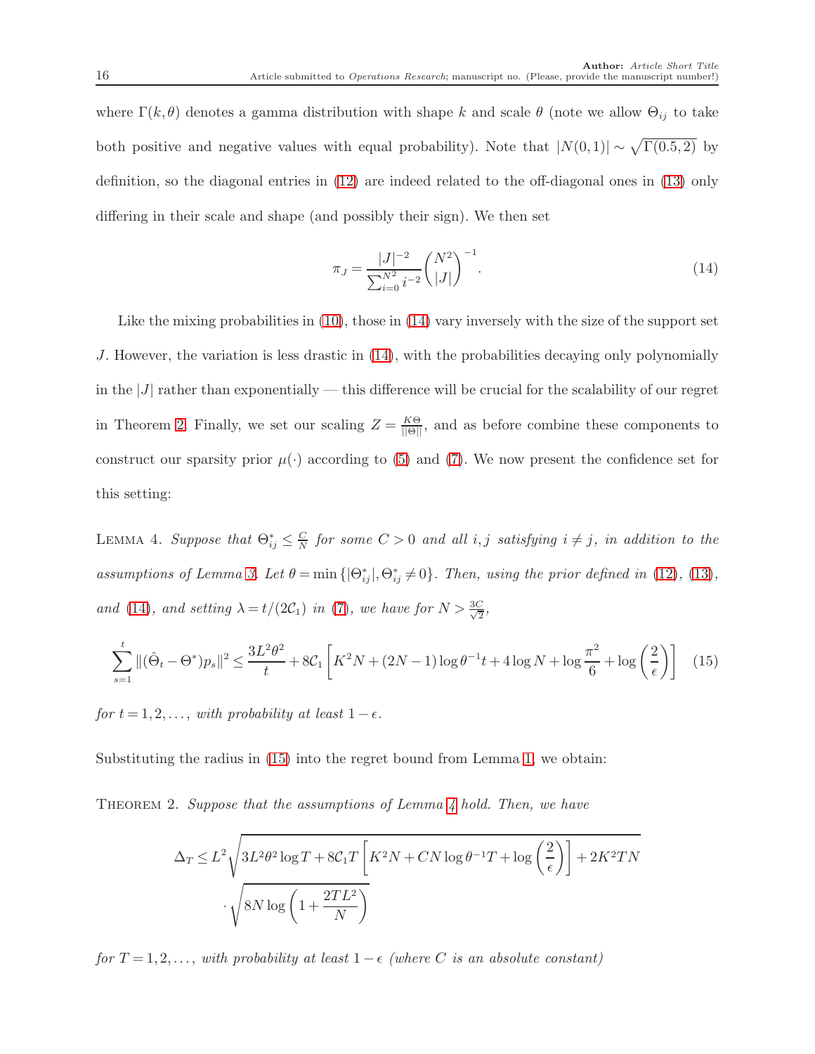where $\Gamma(k,\theta)$ denotes a gamma distribution with shape $k$ and scale $\theta$ (note we allow $\Theta_{ij}$ to take both positive and negative values with equal probability). Note that $|N(0,1)| \sim \sqrt{\Gamma(0.5,2)}$ by definition, so the diagonal entries in (12) are indeed related to the off-diagonal ones in (13) only differing in their scale and shape (and possibly their sign). We then set

$$\pi_J = \frac{|J|^{-2}}{\sum_{i=0}^{N^2} i^{-2}} \binom{N^2}{|J|}^{-1}. \tag{14}$$

Like the mixing probabilities in (10), those in (14) vary inversely with the size of the support set $J$. However, the variation is less drastic in (14), with the probabilities decaying only polynomially in the $|J|$ rather than exponentially — this difference will be crucial for the scalability of our regret in Theorem 2. Finally, we set our scaling $Z = \frac{K\Theta}{\|\Theta\|}$, and as before combine these components to construct our sparsity prior $\mu(\cdot)$ according to (5) and (7). We now present the confidence set for this setting:

LEMMA 4. *Suppose that $\Theta^*_{ij} \le \frac{C}{N}$ for some $C > 0$ and all $i,j$ satisfying $i \neq j$, in addition to the assumptions of Lemma 3. Let $\theta = \min\{|\Theta^*_{ij}|, \Theta^*_{ij} \neq 0\}$. Then, using the prior defined in (12), (13), and (14), and setting $\lambda = t/(2\mathcal{C}_1)$ in (7), we have for $N > \frac{3C}{\sqrt{2}}$,*

$$\sum_{s=1}^{t} \|(\hat{\Theta}_t - \Theta^*)p_s\|^2 \le \frac{3L^2\theta^2}{t} + 8\mathcal{C}_1\left[K^2N + (2N-1)\log\theta^{-1}t + 4\log N + \log\frac{\pi^2}{6} + \log\left(\frac{2}{\epsilon}\right)\right] \tag{15}$$

*for $t = 1,2,\ldots,$ with probability at least $1-\epsilon$.*

Substituting the radius in (15) into the regret bound from Lemma 1, we obtain:

THEOREM 2. *Suppose that the assumptions of Lemma 4 hold. Then, we have*

$$\Delta_T \le L^2\sqrt{3L^2\theta^2\log T + 8\mathcal{C}_1 T\left[K^2N + CN\log\theta^{-1}T + \log\left(\frac{2}{\epsilon}\right)\right] + 2K^2TN} \cdot \sqrt{8N\log\left(1 + \frac{2TL^2}{N}\right)}$$

*for $T = 1,2,\ldots,$ with probability at least $1-\epsilon$ (where $C$ is an absolute constant)*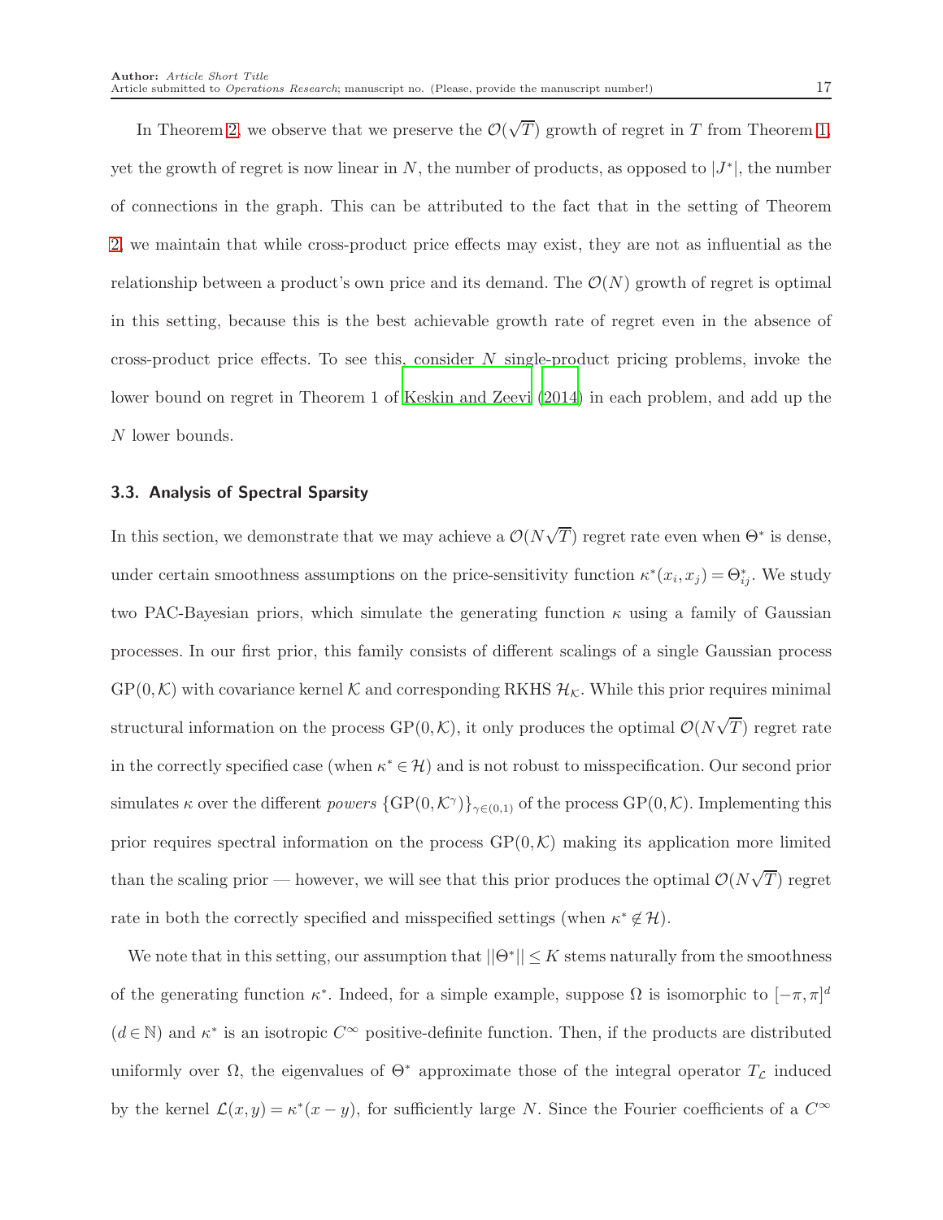In Theorem 2, we observe that we preserve the $\mathcal{O}(\sqrt{T})$ growth of regret in $T$ from Theorem 1, yet the growth of regret is now linear in $N$, the number of products, as opposed to $|J^*|$, the number of connections in the graph. This can be attributed to the fact that in the setting of Theorem 2, we maintain that while cross-product price effects may exist, they are not as influential as the relationship between a product's own price and its demand. The $\mathcal{O}(N)$ growth of regret is optimal in this setting, because this is the best achievable growth rate of regret even in the absence of cross-product price effects. To see this, consider $N$ single-product pricing problems, invoke the lower bound on regret in Theorem 1 of Keskin and Zeevi (2014) in each problem, and add up the $N$ lower bounds.

### 3.3. Analysis of Spectral Sparsity

In this section, we demonstrate that we may achieve a $\mathcal{O}(N\sqrt{T})$ regret rate even when $\Theta^*$ is dense, under certain smoothness assumptions on the price-sensitivity function $\kappa^*(x_i, x_j) = \Theta^*_{ij}$. We study two PAC-Bayesian priors, which simulate the generating function $\kappa$ using a family of Gaussian processes. In our first prior, this family consists of different scalings of a single Gaussian process $\mathrm{GP}(0, \mathcal{K})$ with covariance kernel $\mathcal{K}$ and corresponding RKHS $\mathcal{H}_{\mathcal{K}}$. While this prior requires minimal structural information on the process $\mathrm{GP}(0, \mathcal{K})$, it only produces the optimal $\mathcal{O}(N\sqrt{T})$ regret rate in the correctly specified case (when $\kappa^* \in \mathcal{H}$) and is not robust to misspecification. Our second prior simulates $\kappa$ over the different *powers* $\{\mathrm{GP}(0, \mathcal{K}^\gamma)\}_{\gamma \in (0,1)}$ of the process $\mathrm{GP}(0, \mathcal{K})$. Implementing this prior requires spectral information on the process $\mathrm{GP}(0, \mathcal{K})$ making its application more limited than the scaling prior — however, we will see that this prior produces the optimal $\mathcal{O}(N\sqrt{T})$ regret rate in both the correctly specified and misspecified settings (when $\kappa^* \notin \mathcal{H}$).

We note that in this setting, our assumption that $||\Theta^*|| \leq K$ stems naturally from the smoothness of the generating function $\kappa^*$. Indeed, for a simple example, suppose $\Omega$ is isomorphic to $[-\pi, \pi]^d$ ($d \in \mathbb{N}$) and $\kappa^*$ is an isotropic $C^\infty$ positive-definite function. Then, if the products are distributed uniformly over $\Omega$, the eigenvalues of $\Theta^*$ approximate those of the integral operator $T_{\mathcal{L}}$ induced by the kernel $\mathcal{L}(x, y) = \kappa^*(x - y)$, for sufficiently large $N$. Since the Fourier coefficients of a $C^\infty$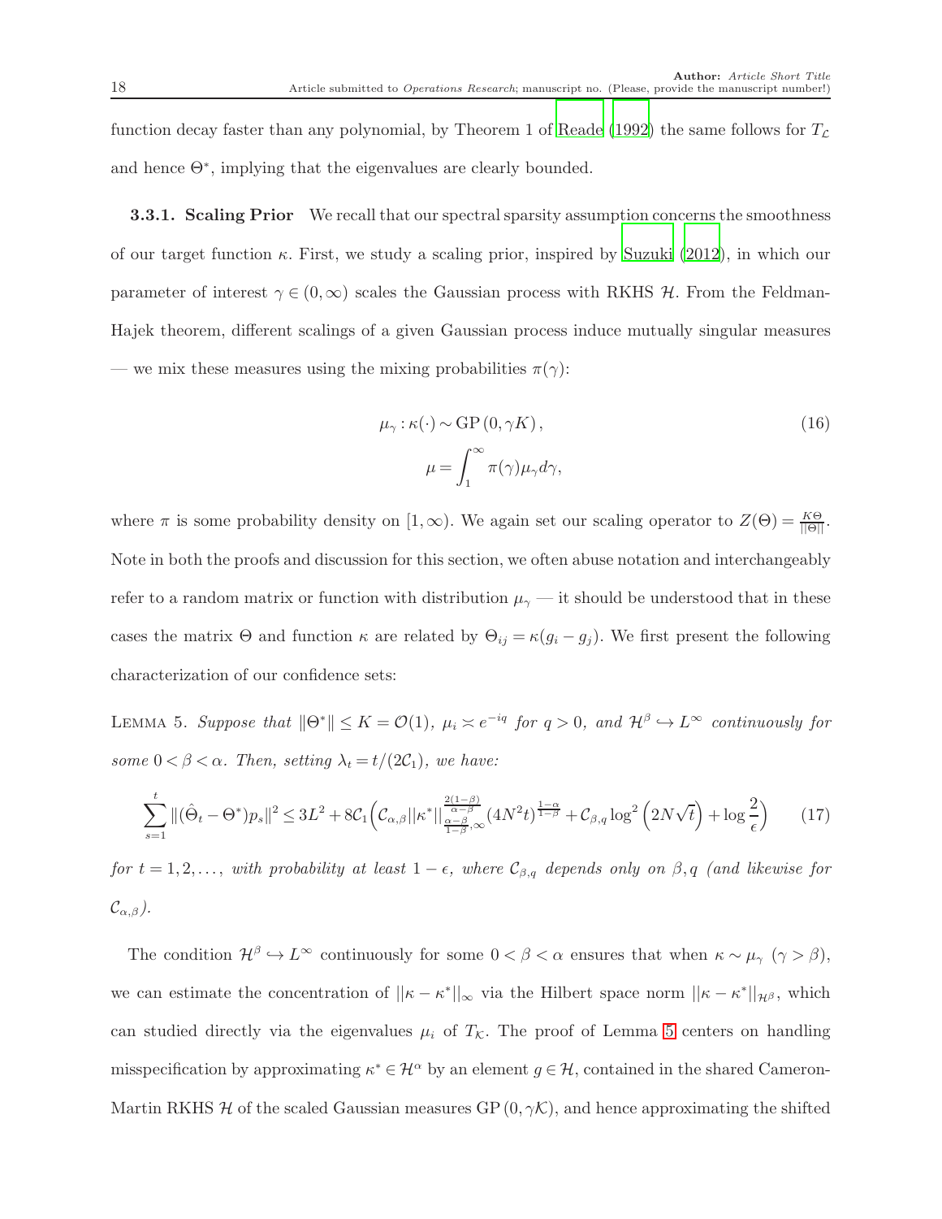function decay faster than any polynomial, by Theorem 1 of Reade (1992) the same follows for $T_{\mathcal{L}}$ and hence $\Theta^*$, implying that the eigenvalues are clearly bounded.

**3.3.1. Scaling Prior** We recall that our spectral sparsity assumption concerns the smoothness of our target function $\kappa$. First, we study a scaling prior, inspired by Suzuki (2012), in which our parameter of interest $\gamma \in (0, \infty)$ scales the Gaussian process with RKHS $\mathcal{H}$. From the Feldman-Hajek theorem, different scalings of a given Gaussian process induce mutually singular measures — we mix these measures using the mixing probabilities $\pi(\gamma)$:

$$
\begin{aligned}
\mu_\gamma : \kappa(\cdot) \sim \mathrm{GP}\left(0, \gamma K\right), \\
\mu = \int_1^\infty \pi(\gamma) \mu_\gamma d\gamma,
\end{aligned}
\tag{16}
$$

where $\pi$ is some probability density on $[1, \infty)$. We again set our scaling operator to $Z(\Theta) = \frac{K\Theta}{||\Theta||}$. Note in both the proofs and discussion for this section, we often abuse notation and interchangeably refer to a random matrix or function with distribution $\mu_\gamma$ — it should be understood that in these cases the matrix $\Theta$ and function $\kappa$ are related by $\Theta_{ij} = \kappa(g_i - g_j)$. We first present the following characterization of our confidence sets:

Lemma 5. *Suppose that $\|\Theta^*\| \leq K = \mathcal{O}(1)$, $\mu_i \asymp e^{-iq}$ for $q > 0$, and $\mathcal{H}^\beta \hookrightarrow L^\infty$ continuously for some $0 < \beta < \alpha$. Then, setting $\lambda_t = t/(2\mathcal{C}_1)$, we have:*

$$
\sum_{s=1}^{t} \|(\hat{\Theta}_t - \Theta^*)p_s\|^2 \leq 3L^2 + 8\mathcal{C}_1\Big(\mathcal{C}_{\alpha,\beta}||\kappa^*||^{\frac{2(1-\beta)}{\alpha-\beta}}_{\frac{\alpha-\beta}{1-\beta},\infty}(4N^2t)^{\frac{1-\alpha}{1-\beta}} + \mathcal{C}_{\beta,q}\log^2\left(2N\sqrt{t}\right) + \log\frac{2}{\epsilon}\Big) \tag{17}
$$

*for $t = 1, 2, \ldots$, with probability at least $1 - \epsilon$, where $\mathcal{C}_{\beta,q}$ depends only on $\beta, q$ (and likewise for $\mathcal{C}_{\alpha,\beta}$).*

The condition $\mathcal{H}^\beta \hookrightarrow L^\infty$ continuously for some $0 < \beta < \alpha$ ensures that when $\kappa \sim \mu_\gamma$ ($\gamma > \beta$), we can estimate the concentration of $||\kappa - \kappa^*||_\infty$ via the Hilbert space norm $||\kappa - \kappa^*||_{\mathcal{H}^\beta}$, which can studied directly via the eigenvalues $\mu_i$ of $T_{\mathcal{K}}$. The proof of Lemma 5 centers on handling misspecification by approximating $\kappa^* \in \mathcal{H}^\alpha$ by an element $g \in \mathcal{H}$, contained in the shared Cameron-Martin RKHS $\mathcal{H}$ of the scaled Gaussian measures $\mathrm{GP}\left(0, \gamma\mathcal{K}\right)$, and hence approximating the shifted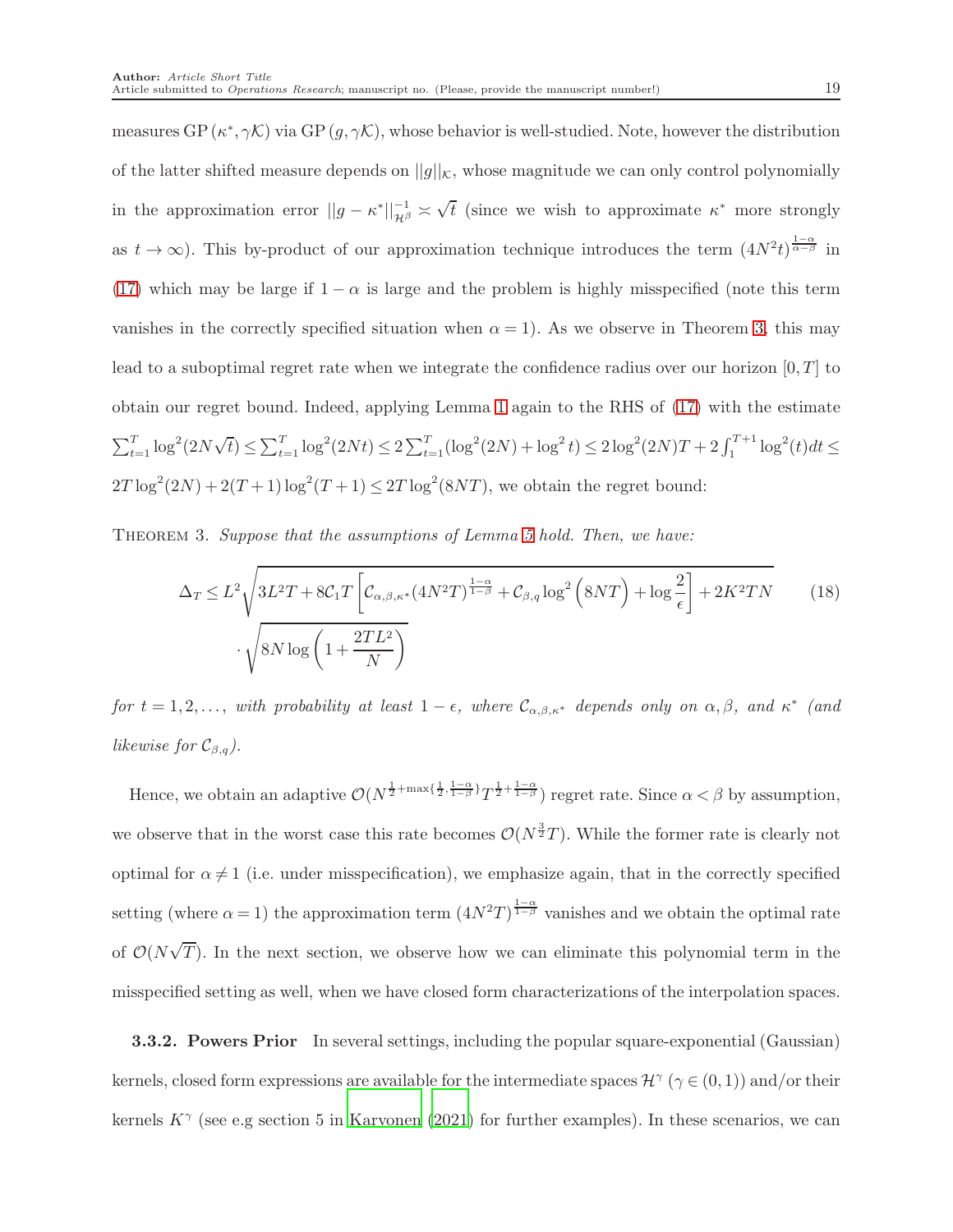measures $\mathrm{GP}(\kappa^*, \gamma\mathcal{K})$ via $\mathrm{GP}(g, \gamma\mathcal{K})$, whose behavior is well-studied. Note, however the distribution of the latter shifted measure depends on $||g||_{\mathcal{K}}$, whose magnitude we can only control polynomially in the approximation error $||g - \kappa^*||^{-1}_{\mathcal{H}^\beta} \asymp \sqrt{t}$ (since we wish to approximate $\kappa^*$ more strongly as $t \to \infty$). This by-product of our approximation technique introduces the term $(4N^2 t)^{\frac{1-\alpha}{\alpha-\beta}}$ in (17) which may be large if $1-\alpha$ is large and the problem is highly misspecified (note this term vanishes in the correctly specified situation when $\alpha = 1$). As we observe in Theorem 3, this may lead to a suboptimal regret rate when we integrate the confidence radius over our horizon $[0,T]$ to obtain our regret bound. Indeed, applying Lemma 1 again to the RHS of (17) with the estimate $\sum_{t=1}^T \log^2(2N\sqrt{t}) \le \sum_{t=1}^T \log^2(2Nt) \le 2\sum_{t=1}^T (\log^2(2N) + \log^2 t) \le 2\log^2(2N)T + 2\int_1^{T+1} \log^2(t)dt \le 2T\log^2(2N) + 2(T+1)\log^2(T+1) \le 2T\log^2(8NT)$, we obtain the regret bound:

Theorem 3. *Suppose that the assumptions of Lemma 5 hold. Then, we have:*

$$\Delta_T \le L^2 \sqrt{3L^2 T + 8\mathcal{C}_1 T\left[\mathcal{C}_{\alpha,\beta,\kappa^*}(4N^2T)^{\frac{1-\alpha}{1-\beta}} + \mathcal{C}_{\beta,q}\log^2\Big(8NT\Big) + \log\frac{2}{\epsilon}\right] + 2K^2TN} \cdot \sqrt{8N\log\left(1 + \frac{2TL^2}{N}\right)} \tag{18}$$

*for $t = 1, 2, \ldots,$ with probability at least $1-\epsilon$, where $\mathcal{C}_{\alpha,\beta,\kappa^*}$ depends only on $\alpha, \beta,$ and $\kappa^*$ (and likewise for $\mathcal{C}_{\beta,q}$).*

Hence, we obtain an adaptive $\mathcal{O}(N^{\frac{1}{2}+\max\{\frac{1}{2},\frac{1-\alpha}{1-\beta}\}}T^{\frac{1}{2}+\frac{1-\alpha}{1-\beta}})$ regret rate. Since $\alpha < \beta$ by assumption, we observe that in the worst case this rate becomes $\mathcal{O}(N^{\frac{3}{2}}T)$. While the former rate is clearly not optimal for $\alpha \ne 1$ (i.e. under misspecification), we emphasize again, that in the correctly specified setting (where $\alpha = 1$) the approximation term $(4N^2T)^{\frac{1-\alpha}{1-\beta}}$ vanishes and we obtain the optimal rate of $\mathcal{O}(N\sqrt{T})$. In the next section, we observe how we can eliminate this polynomial term in the misspecified setting as well, when we have closed form characterizations of the interpolation spaces.

#### 3.3.2. Powers Prior

In several settings, including the popular square-exponential (Gaussian) kernels, closed form expressions are available for the intermediate spaces $\mathcal{H}^\gamma$ ($\gamma \in (0,1)$) and/or their kernels $K^\gamma$ (see e.g section 5 in Karvonen (2021) for further examples). In these scenarios, we can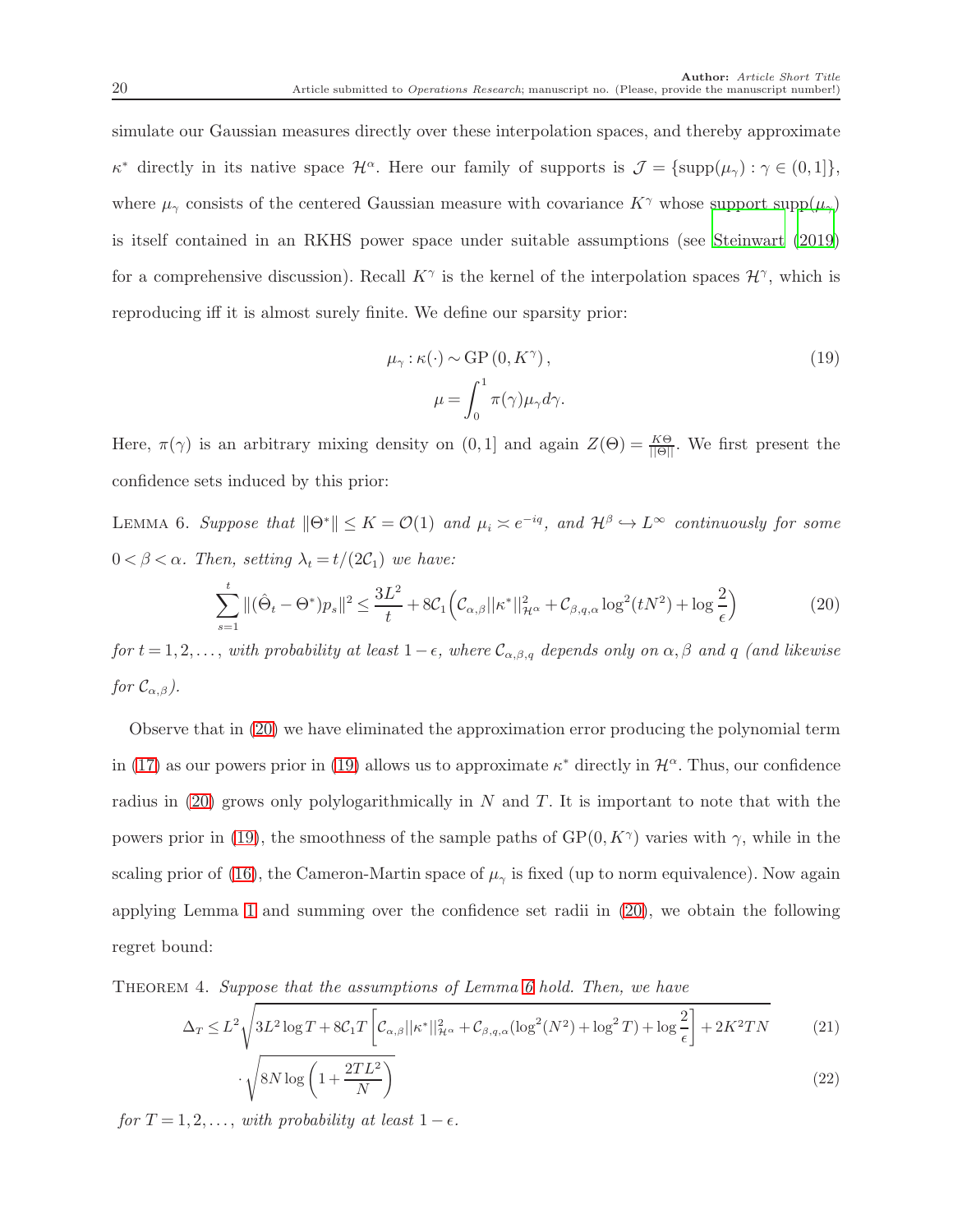simulate our Gaussian measures directly over these interpolation spaces, and thereby approximate $\kappa^*$ directly in its native space $\mathcal{H}^\alpha$. Here our family of supports is $\mathcal{J} = \{\text{supp}(\mu_\gamma) : \gamma \in (0,1]\}$, where $\mu_\gamma$ consists of the centered Gaussian measure with covariance $K^\gamma$ whose support $\text{supp}(\mu_\gamma)$ is itself contained in an RKHS power space under suitable assumptions (see Steinwart (2019) for a comprehensive discussion). Recall $K^\gamma$ is the kernel of the interpolation spaces $\mathcal{H}^\gamma$, which is reproducing iff it is almost surely finite. We define our sparsity prior:

$$
\begin{aligned}
\mu_\gamma : \kappa(\cdot) &\sim \text{GP}\left(0, K^\gamma\right), \\
\mu &= \int_0^1 \pi(\gamma)\mu_\gamma d\gamma.
\end{aligned}
\tag{19}
$$

Here, $\pi(\gamma)$ is an arbitrary mixing density on $(0,1]$ and again $Z(\Theta) = \frac{K\Theta}{\|\Theta\|}$. We first present the confidence sets induced by this prior:

Lemma 6. *Suppose that $\|\Theta^*\| \leq K = \mathcal{O}(1)$ and $\mu_i \asymp e^{-iq}$, and $\mathcal{H}^\beta \hookrightarrow L^\infty$ continuously for some $0 < \beta < \alpha$. Then, setting $\lambda_t = t/(2\mathcal{C}_1)$ we have:*

$$
\sum_{s=1}^{t} \|(\hat{\Theta}_t - \Theta^*)p_s\|^2 \leq \frac{3L^2}{t} + 8\mathcal{C}_1\left(\mathcal{C}_{\alpha,\beta}\|\kappa^*\|^2_{\mathcal{H}^\alpha} + \mathcal{C}_{\beta,q,\alpha}\log^2(tN^2) + \log\frac{2}{\epsilon}\right) \tag{20}
$$

*for $t = 1, 2, \ldots,$ with probability at least $1-\epsilon$, where $\mathcal{C}_{\alpha,\beta,q}$ depends only on $\alpha, \beta$ and $q$ (and likewise for $\mathcal{C}_{\alpha,\beta}$).*

Observe that in (20) we have eliminated the approximation error producing the polynomial term in (17) as our powers prior in (19) allows us to approximate $\kappa^*$ directly in $\mathcal{H}^\alpha$. Thus, our confidence radius in (20) grows only polylogarithmically in $N$ and $T$. It is important to note that with the powers prior in (19), the smoothness of the sample paths of $\text{GP}(0, K^\gamma)$ varies with $\gamma$, while in the scaling prior of (16), the Cameron-Martin space of $\mu_\gamma$ is fixed (up to norm equivalence). Now again applying Lemma 1 and summing over the confidence set radii in (20), we obtain the following regret bound:

Theorem 4. *Suppose that the assumptions of Lemma 6 hold. Then, we have*

$$
\Delta_T \leq L^2\sqrt{3L^2\log T + 8\mathcal{C}_1 T\left[\mathcal{C}_{\alpha,\beta}\|\kappa^*\|^2_{\mathcal{H}^\alpha} + \mathcal{C}_{\beta,q,\alpha}(\log^2(N^2) + \log^2 T) + \log\frac{2}{\epsilon}\right] + 2K^2TN} \tag{21}
$$

$$
\cdot\sqrt{8N\log\left(1 + \frac{2TL^2}{N}\right)} \tag{22}
$$

*for $T = 1, 2, \ldots,$ with probability at least $1-\epsilon$.*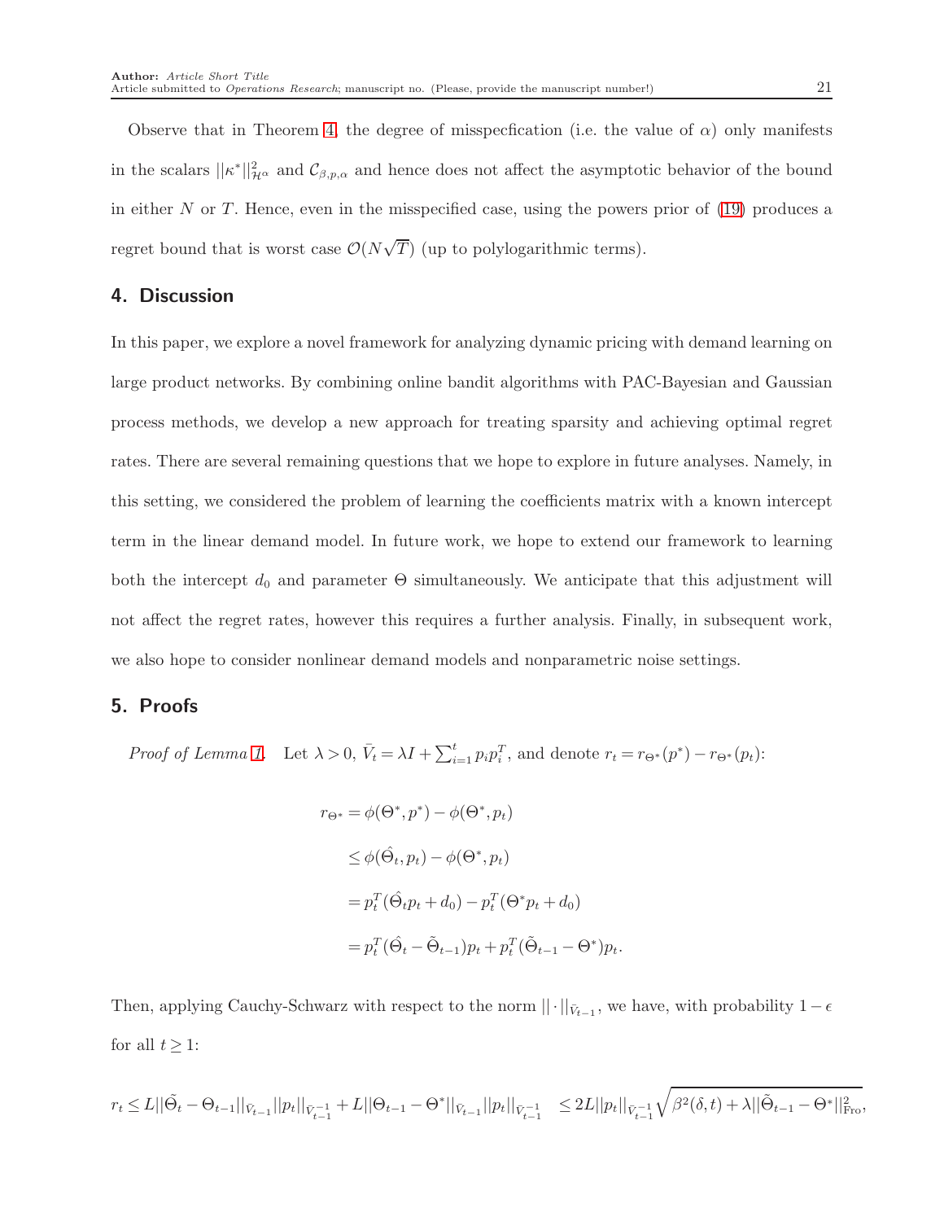Observe that in Theorem 4, the degree of misspecfication (i.e. the value of $\alpha$) only manifests in the scalars $||\kappa^*||^2_{\mathcal{H}^\alpha}$ and $\mathcal{C}_{\beta,p,\alpha}$ and hence does not affect the asymptotic behavior of the bound in either $N$ or $T$. Hence, even in the misspecified case, using the powers prior of (19) produces a regret bound that is worst case $\mathcal{O}(N\sqrt{T})$ (up to polylogarithmic terms).

## 4. Discussion

In this paper, we explore a novel framework for analyzing dynamic pricing with demand learning on large product networks. By combining online bandit algorithms with PAC-Bayesian and Gaussian process methods, we develop a new approach for treating sparsity and achieving optimal regret rates. There are several remaining questions that we hope to explore in future analyses. Namely, in this setting, we considered the problem of learning the coefficients matrix with a known intercept term in the linear demand model. In future work, we hope to extend our framework to learning both the intercept $d_0$ and parameter $\Theta$ simultaneously. We anticipate that this adjustment will not affect the regret rates, however this requires a further analysis. Finally, in subsequent work, we also hope to consider nonlinear demand models and nonparametric noise settings.

## 5. Proofs

*Proof of Lemma 1.* Let $\lambda > 0$, $\bar{V}_t = \lambda I + \sum_{i=1}^t p_i p_i^T$, and denote $r_t = r_{\Theta^*}(p^*) - r_{\Theta^*}(p_t)$:

$$
\begin{aligned}
r_{\Theta^*} &= \phi(\Theta^*, p^*) - \phi(\Theta^*, p_t) \\
&\leq \phi(\hat{\Theta}_t, p_t) - \phi(\Theta^*, p_t) \\
&= p_t^T(\hat{\Theta}_t p_t + d_0) - p_t^T(\Theta^* p_t + d_0) \\
&= p_t^T(\hat{\Theta}_t - \tilde{\Theta}_{t-1})p_t + p_t^T(\tilde{\Theta}_{t-1} - \Theta^*)p_t.
\end{aligned}
$$

Then, applying Cauchy-Schwarz with respect to the norm $||\cdot||_{\bar{V}_{t-1}}$, we have, with probability $1-\epsilon$ for all $t \geq 1$:

$$
r_t \leq L||\tilde{\Theta}_t - \Theta_{t-1}||_{\bar{V}_{t-1}}||p_t||_{\bar{V}_{t-1}^{-1}} + L||\Theta_{t-1} - \Theta^*||_{\bar{V}_{t-1}}||p_t||_{\bar{V}_{t-1}^{-1}} \quad \leq 2L||p_t||_{\bar{V}_{t-1}^{-1}}\sqrt{\beta^2(\delta, t) + \lambda||\tilde{\Theta}_{t-1} - \Theta^*||^2_{\text{Fro}}},
$$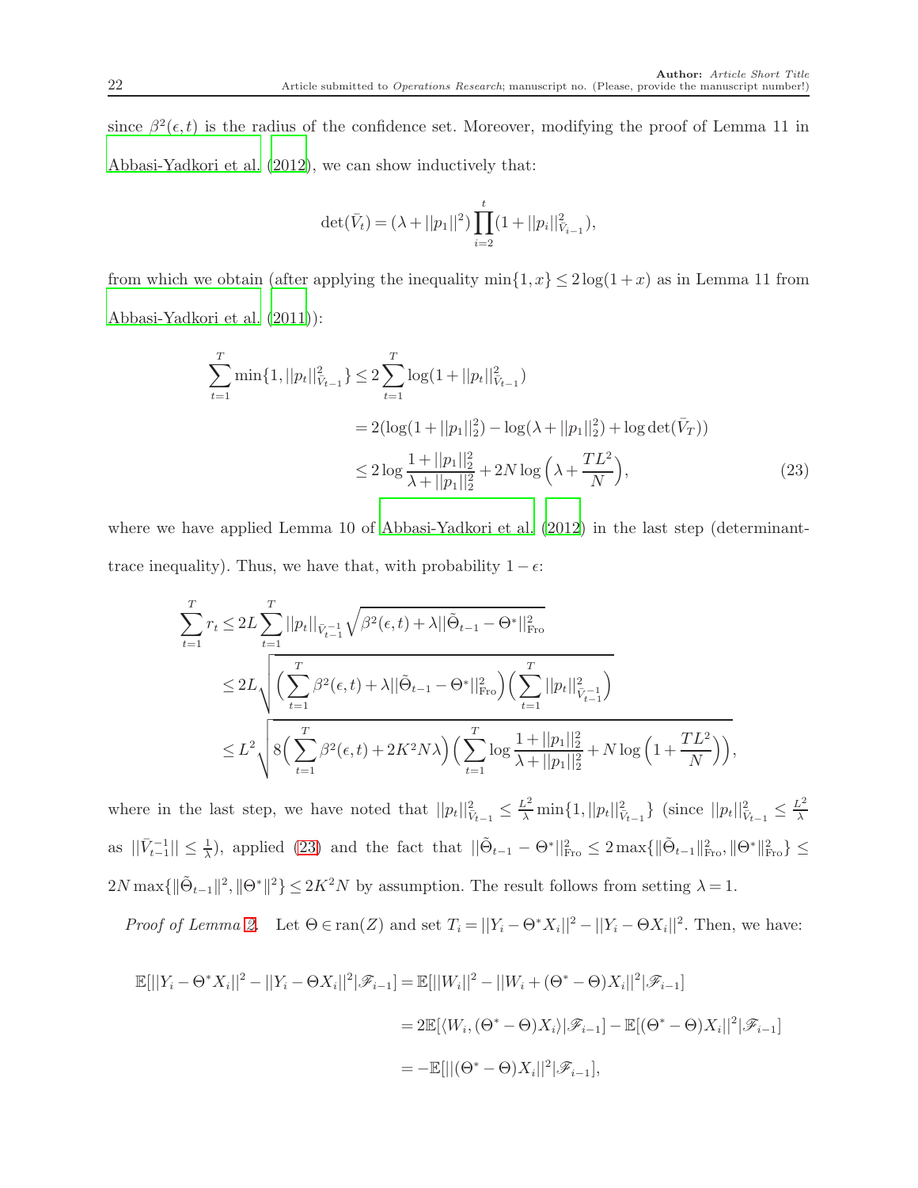since $\beta^2(\epsilon, t)$ is the radius of the confidence set. Moreover, modifying the proof of Lemma 11 in Abbasi-Yadkori et al. (2012), we can show inductively that:

$$\det(\bar{V}_t) = (\lambda + ||p_1||^2) \prod_{i=2}^{t} (1 + ||p_i||^2_{\bar{V}_{i-1}}),$$

from which we obtain (after applying the inequality $\min\{1, x\} \leq 2\log(1+x)$ as in Lemma 11 from Abbasi-Yadkori et al. (2011)):

$$\begin{aligned}
\sum_{t=1}^{T} \min\{1, ||p_t||^2_{\bar{V}_{t-1}}\} &\leq 2 \sum_{t=1}^{T} \log(1 + ||p_t||^2_{\bar{V}_{t-1}}) \\
&= 2(\log(1 + ||p_1||_2^2) - \log(\lambda + ||p_1||_2^2) + \log\det(\bar{V}_T)) \\
&\leq 2\log\frac{1 + ||p_1||_2^2}{\lambda + ||p_1||_2^2} + 2N\log\Big(\lambda + \frac{TL^2}{N}\Big),
\end{aligned} \tag{23}$$

where we have applied Lemma 10 of Abbasi-Yadkori et al. (2012) in the last step (determinant-trace inequality). Thus, we have that, with probability $1 - \epsilon$:

$$\begin{aligned}
\sum_{t=1}^{T} r_t &\leq 2L \sum_{t=1}^{T} ||p_t||_{\bar{V}_{t-1}^{-1}} \sqrt{\beta^2(\epsilon, t) + \lambda ||\tilde{\Theta}_{t-1} - \Theta^*||^2_{\text{Fro}}} \\
&\leq 2L \sqrt{\Big(\sum_{t=1}^{T} \beta^2(\epsilon, t) + \lambda ||\tilde{\Theta}_{t-1} - \Theta^*||^2_{\text{Fro}}\Big)\Big(\sum_{t=1}^{T} ||p_t||^2_{\bar{V}_{t-1}^{-1}}\Big)} \\
&\leq L^2 \sqrt{8\Big(\sum_{t=1}^{T} \beta^2(\epsilon, t) + 2K^2N\lambda\Big)\Big(\sum_{t=1}^{T} \log\frac{1 + ||p_1||_2^2}{\lambda + ||p_1||_2^2} + N\log\Big(1 + \frac{TL^2}{N}\Big)\Big)},
\end{aligned}$$

where in the last step, we have noted that $||p_t||^2_{\bar{V}_{t-1}} \leq \frac{L^2}{\lambda}\min\{1, ||p_t||^2_{\bar{V}_{t-1}}\}$ (since $||p_t||^2_{\bar{V}_{t-1}} \leq \frac{L^2}{\lambda}$ as $||\bar{V}_{t-1}^{-1}|| \leq \frac{1}{\lambda}$), applied (23) and the fact that $||\tilde{\Theta}_{t-1} - \Theta^*||^2_{\text{Fro}} \leq 2\max\{\|\tilde{\Theta}_{t-1}\|^2_{\text{Fro}}, \|\Theta^*\|^2_{\text{Fro}}\} \leq 2N\max\{\|\tilde{\Theta}_{t-1}\|^2, \|\Theta^*\|^2\} \leq 2K^2N$ by assumption. The result follows from setting $\lambda = 1$.

*Proof of Lemma 2.* Let $\Theta \in \text{ran}(Z)$ and set $T_i = ||Y_i - \Theta^* X_i||^2 - ||Y_i - \Theta X_i||^2$. Then, we have:

$$\begin{aligned}
\mathbb{E}[||Y_i - \Theta^* X_i||^2 - ||Y_i - \Theta X_i||^2 | \mathscr{F}_{i-1}] &= \mathbb{E}[||W_i||^2 - ||W_i + (\Theta^* - \Theta)X_i||^2 | \mathscr{F}_{i-1}] \\
&= 2\mathbb{E}[\langle W_i, (\Theta^* - \Theta)X_i\rangle | \mathscr{F}_{i-1}] - \mathbb{E}[(\Theta^* - \Theta)X_i||^2 | \mathscr{F}_{i-1}] \\
&= -\mathbb{E}[||(\Theta^* - \Theta)X_i||^2 | \mathscr{F}_{i-1}],
\end{aligned}$$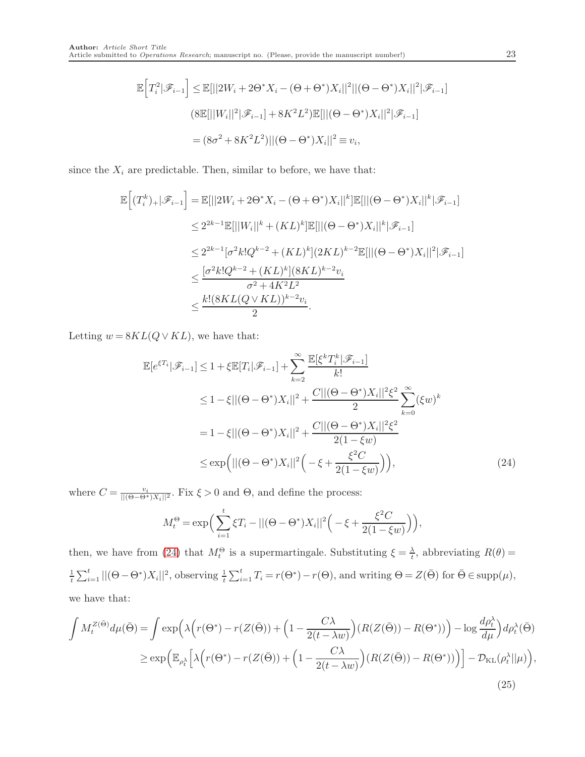$$
\begin{aligned}
\mathbb{E}\Big[T_i^2|\mathscr{F}_{i-1}\Big] &\leq \mathbb{E}[||2W_i + 2\Theta^* X_i - (\Theta+\Theta^*)X_i||^2 ||(\Theta-\Theta^*)X_i||^2|\mathscr{F}_{i-1}] \\
&(8\mathbb{E}[||W_i||^2|\mathscr{F}_{i-1}] + 8K^2L^2)\mathbb{E}[||(\Theta-\Theta^*)X_i||^2|\mathscr{F}_{i-1}] \\
&= (8\sigma^2 + 8K^2L^2)||(\Theta-\Theta^*)X_i||^2 \equiv v_i,
\end{aligned}
$$

since the $X_i$ are predictable. Then, similar to before, we have that:

$$
\begin{aligned}
\mathbb{E}\Big[(T_i^k)_+|\mathscr{F}_{i-1}\Big] &= \mathbb{E}[||2W_i + 2\Theta^* X_i - (\Theta+\Theta^*)X_i||^k]\mathbb{E}[||(\Theta-\Theta^*)X_i||^k|\mathscr{F}_{i-1}] \\
&\leq 2^{2k-1}\mathbb{E}[||W_i||^k + (KL)^k]\mathbb{E}[||(\Theta-\Theta^*)X_i||^k|\mathscr{F}_{i-1}] \\
&\leq 2^{2k-1}[\sigma^2 k! Q^{k-2} + (KL)^k](2KL)^{k-2}\mathbb{E}[||(\Theta-\Theta^*)X_i||^2|\mathscr{F}_{i-1}] \\
&\leq \frac{[\sigma^2 k! Q^{k-2} + (KL)^k](8KL)^{k-2} v_i}{\sigma^2 + 4K^2L^2} \\
&\leq \frac{k!(8KL(Q \vee KL))^{k-2} v_i}{2}.
\end{aligned}
$$

Letting $w = 8KL(Q \vee KL)$, we have that:

$$
\begin{aligned}
\mathbb{E}[e^{\xi T_i}|\mathscr{F}_{i-1}] &\leq 1 + \xi\mathbb{E}[T_i|\mathscr{F}_{i-1}] + \sum_{k=2}^{\infty}\frac{\mathbb{E}[\xi^k T_i^k|\mathscr{F}_{i-1}]}{k!} \\
&\leq 1 - \xi||(\Theta-\Theta^*)X_i||^2 + \frac{C||(\Theta-\Theta^*)X_i||^2\xi^2}{2}\sum_{k=0}^{\infty}(\xi w)^k \\
&= 1 - \xi||(\Theta-\Theta^*)X_i||^2 + \frac{C||(\Theta-\Theta^*)X_i||^2\xi^2}{2(1-\xi w)} \\
&\leq \exp\Big(||(\Theta-\Theta^*)X_i||^2\Big(-\xi + \frac{\xi^2 C}{2(1-\xi w)}\Big)\Big),
\end{aligned}
\tag{24}
$$

where $C = \frac{v_i}{||(\Theta-\Theta^*)X_i||^2}$. Fix $\xi > 0$ and $\Theta$, and define the process:

$$
M_t^{\Theta} = \exp\Big(\sum_{i=1}^{t}\xi T_i - ||(\Theta-\Theta^*)X_i||^2\Big(-\xi + \frac{\xi^2 C}{2(1-\xi w)}\Big)\Big),
$$

then, we have from (24) that $M_t^{\Theta}$ is a supermartingale. Substituting $\xi = \frac{\lambda}{t}$, abbreviating $R(\theta) = \frac{1}{t}\sum_{i=1}^{t}||(\Theta-\Theta^*)X_i||^2$, observing $\frac{1}{t}\sum_{i=1}^{t}T_i = r(\Theta^*) - r(\Theta)$, and writing $\Theta = Z(\bar{\Theta})$ for $\bar{\Theta} \in \text{supp}(\mu)$, we have that:

$$
\begin{aligned}
\int M_t^{Z(\bar{\Theta})} d\mu(\bar{\Theta}) &= \int \exp\Big(\lambda\Big(r(\Theta^*) - r(Z(\bar{\Theta})) + \Big(1 - \frac{C\lambda}{2(t-\lambda w)}\Big)(R(Z(\bar{\Theta})) - R(\Theta^*))\Big) - \log\frac{d\rho_t^{\lambda}}{d\mu}\Big)d\rho_t^{\lambda}(\bar{\Theta}) \\
&\geq \exp\Big(\mathbb{E}_{\rho_t^{\lambda}}\Big[\lambda\Big(r(\Theta^*) - r(Z(\bar{\Theta})) + \Big(1 - \frac{C\lambda}{2(t-\lambda w)}\Big)(R(Z(\bar{\Theta})) - R(\Theta^*))\Big)\Big] - \mathcal{D}_{\text{KL}}(\rho_t^{\lambda}||\mu)\Big),
\end{aligned}
\tag{25}
$$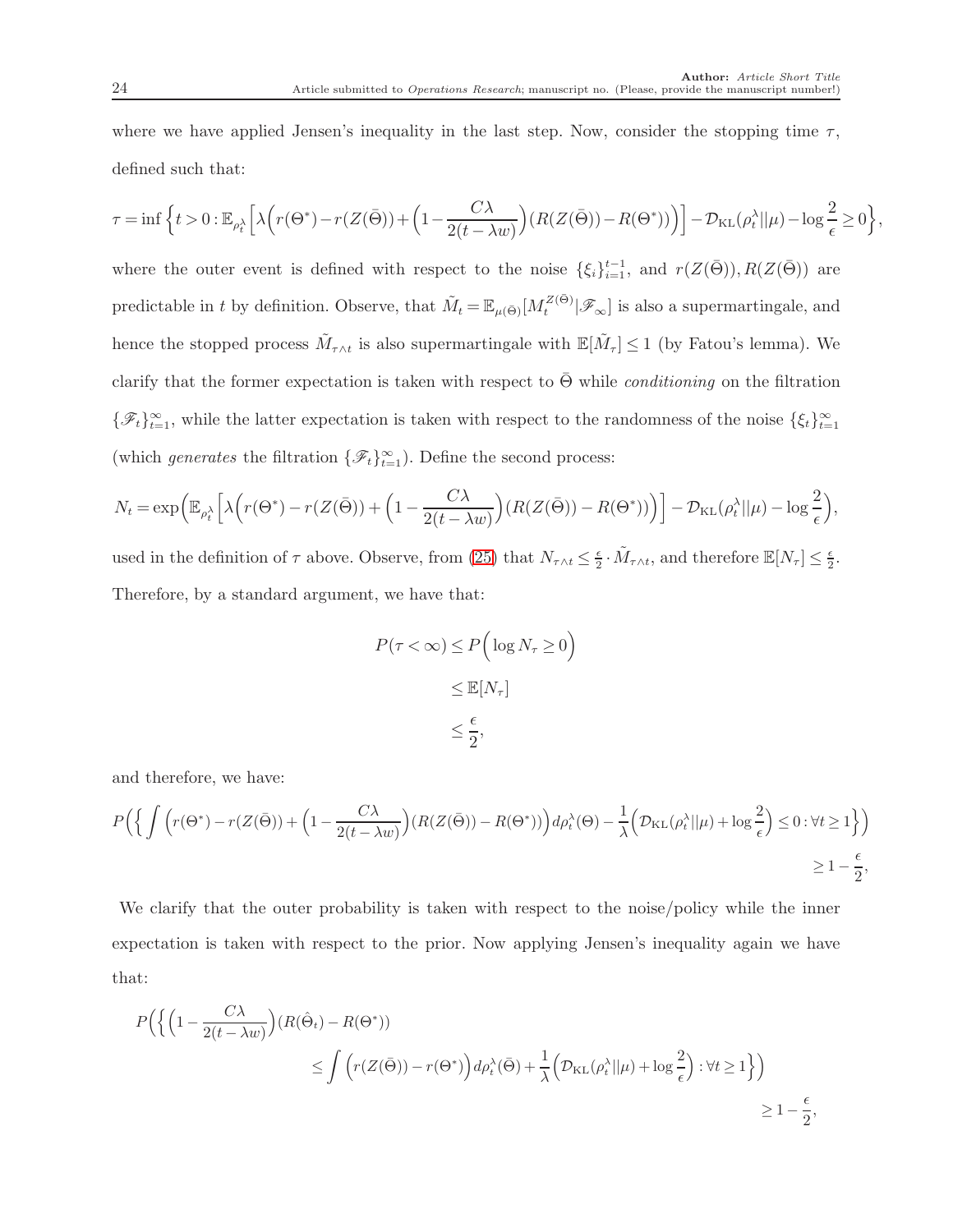where we have applied Jensen's inequality in the last step. Now, consider the stopping time $\tau$, defined such that:

$$\tau = \inf\Big\{t>0 : \mathbb{E}_{\rho_t^\lambda}\Big[\lambda\Big(r(\Theta^*)-r(Z(\bar{\Theta}))+\Big(1-\frac{C\lambda}{2(t-\lambda w)}\Big)(R(Z(\bar{\Theta}))-R(\Theta^*))\Big)\Big]-\mathcal{D}_{\mathrm{KL}}(\rho_t^\lambda||\mu)-\log\frac{2}{\epsilon}\geq 0\Big\},$$

where the outer event is defined with respect to the noise $\{\xi_i\}_{i=1}^{t-1}$, and $r(Z(\bar{\Theta})), R(Z(\bar{\Theta}))$ are predictable in $t$ by definition. Observe, that $\tilde{M}_t = \mathbb{E}_{\mu(\bar{\Theta})}[M_t^{Z(\bar{\Theta})}|\mathscr{F}_\infty]$ is also a supermartingale, and hence the stopped process $\tilde{M}_{\tau\wedge t}$ is also supermartingale with $\mathbb{E}[\tilde{M}_\tau]\leq 1$ (by Fatou's lemma). We clarify that the former expectation is taken with respect to $\bar{\Theta}$ while *conditioning* on the filtration $\{\mathscr{F}_t\}_{t=1}^\infty$, while the latter expectation is taken with respect to the randomness of the noise $\{\xi_t\}_{t=1}^\infty$ (which *generates* the filtration $\{\mathscr{F}_t\}_{t=1}^\infty$). Define the second process:

$$N_t = \exp\Big(\mathbb{E}_{\rho_t^\lambda}\Big[\lambda\Big(r(\Theta^*)-r(Z(\bar{\Theta}))+\Big(1-\frac{C\lambda}{2(t-\lambda w)}\Big)(R(Z(\bar{\Theta}))-R(\Theta^*))\Big)\Big]-\mathcal{D}_{\mathrm{KL}}(\rho_t^\lambda||\mu)-\log\frac{2}{\epsilon}\Big),$$

used in the definition of $\tau$ above. Observe, from (25) that $N_{\tau\wedge t}\leq \frac{\epsilon}{2}\cdot\tilde{M}_{\tau\wedge t}$, and therefore $\mathbb{E}[N_\tau]\leq\frac{\epsilon}{2}$. Therefore, by a standard argument, we have that:

$$\begin{aligned}P(\tau<\infty) &\leq P\Big(\log N_\tau\geq 0\Big)\\ &\leq \mathbb{E}[N_\tau]\\ &\leq \frac{\epsilon}{2},\end{aligned}$$

and therefore, we have:

$$P\Big(\Big\{\int\Big(r(\Theta^*)-r(Z(\bar{\Theta}))+\Big(1-\frac{C\lambda}{2(t-\lambda w)}\Big)(R(Z(\bar{\Theta}))-R(\Theta^*))\Big)d\rho_t^\lambda(\Theta)-\frac{1}{\lambda}\Big(\mathcal{D}_{\mathrm{KL}}(\rho_t^\lambda||\mu)+\log\frac{2}{\epsilon}\Big)\leq 0 : \forall t\geq 1\Big\}\Big)\geq 1-\frac{\epsilon}{2},$$

We clarify that the outer probability is taken with respect to the noise/policy while the inner expectation is taken with respect to the prior. Now applying Jensen's inequality again we have that:

$$P\Big(\Big\{\Big(1-\frac{C\lambda}{2(t-\lambda w)}\Big)(R(\hat{\Theta}_t)-R(\Theta^*)) \leq \int\Big(r(Z(\bar{\Theta}))-r(\Theta^*)\Big)d\rho_t^\lambda(\bar{\Theta})+\frac{1}{\lambda}\Big(\mathcal{D}_{\mathrm{KL}}(\rho_t^\lambda||\mu)+\log\frac{2}{\epsilon}\Big) : \forall t\geq 1\Big\}\Big)\geq 1-\frac{\epsilon}{2},$$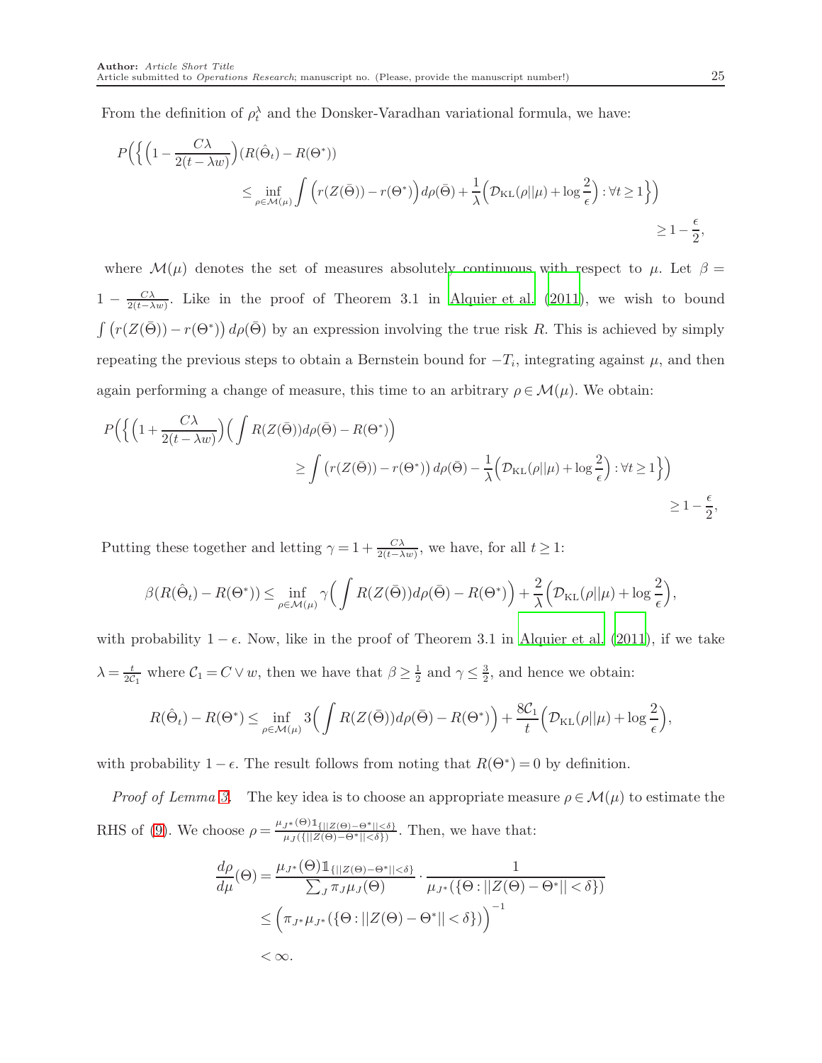From the definition of $\rho_t^\lambda$ and the Donsker-Varadhan variational formula, we have:

$$P\Big(\Big\{\Big(1 - \frac{C\lambda}{2(t-\lambda w)}\Big)(R(\hat{\Theta}_t) - R(\Theta^*)) \leq \inf_{\rho \in \mathcal{M}(\mu)} \int \Big(r(Z(\bar{\Theta})) - r(\Theta^*)\Big) d\rho(\bar{\Theta}) + \frac{1}{\lambda}\Big(\mathcal{D}_{\mathrm{KL}}(\rho||\mu) + \log\frac{2}{\epsilon}\Big) : \forall t \geq 1\Big\}\Big) \geq 1 - \frac{\epsilon}{2},$$

where $\mathcal{M}(\mu)$ denotes the set of measures absolutely continuous with respect to $\mu$. Let $\beta = 1 - \frac{C\lambda}{2(t-\lambda w)}$. Like in the proof of Theorem 3.1 in Alquier et al. (2011), we wish to bound $\int \big(r(Z(\bar{\Theta})) - r(\Theta^*)\big) d\rho(\bar{\Theta})$ by an expression involving the true risk $R$. This is achieved by simply repeating the previous steps to obtain a Bernstein bound for $-T_i$, integrating against $\mu$, and then again performing a change of measure, this time to an arbitrary $\rho \in \mathcal{M}(\mu)$. We obtain:

$$P\Big(\Big\{\Big(1 + \frac{C\lambda}{2(t-\lambda w)}\Big)\Big(\int R(Z(\bar{\Theta}))d\rho(\bar{\Theta}) - R(\Theta^*)\Big) \geq \int \big(r(Z(\bar{\Theta})) - r(\Theta^*)\big) d\rho(\bar{\Theta}) - \frac{1}{\lambda}\Big(\mathcal{D}_{\mathrm{KL}}(\rho||\mu) + \log\frac{2}{\epsilon}\Big) : \forall t \geq 1\Big\}\Big) \geq 1 - \frac{\epsilon}{2},$$

Putting these together and letting $\gamma = 1 + \frac{C\lambda}{2(t-\lambda w)}$, we have, for all $t \geq 1$:

$$\beta(R(\hat{\Theta}_t) - R(\Theta^*)) \leq \inf_{\rho \in \mathcal{M}(\mu)} \gamma\Big(\int R(Z(\bar{\Theta}))d\rho(\bar{\Theta}) - R(\Theta^*)\Big) + \frac{2}{\lambda}\Big(\mathcal{D}_{\mathrm{KL}}(\rho||\mu) + \log\frac{2}{\epsilon}\Big),$$

with probability $1-\epsilon$. Now, like in the proof of Theorem 3.1 in Alquier et al. (2011), if we take $\lambda = \frac{t}{2\mathcal{C}_1}$ where $\mathcal{C}_1 = C \vee w$, then we have that $\beta \geq \frac{1}{2}$ and $\gamma \leq \frac{3}{2}$, and hence we obtain:

$$R(\hat{\Theta}_t) - R(\Theta^*) \leq \inf_{\rho \in \mathcal{M}(\mu)} 3\Big(\int R(Z(\bar{\Theta}))d\rho(\bar{\Theta}) - R(\Theta^*)\Big) + \frac{8\mathcal{C}_1}{t}\Big(\mathcal{D}_{\mathrm{KL}}(\rho||\mu) + \log\frac{2}{\epsilon}\Big),$$

with probability $1-\epsilon$. The result follows from noting that $R(\Theta^*) = 0$ by definition.

*Proof of Lemma 3.* The key idea is to choose an appropriate measure $\rho \in \mathcal{M}(\mu)$ to estimate the RHS of (9). We choose $\rho = \frac{\mu_{J^*}(\Theta)\mathbb{1}_{\{||Z(\Theta)-\Theta^*||<\delta\}}}{\mu_J(\{||Z(\Theta)-\Theta^*||<\delta\})}$. Then, we have that:

$$\begin{aligned}
\frac{d\rho}{d\mu}(\Theta) &= \frac{\mu_{J^*}(\Theta)\mathbb{1}_{\{||Z(\Theta)-\Theta^*||<\delta\}}}{\sum_J \pi_J \mu_J(\Theta)} \cdot \frac{1}{\mu_{J^*}(\{\Theta : ||Z(\Theta) - \Theta^*|| < \delta\})} \\
&\leq \Big(\pi_{J^*}\mu_{J^*}(\{\Theta : ||Z(\Theta) - \Theta^*|| < \delta\})\Big)^{-1} \\
&< \infty.
\end{aligned}$$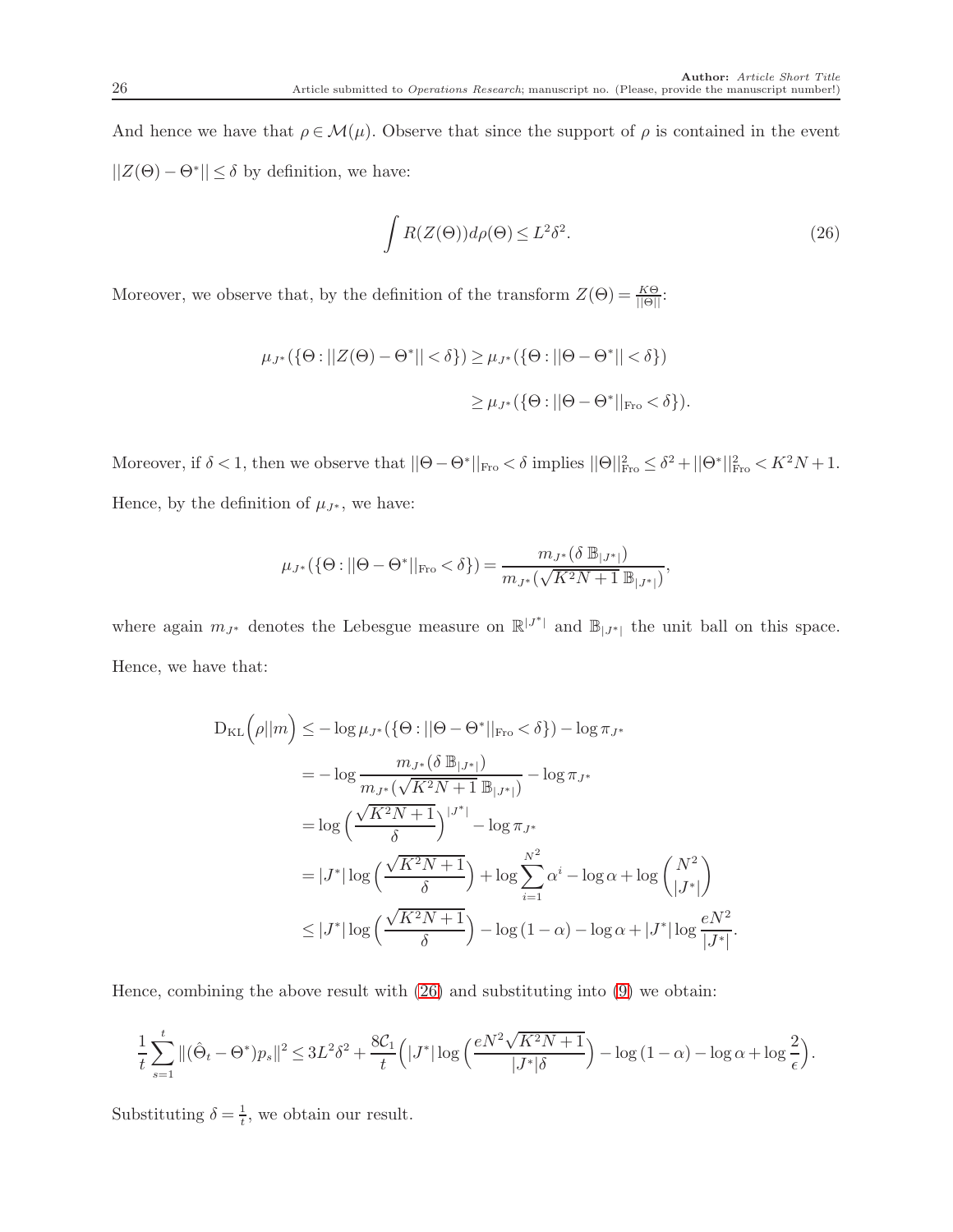And hence we have that $\rho \in \mathcal{M}(\mu)$. Observe that since the support of $\rho$ is contained in the event $||Z(\Theta) - \Theta^*|| \leq \delta$ by definition, we have:

$$\int R(Z(\Theta)) d\rho(\Theta) \leq L^2 \delta^2. \tag{26}$$

Moreover, we observe that, by the definition of the transform $Z(\Theta) = \frac{K\Theta}{||\Theta||}$:

$$\begin{aligned}
\mu_{J^*}(\{\Theta : ||Z(\Theta) - \Theta^*|| < \delta\}) &\geq \mu_{J^*}(\{\Theta : ||\Theta - \Theta^*|| < \delta\}) \\
&\geq \mu_{J^*}(\{\Theta : ||\Theta - \Theta^*||_{\text{Fro}} < \delta\}).
\end{aligned}$$

Moreover, if $\delta < 1$, then we observe that $||\Theta - \Theta^*||_{\text{Fro}} < \delta$ implies $||\Theta||_{\text{Fro}}^2 \leq \delta^2 + ||\Theta^*||_{\text{Fro}}^2 < K^2 N + 1$. Hence, by the definition of $\mu_{J^*}$, we have:

$$\mu_{J^*}(\{\Theta : ||\Theta - \Theta^*||_{\text{Fro}} < \delta\}) = \frac{m_{J^*}(\delta \, \mathbb{B}_{|J^*|})}{m_{J^*}(\sqrt{K^2 N + 1} \, \mathbb{B}_{|J^*|})},$$

where again $m_{J^*}$ denotes the Lebesgue measure on $\mathbb{R}^{|J^*|}$ and $\mathbb{B}_{|J^*|}$ the unit ball on this space. Hence, we have that:

$$\begin{aligned}
\mathrm{D}_{\mathrm{KL}}\Big(\rho || m\Big) &\leq -\log \mu_{J^*}(\{\Theta : ||\Theta - \Theta^*||_{\text{Fro}} < \delta\}) - \log \pi_{J^*} \\
&= -\log \frac{m_{J^*}(\delta \, \mathbb{B}_{|J^*|})}{m_{J^*}(\sqrt{K^2 N + 1} \, \mathbb{B}_{|J^*|})} - \log \pi_{J^*} \\
&= \log \Big(\frac{\sqrt{K^2 N + 1}}{\delta}\Big)^{|J^*|} - \log \pi_{J^*} \\
&= |J^*| \log \Big(\frac{\sqrt{K^2 N + 1}}{\delta}\Big) + \log \sum_{i=1}^{N^2} \alpha^i - \log \alpha + \log \binom{N^2}{|J^*|} \\
&\leq |J^*| \log \Big(\frac{\sqrt{K^2 N + 1}}{\delta}\Big) - \log(1 - \alpha) - \log \alpha + |J^*| \log \frac{e N^2}{|J^*|}.
\end{aligned}$$

Hence, combining the above result with (26) and substituting into (9) we obtain:

$$\frac{1}{t} \sum_{s=1}^{t} \|(\hat{\Theta}_t - \Theta^*) p_s\|^2 \leq 3 L^2 \delta^2 + \frac{8 \mathcal{C}_1}{t} \Big( |J^*| \log \Big( \frac{e N^2 \sqrt{K^2 N + 1}}{|J^*| \delta} \Big) - \log(1 - \alpha) - \log \alpha + \log \frac{2}{\epsilon} \Big).$$

Substituting $\delta = \frac{1}{t}$, we obtain our result.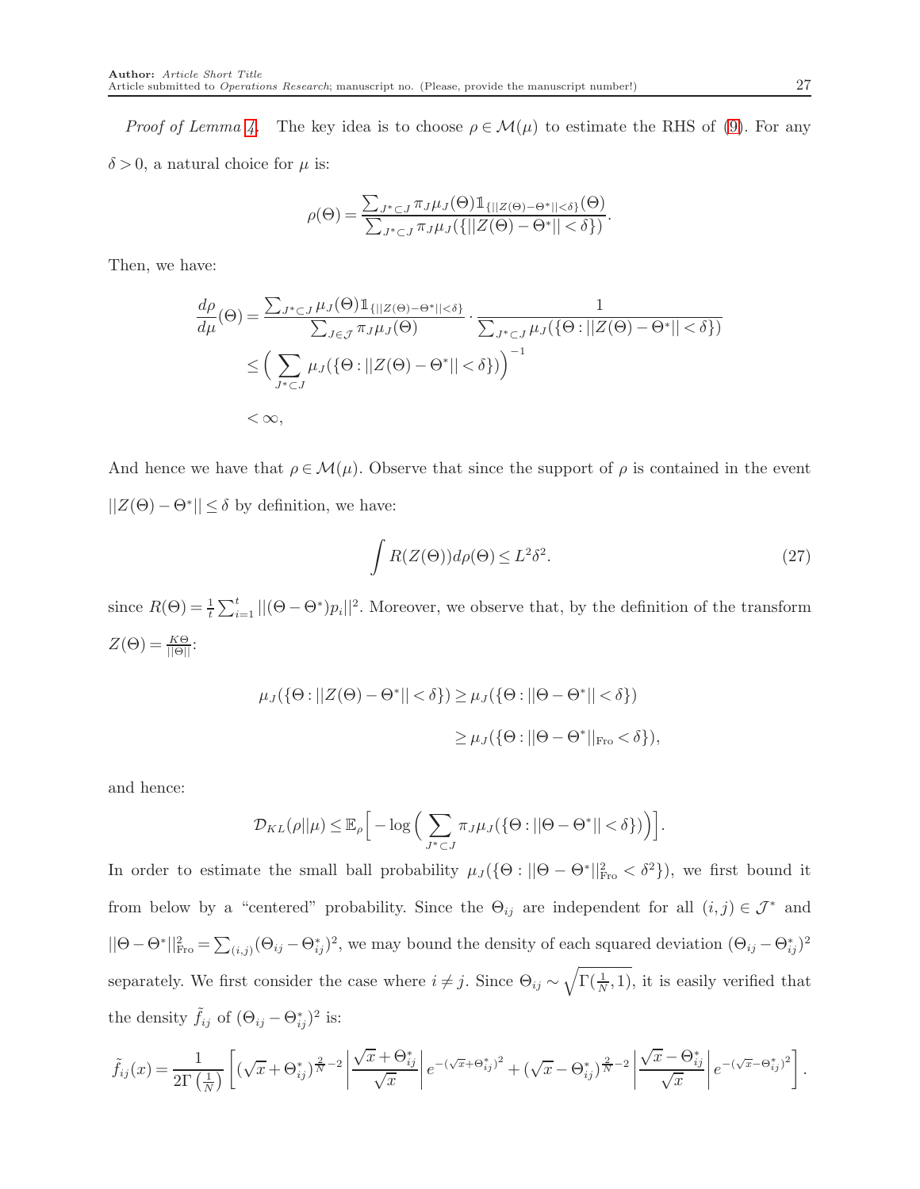*Proof of Lemma 4.* The key idea is to choose $\rho \in \mathcal{M}(\mu)$ to estimate the RHS of (9). For any $\delta > 0$, a natural choice for $\mu$ is:

$$\rho(\Theta) = \frac{\sum_{J^* \subset J} \pi_J \mu_J(\Theta) \mathbb{1}_{\{||Z(\Theta)-\Theta^*||<\delta\}}(\Theta)}{\sum_{J^* \subset J} \pi_J \mu_J(\{||Z(\Theta) - \Theta^*|| < \delta\})}.$$

Then, we have:

$$\begin{aligned}
\frac{d\rho}{d\mu}(\Theta) &= \frac{\sum_{J^* \subset J} \mu_J(\Theta) \mathbb{1}_{\{||Z(\Theta)-\Theta^*||<\delta\}}}{\sum_{J \in \mathcal{J}} \pi_J \mu_J(\Theta)} \cdot \frac{1}{\sum_{J^* \subset J} \mu_J(\{\Theta : ||Z(\Theta) - \Theta^*|| < \delta\})} \\
&\leq \Big( \sum_{J^* \subset J} \mu_J(\{\Theta : ||Z(\Theta) - \Theta^*|| < \delta\}) \Big)^{-1} \\
&< \infty,
\end{aligned}$$

And hence we have that $\rho \in \mathcal{M}(\mu)$. Observe that since the support of $\rho$ is contained in the event $||Z(\Theta) - \Theta^*|| \leq \delta$ by definition, we have:

$$\int R(Z(\Theta)) d\rho(\Theta) \leq L^2 \delta^2. \tag{27}$$

since $R(\Theta) = \frac{1}{t} \sum_{i=1}^{t} ||(\Theta - \Theta^*) p_i||^2$. Moreover, we observe that, by the definition of the transform $Z(\Theta) = \frac{K\Theta}{||\Theta||}$:

$$\begin{aligned}
\mu_J(\{\Theta : ||Z(\Theta) - \Theta^*|| < \delta\}) &\geq \mu_J(\{\Theta : ||\Theta - \Theta^*|| < \delta\}) \\
&\geq \mu_J(\{\Theta : ||\Theta - \Theta^*||_{\text{Fro}} < \delta\}),
\end{aligned}$$

and hence:

$$\mathcal{D}_{KL}(\rho || \mu) \leq \mathbb{E}_\rho \Big[ -\log \Big( \sum_{J^* \subset J} \pi_J \mu_J(\{\Theta : ||\Theta - \Theta^*|| < \delta\}) \Big) \Big].$$

In order to estimate the small ball probability $\mu_J(\{\Theta : ||\Theta - \Theta^*||_{\text{Fro}}^2 < \delta^2\})$, we first bound it from below by a "centered" probability. Since the $\Theta_{ij}$ are independent for all $(i,j) \in \mathcal{J}^*$ and $||\Theta - \Theta^*||_{\text{Fro}}^2 = \sum_{(i,j)} (\Theta_{ij} - \Theta_{ij}^*)^2$, we may bound the density of each squared deviation $(\Theta_{ij} - \Theta_{ij}^*)^2$ separately. We first consider the case where $i \neq j$. Since $\Theta_{ij} \sim \sqrt{\Gamma(\frac{1}{N}, 1)}$, it is easily verified that the density $\tilde{f}_{ij}$ of $(\Theta_{ij} - \Theta_{ij}^*)^2$ is:

$$\tilde{f}_{ij}(x) = \frac{1}{2\Gamma\left(\frac{1}{N}\right)} \left[ (\sqrt{x} + \Theta_{ij}^*)^{\frac{2}{N}-2} \left| \frac{\sqrt{x} + \Theta_{ij}^*}{\sqrt{x}} \right| e^{-(\sqrt{x}+\Theta_{ij}^*)^2} + (\sqrt{x} - \Theta_{ij}^*)^{\frac{2}{N}-2} \left| \frac{\sqrt{x} - \Theta_{ij}^*}{\sqrt{x}} \right| e^{-(\sqrt{x}-\Theta_{ij}^*)^2} \right].$$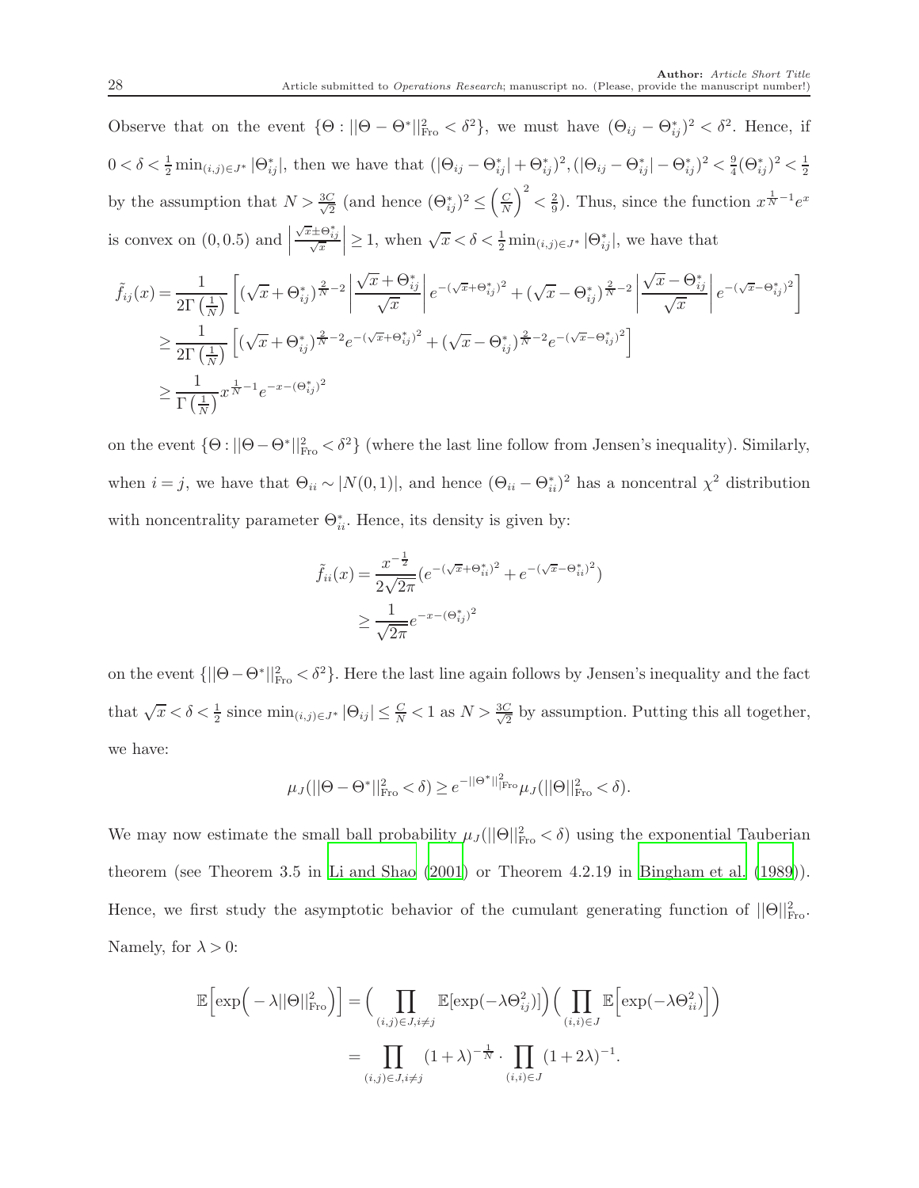Observe that on the event $\{\Theta : ||\Theta - \Theta^*||_{\text{Fro}}^2 < \delta^2\}$, we must have $(\Theta_{ij} - \Theta^*_{ij})^2 < \delta^2$. Hence, if $0 < \delta < \frac{1}{2}\min_{(i,j)\in J^*}|\Theta^*_{ij}|$, then we have that $(|\Theta_{ij} - \Theta^*_{ij}| + \Theta^*_{ij})^2, (|\Theta_{ij} - \Theta^*_{ij}| - \Theta^*_{ij})^2 < \frac{9}{4}(\Theta^*_{ij})^2 < \frac{1}{2}$ by the assumption that $N > \frac{3C}{\sqrt{2}}$ (and hence $(\Theta^*_{ij})^2 \leq \left(\frac{C}{N}\right)^2 < \frac{2}{9}$). Thus, since the function $x^{\frac{1}{N}-1}e^x$ is convex on $(0, 0.5)$ and $\left|\frac{\sqrt{x}\pm\Theta^*_{ij}}{\sqrt{x}}\right| \geq 1$, when $\sqrt{x} < \delta < \frac{1}{2}\min_{(i,j)\in J^*}|\Theta^*_{ij}|$, we have that

$$
\begin{aligned}
\tilde{f}_{ij}(x) &= \frac{1}{2\Gamma\left(\frac{1}{N}\right)}\left[(\sqrt{x}+\Theta^*_{ij})^{\frac{2}{N}-2}\left|\frac{\sqrt{x}+\Theta^*_{ij}}{\sqrt{x}}\right|e^{-(\sqrt{x}+\Theta^*_{ij})^2} + (\sqrt{x}-\Theta^*_{ij})^{\frac{2}{N}-2}\left|\frac{\sqrt{x}-\Theta^*_{ij}}{\sqrt{x}}\right|e^{-(\sqrt{x}-\Theta^*_{ij})^2}\right] \\
&\geq \frac{1}{2\Gamma\left(\frac{1}{N}\right)}\left[(\sqrt{x}+\Theta^*_{ij})^{\frac{2}{N}-2}e^{-(\sqrt{x}+\Theta^*_{ij})^2} + (\sqrt{x}-\Theta^*_{ij})^{\frac{2}{N}-2}e^{-(\sqrt{x}-\Theta^*_{ij})^2}\right] \\
&\geq \frac{1}{\Gamma\left(\frac{1}{N}\right)}x^{\frac{1}{N}-1}e^{-x-(\Theta^*_{ij})^2}
\end{aligned}
$$

on the event $\{\Theta : ||\Theta - \Theta^*||_{\text{Fro}}^2 < \delta^2\}$ (where the last line follow from Jensen's inequality). Similarly, when $i = j$, we have that $\Theta_{ii} \sim |N(0,1)|$, and hence $(\Theta_{ii} - \Theta^*_{ii})^2$ has a noncentral $\chi^2$ distribution with noncentrality parameter $\Theta^*_{ii}$. Hence, its density is given by:

$$
\begin{aligned}
\tilde{f}_{ii}(x) &= \frac{x^{-\frac{1}{2}}}{2\sqrt{2\pi}}(e^{-(\sqrt{x}+\Theta^*_{ii})^2} + e^{-(\sqrt{x}-\Theta^*_{ii})^2}) \\
&\geq \frac{1}{\sqrt{2\pi}}e^{-x-(\Theta^*_{ij})^2}
\end{aligned}
$$

on the event $\{||\Theta - \Theta^*||_{\text{Fro}}^2 < \delta^2\}$. Here the last line again follows by Jensen's inequality and the fact that $\sqrt{x} < \delta < \frac{1}{2}$ since $\min_{(i,j)\in J^*}|\Theta_{ij}| \leq \frac{C}{N} < 1$ as $N > \frac{3C}{\sqrt{2}}$ by assumption. Putting this all together, we have:

$$
\mu_J(||\Theta - \Theta^*||_{\text{Fro}}^2 < \delta) \geq e^{-||\Theta^*||_{\text{Fro}}^2}\mu_J(||\Theta||_{\text{Fro}}^2 < \delta).
$$

We may now estimate the small ball probability $\mu_J(||\Theta||_{\text{Fro}}^2 < \delta)$ using the exponential Tauberian theorem (see Theorem 3.5 in Li and Shao (2001) or Theorem 4.2.19 in Bingham et al. (1989)). Hence, we first study the asymptotic behavior of the cumulant generating function of $||\Theta||_{\text{Fro}}^2$. Namely, for $\lambda > 0$:

$$
\begin{aligned}
\mathbb{E}\Big[\exp\Big(-\lambda||\Theta||_{\text{Fro}}^2\Big)\Big] &= \Big(\prod_{(i,j)\in J, i\neq j}\mathbb{E}[\exp(-\lambda\Theta_{ij}^2)]\Big)\Big(\prod_{(i,i)\in J}\mathbb{E}\Big[\exp(-\lambda\Theta_{ii}^2)\Big]\Big) \\
&= \prod_{(i,j)\in J, i\neq j}(1+\lambda)^{-\frac{1}{N}} \cdot \prod_{(i,i)\in J}(1+2\lambda)^{-1}.
\end{aligned}
$$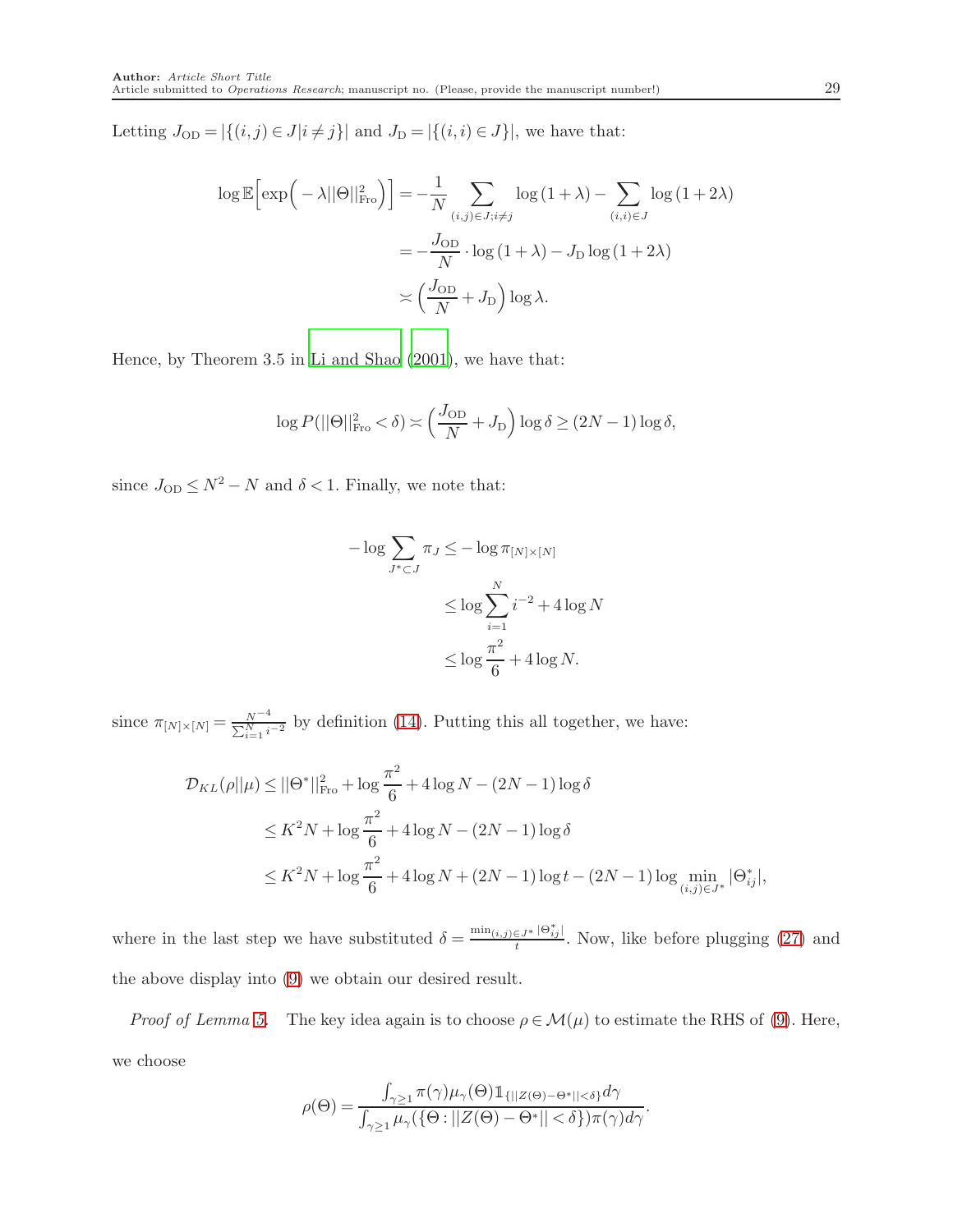Letting $J_{\mathrm{OD}} = |\{(i,j) \in J | i \neq j\}|$ and $J_{\mathrm{D}} = |\{(i,i) \in J\}|$, we have that:

$$
\begin{aligned}
\log \mathbb{E}\Big[\exp\Big(-\lambda ||\Theta||_{\mathrm{Fro}}^2\Big)\Big] &= -\frac{1}{N}\sum_{(i,j)\in J; i\neq j} \log(1+\lambda) - \sum_{(i,i)\in J} \log(1+2\lambda) \\
&= -\frac{J_{\mathrm{OD}}}{N} \cdot \log(1+\lambda) - J_{\mathrm{D}} \log(1+2\lambda) \\
&\asymp \Big(\frac{J_{\mathrm{OD}}}{N} + J_{\mathrm{D}}\Big) \log \lambda.
\end{aligned}
$$

Hence, by Theorem 3.5 in Li and Shao (2001), we have that:

$$
\log P(||\Theta||_{\mathrm{Fro}}^2 < \delta) \asymp \Big(\frac{J_{\mathrm{OD}}}{N} + J_{\mathrm{D}}\Big) \log \delta \geq (2N-1)\log \delta,
$$

since $J_{\mathrm{OD}} \leq N^2 - N$ and $\delta < 1$. Finally, we note that:

$$
\begin{aligned}
-\log \sum_{J^* \subset J} \pi_J &\leq -\log \pi_{[N]\times[N]} \\
&\leq \log \sum_{i=1}^{N} i^{-2} + 4\log N \\
&\leq \log \frac{\pi^2}{6} + 4 \log N.
\end{aligned}
$$

since $\pi_{[N]\times[N]} = \frac{N^{-4}}{\sum_{i=1}^N i^{-2}}$ by definition (14). Putting this all together, we have:

$$
\begin{aligned}
\mathcal{D}_{KL}(\rho||\mu) &\leq ||\Theta^*||_{\mathrm{Fro}}^2 + \log\frac{\pi^2}{6} + 4\log N - (2N-1)\log\delta \\
&\leq K^2 N + \log\frac{\pi^2}{6} + 4\log N - (2N-1)\log\delta \\
&\leq K^2 N + \log\frac{\pi^2}{6} + 4\log N + (2N-1)\log t - (2N-1)\log \min_{(i,j)\in J^*} |\Theta^*_{ij}|,
\end{aligned}
$$

where in the last step we have substituted $\delta = \frac{\min_{(i,j)\in J^*}|\Theta^*_{ij}|}{t}$. Now, like before plugging (27) and the above display into (9) we obtain our desired result.

*Proof of Lemma 5.* The key idea again is to choose $\rho \in \mathcal{M}(\mu)$ to estimate the RHS of (9). Here, we choose

$$
\rho(\Theta) = \frac{\int_{\gamma \geq 1} \pi(\gamma)\mu_\gamma(\Theta)\mathbb{1}_{\{||Z(\Theta)-\Theta^*||<\delta\}} d\gamma}{\int_{\gamma\geq 1} \mu_\gamma(\{\Theta : ||Z(\Theta) - \Theta^*|| < \delta\})\pi(\gamma) d\gamma}.
$$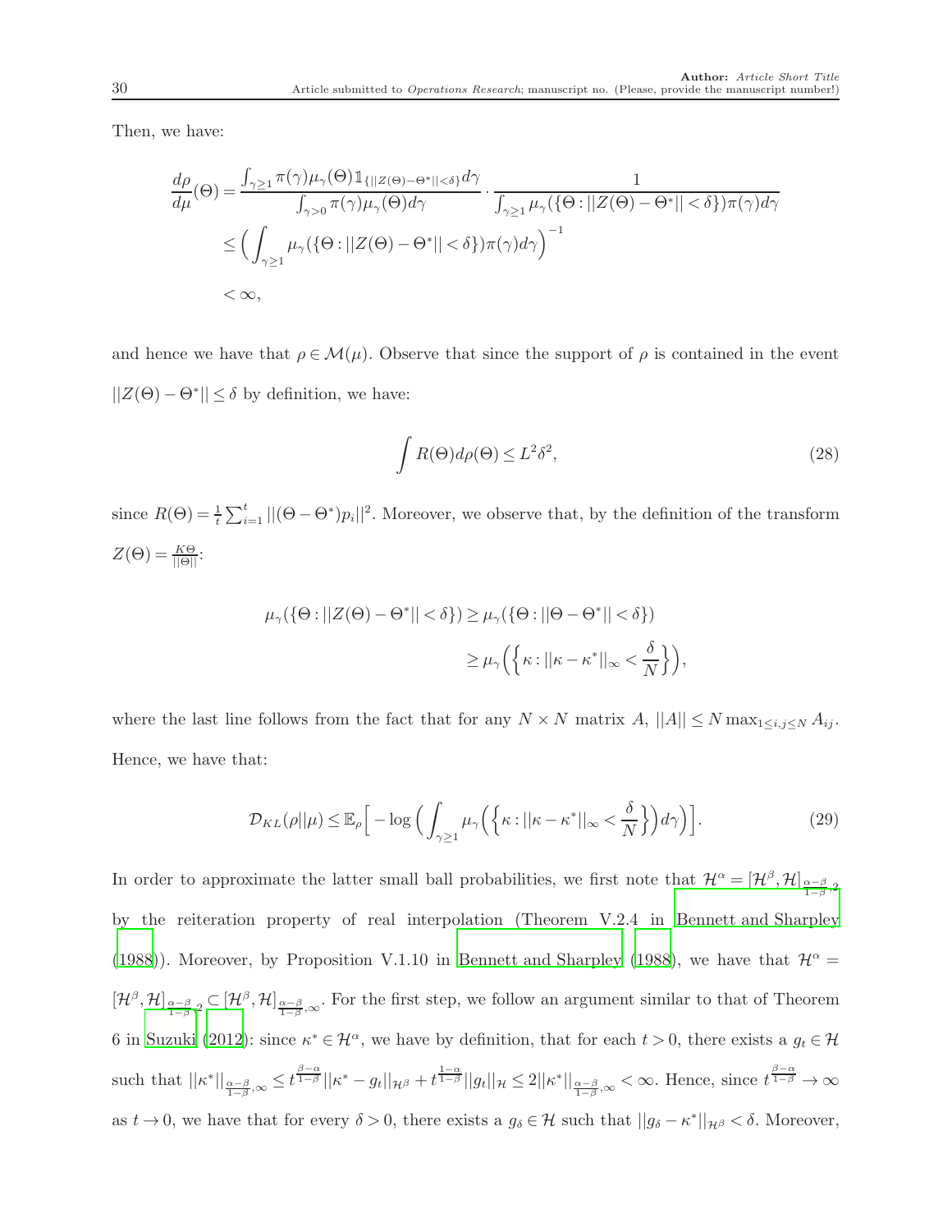Then, we have:

$$
\begin{aligned}
\frac{d\rho}{d\mu}(\Theta) &= \frac{\int_{\gamma\geq 1}\pi(\gamma)\mu_\gamma(\Theta)\mathbb{1}_{\{||Z(\Theta)-\Theta^*||<\delta\}}d\gamma}{\int_{\gamma>0}\pi(\gamma)\mu_\gamma(\Theta)d\gamma}\cdot\frac{1}{\int_{\gamma\geq 1}\mu_\gamma(\{\Theta:||Z(\Theta)-\Theta^*||<\delta\})\pi(\gamma)d\gamma} \\
&\leq \Big(\int_{\gamma\geq 1}\mu_\gamma(\{\Theta:||Z(\Theta)-\Theta^*||<\delta\})\pi(\gamma)d\gamma\Big)^{-1} \\
&< \infty,
\end{aligned}
$$

and hence we have that $\rho\in\mathcal{M}(\mu)$. Observe that since the support of $\rho$ is contained in the event $||Z(\Theta)-\Theta^*||\leq\delta$ by definition, we have:

$$
\int R(\Theta)d\rho(\Theta)\leq L^2\delta^2, \tag{28}
$$

since $R(\Theta)=\frac{1}{t}\sum_{i=1}^t||(\Theta-\Theta^*)p_i||^2$. Moreover, we observe that, by the definition of the transform $Z(\Theta)=\frac{K\Theta}{||\Theta||}$:

$$
\begin{aligned}
\mu_\gamma(\{\Theta:||Z(\Theta)-\Theta^*||<\delta\}) &\geq \mu_\gamma(\{\Theta:||\Theta-\Theta^*||<\delta\}) \\
&\geq \mu_\gamma\Big(\Big\{\kappa:||\kappa-\kappa^*||_\infty<\frac{\delta}{N}\Big\}\Big),
\end{aligned}
$$

where the last line follows from the fact that for any $N\times N$ matrix $A$, $||A||\leq N\max_{1\leq i,j\leq N}A_{ij}$. Hence, we have that:

$$
\mathcal{D}_{KL}(\rho||\mu)\leq\mathbb{E}_\rho\Big[-\log\Big(\int_{\gamma\geq 1}\mu_\gamma\Big(\Big\{\kappa:||\kappa-\kappa^*||_\infty<\frac{\delta}{N}\Big\}\Big)d\gamma\Big)\Big]. \tag{29}
$$

In order to approximate the latter small ball probabilities, we first note that $\mathcal{H}^\alpha=[\mathcal{H}^\beta,\mathcal{H}]_{\frac{\alpha-\beta}{1-\beta},2}$ by the reiteration property of real interpolation (Theorem V.2.4 in Bennett and Sharpley (1988)). Moreover, by Proposition V.1.10 in Bennett and Sharpley (1988), we have that $\mathcal{H}^\alpha=[\mathcal{H}^\beta,\mathcal{H}]_{\frac{\alpha-\beta}{1-\beta},2}\subset[\mathcal{H}^\beta,\mathcal{H}]_{\frac{\alpha-\beta}{1-\beta},\infty}$. For the first step, we follow an argument similar to that of Theorem 6 in Suzuki (2012): since $\kappa^*\in\mathcal{H}^\alpha$, we have by definition, that for each $t>0$, there exists a $g_t\in\mathcal{H}$ such that $||\kappa^*||_{\frac{\alpha-\beta}{1-\beta},\infty}\leq t^{\frac{\beta-\alpha}{1-\beta}}||\kappa^*-g_t||_{\mathcal{H}^\beta}+t^{\frac{1-\alpha}{1-\beta}}||g_t||_{\mathcal{H}}\leq 2||\kappa^*||_{\frac{\alpha-\beta}{1-\beta},\infty}<\infty$. Hence, since $t^{\frac{\beta-\alpha}{1-\beta}}\to\infty$ as $t\to 0$, we have that for every $\delta>0$, there exists a $g_\delta\in\mathcal{H}$ such that $||g_\delta-\kappa^*||_{\mathcal{H}^\beta}<\delta$. Moreover,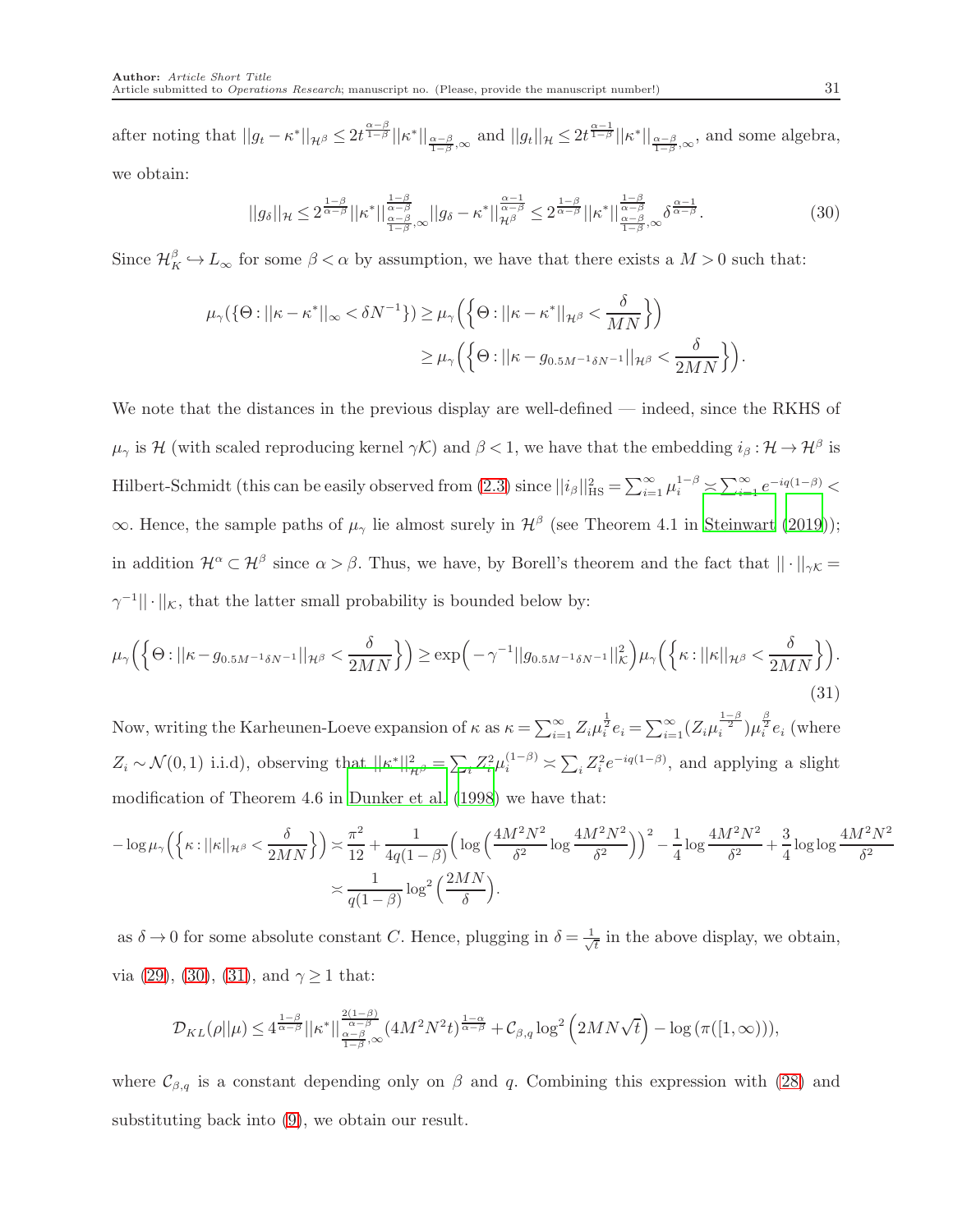after noting that $||g_t - \kappa^*||_{\mathcal{H}^\beta} \leq 2t^{\frac{\alpha-\beta}{1-\beta}}||\kappa^*||_{\frac{\alpha-\beta}{1-\beta},\infty}$ and $||g_t||_{\mathcal{H}} \leq 2t^{\frac{\alpha-1}{1-\beta}}||\kappa^*||_{\frac{\alpha-\beta}{1-\beta},\infty}$, and some algebra, we obtain:

$$||g_\delta||_{\mathcal{H}} \leq 2^{\frac{1-\beta}{\alpha-\beta}}||\kappa^*||^{\frac{1-\beta}{\alpha-\beta}}_{\frac{\alpha-\beta}{1-\beta},\infty}||g_\delta - \kappa^*||^{\frac{\alpha-1}{\alpha-\beta}}_{\mathcal{H}^\beta} \leq 2^{\frac{1-\beta}{\alpha-\beta}}||\kappa^*||^{\frac{1-\beta}{\alpha-\beta}}_{\frac{\alpha-\beta}{1-\beta},\infty}\delta^{\frac{\alpha-1}{\alpha-\beta}}. \tag{30}$$

Since $\mathcal{H}_K^\beta \hookrightarrow L_\infty$ for some $\beta < \alpha$ by assumption, we have that there exists a $M > 0$ such that:

$$\begin{aligned}\mu_\gamma(\{\Theta : ||\kappa - \kappa^*||_\infty < \delta N^{-1}\}) &\geq \mu_\gamma\Big(\Big\{\Theta : ||\kappa - \kappa^*||_{\mathcal{H}^\beta} < \frac{\delta}{MN}\Big\}\Big) \\ &\geq \mu_\gamma\Big(\Big\{\Theta : ||\kappa - g_{0.5M^{-1}\delta N^{-1}}||_{\mathcal{H}^\beta} < \frac{\delta}{2MN}\Big\}\Big).\end{aligned}$$

We note that the distances in the previous display are well-defined — indeed, since the RKHS of $\mu_\gamma$ is $\mathcal{H}$ (with scaled reproducing kernel $\gamma\mathcal{K}$) and $\beta < 1$, we have that the embedding $i_\beta : \mathcal{H} \to \mathcal{H}^\beta$ is Hilbert-Schmidt (this can be easily observed from (2.3) since $||i_\beta||^2_{\mathrm{HS}} = \sum_{i=1}^\infty \mu_i^{1-\beta} \asymp \sum_{i=1}^\infty e^{-iq(1-\beta)} < \infty$. Hence, the sample paths of $\mu_\gamma$ lie almost surely in $\mathcal{H}^\beta$ (see Theorem 4.1 in Steinwart (2019)); in addition $\mathcal{H}^\alpha \subset \mathcal{H}^\beta$ since $\alpha > \beta$. Thus, we have, by Borell's theorem and the fact that $||\cdot||_{\gamma\mathcal{K}} = \gamma^{-1}||\cdot||_{\mathcal{K}}$, that the latter small probability is bounded below by:

$$\mu_\gamma\Big(\Big\{\Theta : ||\kappa - g_{0.5M^{-1}\delta N^{-1}}||_{\mathcal{H}^\beta} < \frac{\delta}{2MN}\Big\}\Big) \geq \exp\Big(-\gamma^{-1}||g_{0.5M^{-1}\delta N^{-1}}||^2_{\mathcal{K}}\Big)\mu_\gamma\Big(\Big\{\kappa : ||\kappa||_{\mathcal{H}^\beta} < \frac{\delta}{2MN}\Big\}\Big). \tag{31}$$

Now, writing the Karheunen-Loeve expansion of $\kappa$ as $\kappa = \sum_{i=1}^\infty Z_i\mu_i^{\frac{1}{2}}e_i = \sum_{i=1}^\infty (Z_i\mu_i^{\frac{1-\beta}{2}})\mu_i^{\frac{\beta}{2}}e_i$ (where $Z_i \sim \mathcal{N}(0,1)$ i.i.d), observing that $||\kappa^*||^2_{\mathcal{H}^\beta} = \sum_i Z_i^2\mu_i^{(1-\beta)} \asymp \sum_i Z_i^2 e^{-iq(1-\beta)}$, and applying a slight modification of Theorem 4.6 in Dunker et al. (1998) we have that:

$$\begin{aligned}-\log\mu_\gamma\Big(\Big\{\kappa : ||\kappa||_{\mathcal{H}^\beta} < \frac{\delta}{2MN}\Big\}\Big) &\asymp \frac{\pi^2}{12} + \frac{1}{4q(1-\beta)}\Big(\log\Big(\frac{4M^2N^2}{\delta^2}\log\frac{4M^2N^2}{\delta^2}\Big)\Big)^2 - \frac{1}{4}\log\frac{4M^2N^2}{\delta^2} + \frac{3}{4}\log\log\frac{4M^2N^2}{\delta^2} \\ &\asymp \frac{1}{q(1-\beta)}\log^2\Big(\frac{2MN}{\delta}\Big).\end{aligned}$$

as $\delta \to 0$ for some absolute constant $C$. Hence, plugging in $\delta = \frac{1}{\sqrt{t}}$ in the above display, we obtain, via (29), (30), (31), and $\gamma \geq 1$ that:

$$\mathcal{D}_{KL}(\rho||\mu) \leq 4^{\frac{1-\beta}{\alpha-\beta}}||\kappa^*||^{\frac{2(1-\beta)}{\alpha-\beta}}_{\frac{\alpha-\beta}{1-\beta},\infty}(4M^2N^2t)^{\frac{1-\alpha}{\alpha-\beta}} + \mathcal{C}_{\beta,q}\log^2\Big(2MN\sqrt{t}\Big) - \log(\pi([1,\infty))),$$

where $\mathcal{C}_{\beta,q}$ is a constant depending only on $\beta$ and $q$. Combining this expression with (28) and substituting back into (9), we obtain our result.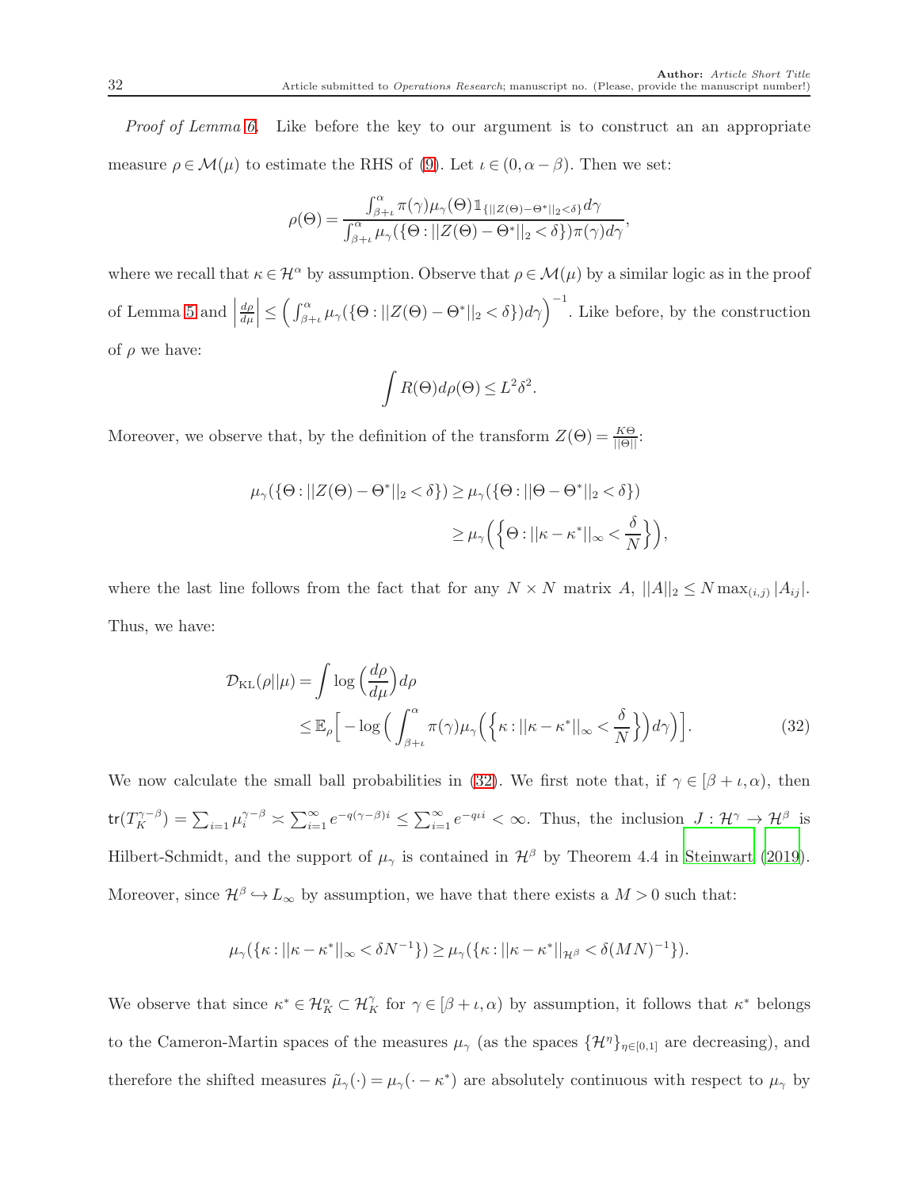*Proof of Lemma 6.* Like before the key to our argument is to construct an an appropriate measure $\rho \in \mathcal{M}(\mu)$ to estimate the RHS of (9). Let $\iota \in (0, \alpha - \beta)$. Then we set:

$$\rho(\Theta) = \frac{\int_{\beta+\iota}^{\alpha} \pi(\gamma)\mu_\gamma(\Theta)\mathbb{1}_{\{||Z(\Theta)-\Theta^*||_2<\delta\}}d\gamma}{\int_{\beta+\iota}^{\alpha} \mu_\gamma(\{\Theta : ||Z(\Theta) - \Theta^*||_2 < \delta\})\pi(\gamma)d\gamma},$$

where we recall that $\kappa \in \mathcal{H}^\alpha$ by assumption. Observe that $\rho \in \mathcal{M}(\mu)$ by a similar logic as in the proof of Lemma 5 and $\left|\frac{d\rho}{d\mu}\right| \leq \left(\int_{\beta+\iota}^{\alpha} \mu_\gamma(\{\Theta : ||Z(\Theta) - \Theta^*||_2 < \delta\})d\gamma\right)^{-1}$. Like before, by the construction of $\rho$ we have:

$$\int R(\Theta)d\rho(\Theta) \leq L^2\delta^2.$$

Moreover, we observe that, by the definition of the transform $Z(\Theta) = \frac{K\Theta}{||\Theta||}$:

$$\begin{aligned}
\mu_\gamma(\{\Theta : ||Z(\Theta) - \Theta^*||_2 < \delta\}) &\geq \mu_\gamma(\{\Theta : ||\Theta - \Theta^*||_2 < \delta\}) \\
&\geq \mu_\gamma\Big(\Big\{\Theta : ||\kappa - \kappa^*||_\infty < \frac{\delta}{N}\Big\}\Big),
\end{aligned}$$

where the last line follows from the fact that for any $N \times N$ matrix $A$, $||A||_2 \leq N \max_{(i,j)} |A_{ij}|$. Thus, we have:

$$\begin{aligned}
\mathcal{D}_{\mathrm{KL}}(\rho||\mu) &= \int \log\Big(\frac{d\rho}{d\mu}\Big)d\rho \\
&\leq \mathbb{E}_\rho\Big[-\log\Big(\int_{\beta+\iota}^{\alpha} \pi(\gamma)\mu_\gamma\Big(\Big\{\kappa : ||\kappa - \kappa^*||_\infty < \frac{\delta}{N}\Big\}\Big)d\gamma\Big)\Big].
\end{aligned} \tag{32}$$

We now calculate the small ball probabilities in (32). We first note that, if $\gamma \in [\beta + \iota, \alpha)$, then $\mathsf{tr}(T_K^{\gamma-\beta}) = \sum_{i=1} \mu_i^{\gamma-\beta} \asymp \sum_{i=1}^\infty e^{-q(\gamma-\beta)i} \leq \sum_{i=1}^\infty e^{-q\iota i} < \infty$. Thus, the inclusion $J : \mathcal{H}^\gamma \to \mathcal{H}^\beta$ is Hilbert-Schmidt, and the support of $\mu_\gamma$ is contained in $\mathcal{H}^\beta$ by Theorem 4.4 in Steinwart (2019). Moreover, since $\mathcal{H}^\beta \hookrightarrow L_\infty$ by assumption, we have that there exists a $M > 0$ such that:

$$\mu_\gamma(\{\kappa : ||\kappa - \kappa^*||_\infty < \delta N^{-1}\}) \geq \mu_\gamma(\{\kappa : ||\kappa - \kappa^*||_{\mathcal{H}^\beta} < \delta(MN)^{-1}\}).$$

We observe that since $\kappa^* \in \mathcal{H}_K^\alpha \subset \mathcal{H}_K^\gamma$ for $\gamma \in [\beta + \iota, \alpha)$ by assumption, it follows that $\kappa^*$ belongs to the Cameron-Martin spaces of the measures $\mu_\gamma$ (as the spaces $\{\mathcal{H}^\eta\}_{\eta\in[0,1]}$ are decreasing), and therefore the shifted measures $\tilde{\mu}_\gamma(\cdot) = \mu_\gamma(\cdot - \kappa^*)$ are absolutely continuous with respect to $\mu_\gamma$ by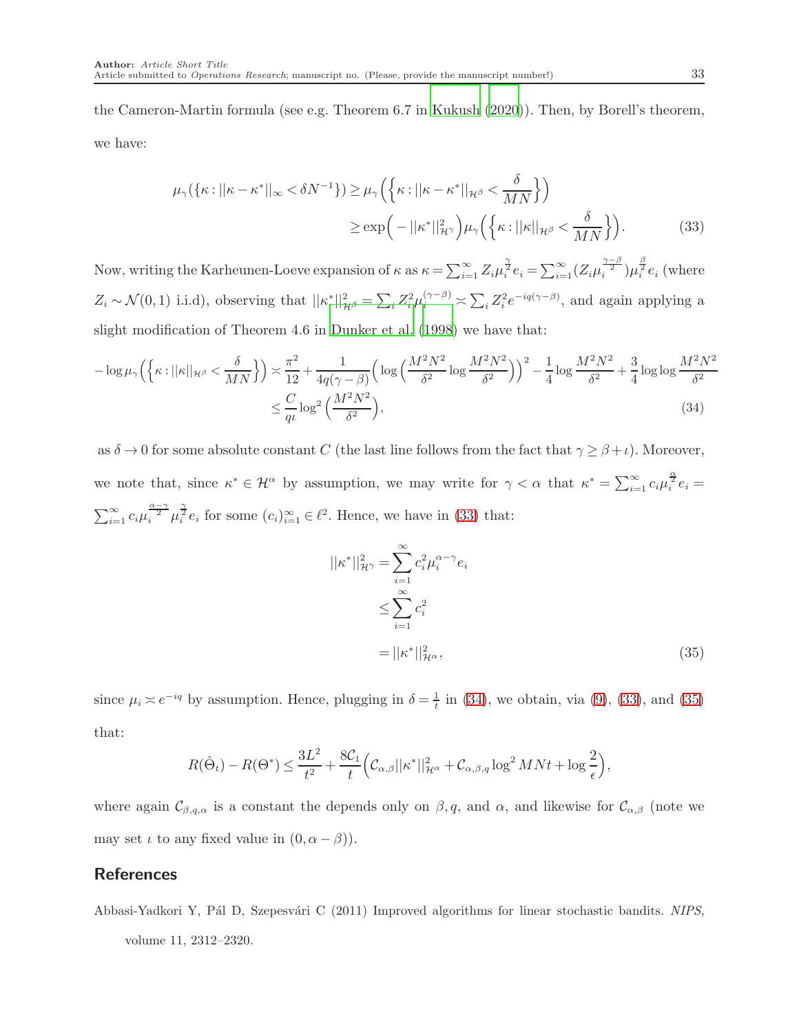the Cameron-Martin formula (see e.g. Theorem 6.7 in Kukush (2020)). Then, by Borell's theorem, we have:

$$
\begin{aligned}
\mu_\gamma(\{\kappa : ||\kappa - \kappa^*||_\infty < \delta N^{-1}\}) &\geq \mu_\gamma\Big(\Big\{\kappa : ||\kappa - \kappa^*||_{\mathcal{H}^\beta} < \frac{\delta}{MN}\Big\}\Big) \\
&\geq \exp\Big(-||\kappa^*||^2_{\mathcal{H}^\gamma}\Big)\mu_\gamma\Big(\Big\{\kappa : ||\kappa||_{\mathcal{H}^\beta} < \frac{\delta}{MN}\Big\}\Big). \qquad (33)
\end{aligned}
$$

Now, writing the Karheunen-Loeve expansion of $\kappa$ as $\kappa = \sum_{i=1}^\infty Z_i \mu_i^{\frac{\gamma}{2}} e_i = \sum_{i=1}^\infty (Z_i \mu_i^{\frac{\gamma-\beta}{2}})\mu_i^{\frac{\beta}{2}} e_i$ (where $Z_i \sim \mathcal{N}(0,1)$ i.i.d), observing that $||\kappa^*||^2_{\mathcal{H}^\beta} = \sum_i Z_i^2 \mu_i^{(\gamma-\beta)} \asymp \sum_i Z_i^2 e^{-iq(\gamma-\beta)}$, and again applying a slight modification of Theorem 4.6 in Dunker et al. (1998) we have that:

$$
\begin{aligned}
-\log \mu_\gamma\Big(\Big\{\kappa : ||\kappa||_{\mathcal{H}^\beta} < \frac{\delta}{MN}\Big\}\Big) &\asymp \frac{\pi^2}{12} + \frac{1}{4q(\gamma-\beta)}\Big(\log\Big(\frac{M^2N^2}{\delta^2}\log\frac{M^2N^2}{\delta^2}\Big)\Big)^2 - \frac{1}{4}\log\frac{M^2N^2}{\delta^2} + \frac{3}{4}\log\log\frac{M^2N^2}{\delta^2} \\
&\leq \frac{C}{q\iota}\log^2\Big(\frac{M^2N^2}{\delta^2}\Big), \qquad (34)
\end{aligned}
$$

as $\delta \to 0$ for some absolute constant $C$ (the last line follows from the fact that $\gamma \geq \beta + \iota$). Moreover, we note that, since $\kappa^* \in \mathcal{H}^\alpha$ by assumption, we may write for $\gamma < \alpha$ that $\kappa^* = \sum_{i=1}^\infty c_i \mu_i^{\frac{\alpha}{2}} e_i = \sum_{i=1}^\infty c_i \mu_i^{\frac{\alpha-\gamma}{2}} \mu_i^{\frac{\gamma}{2}} e_i$ for some $(c_i)_{i=1}^\infty \in \ell^2$. Hence, we have in (33) that:

$$
\begin{aligned}
||\kappa^*||^2_{\mathcal{H}^\gamma} &= \sum_{i=1}^\infty c_i^2 \mu_i^{\alpha-\gamma} e_i \\
&\leq \sum_{i=1}^\infty c_i^2 \\
&= ||\kappa^*||^2_{\mathcal{H}^\alpha}, \qquad (35)
\end{aligned}
$$

since $\mu_i \asymp e^{-iq}$ by assumption. Hence, plugging in $\delta = \frac{1}{t}$ in (34), we obtain, via (9), (33), and (35) that:

$$
R(\hat{\Theta}_t) - R(\Theta^*) \leq \frac{3L^2}{t^2} + \frac{8\mathcal{C}_1}{t}\Big(\mathcal{C}_{\alpha,\beta}||\kappa^*||^2_{\mathcal{H}^\alpha} + \mathcal{C}_{\alpha,\beta,q}\log^2 MNt + \log\frac{2}{\epsilon}\Big),
$$

where again $\mathcal{C}_{\beta,q,\alpha}$ is a constant the depends only on $\beta, q$, and $\alpha$, and likewise for $\mathcal{C}_{\alpha,\beta}$ (note we may set $\iota$ to any fixed value in $(0, \alpha - \beta)$).

## References

Abbasi-Yadkori Y, Pál D, Szepesvári C (2011) Improved algorithms for linear stochastic bandits. *NIPS*, volume 11, 2312–2320.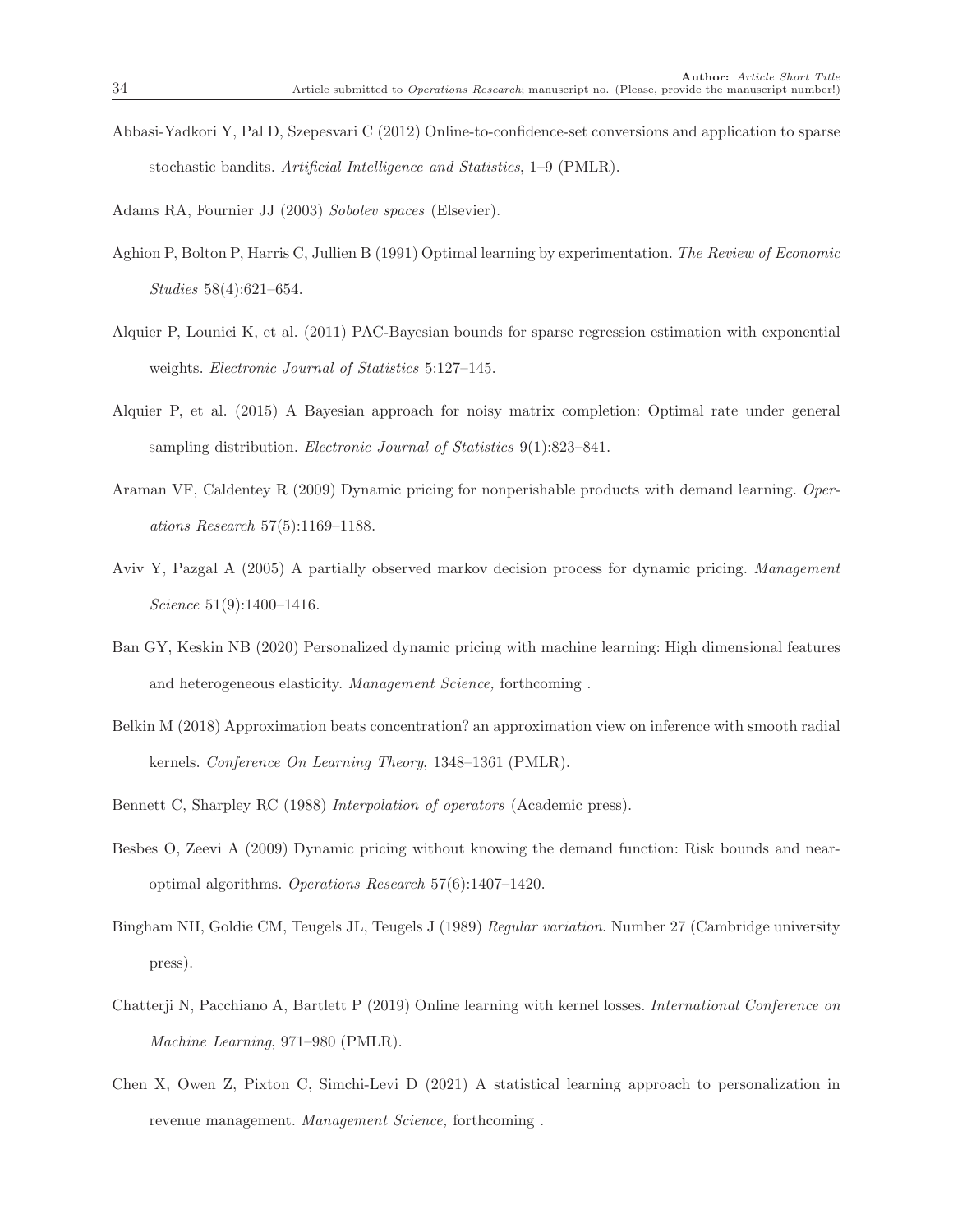Abbasi-Yadkori Y, Pal D, Szepesvari C (2012) Online-to-confidence-set conversions and application to sparse stochastic bandits. *Artificial Intelligence and Statistics*, 1–9 (PMLR).

Adams RA, Fournier JJ (2003) *Sobolev spaces* (Elsevier).

Aghion P, Bolton P, Harris C, Jullien B (1991) Optimal learning by experimentation. *The Review of Economic Studies* 58(4):621–654.

Alquier P, Lounici K, et al. (2011) PAC-Bayesian bounds for sparse regression estimation with exponential weights. *Electronic Journal of Statistics* 5:127–145.

Alquier P, et al. (2015) A Bayesian approach for noisy matrix completion: Optimal rate under general sampling distribution. *Electronic Journal of Statistics* 9(1):823–841.

Araman VF, Caldentey R (2009) Dynamic pricing for nonperishable products with demand learning. *Operations Research* 57(5):1169–1188.

Aviv Y, Pazgal A (2005) A partially observed markov decision process for dynamic pricing. *Management Science* 51(9):1400–1416.

Ban GY, Keskin NB (2020) Personalized dynamic pricing with machine learning: High dimensional features and heterogeneous elasticity. *Management Science,* forthcoming .

Belkin M (2018) Approximation beats concentration? an approximation view on inference with smooth radial kernels. *Conference On Learning Theory*, 1348–1361 (PMLR).

Bennett C, Sharpley RC (1988) *Interpolation of operators* (Academic press).

Besbes O, Zeevi A (2009) Dynamic pricing without knowing the demand function: Risk bounds and near-optimal algorithms. *Operations Research* 57(6):1407–1420.

Bingham NH, Goldie CM, Teugels JL, Teugels J (1989) *Regular variation*. Number 27 (Cambridge university press).

Chatterji N, Pacchiano A, Bartlett P (2019) Online learning with kernel losses. *International Conference on Machine Learning*, 971–980 (PMLR).

Chen X, Owen Z, Pixton C, Simchi-Levi D (2021) A statistical learning approach to personalization in revenue management. *Management Science,* forthcoming .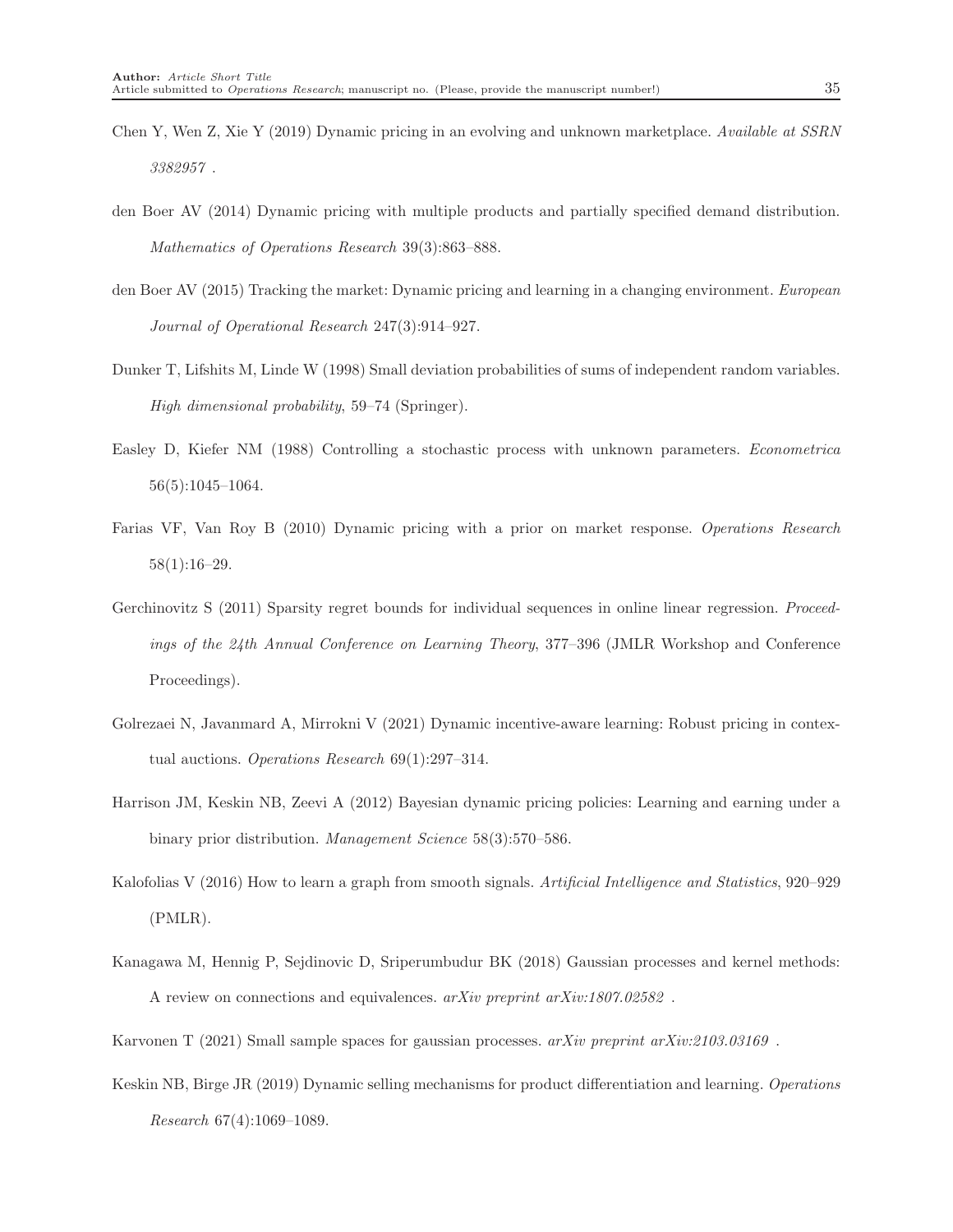Chen Y, Wen Z, Xie Y (2019) Dynamic pricing in an evolving and unknown marketplace. *Available at SSRN 3382957* .

den Boer AV (2014) Dynamic pricing with multiple products and partially specified demand distribution. *Mathematics of Operations Research* 39(3):863–888.

den Boer AV (2015) Tracking the market: Dynamic pricing and learning in a changing environment. *European Journal of Operational Research* 247(3):914–927.

Dunker T, Lifshits M, Linde W (1998) Small deviation probabilities of sums of independent random variables. *High dimensional probability*, 59–74 (Springer).

Easley D, Kiefer NM (1988) Controlling a stochastic process with unknown parameters. *Econometrica* 56(5):1045–1064.

Farias VF, Van Roy B (2010) Dynamic pricing with a prior on market response. *Operations Research* 58(1):16–29.

Gerchinovitz S (2011) Sparsity regret bounds for individual sequences in online linear regression. *Proceedings of the 24th Annual Conference on Learning Theory*, 377–396 (JMLR Workshop and Conference Proceedings).

Golrezaei N, Javanmard A, Mirrokni V (2021) Dynamic incentive-aware learning: Robust pricing in contextual auctions. *Operations Research* 69(1):297–314.

Harrison JM, Keskin NB, Zeevi A (2012) Bayesian dynamic pricing policies: Learning and earning under a binary prior distribution. *Management Science* 58(3):570–586.

Kalofolias V (2016) How to learn a graph from smooth signals. *Artificial Intelligence and Statistics*, 920–929 (PMLR).

Kanagawa M, Hennig P, Sejdinovic D, Sriperumbudur BK (2018) Gaussian processes and kernel methods: A review on connections and equivalences. *arXiv preprint arXiv:1807.02582* .

Karvonen T (2021) Small sample spaces for gaussian processes. *arXiv preprint arXiv:2103.03169* .

Keskin NB, Birge JR (2019) Dynamic selling mechanisms for product differentiation and learning. *Operations Research* 67(4):1069–1089.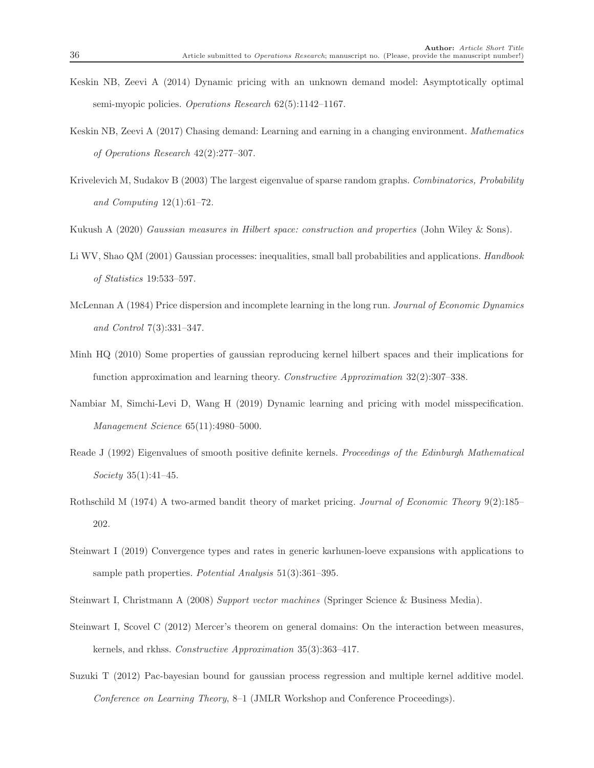Keskin NB, Zeevi A (2014) Dynamic pricing with an unknown demand model: Asymptotically optimal semi-myopic policies. *Operations Research* 62(5):1142–1167.

Keskin NB, Zeevi A (2017) Chasing demand: Learning and earning in a changing environment. *Mathematics of Operations Research* 42(2):277–307.

Krivelevich M, Sudakov B (2003) The largest eigenvalue of sparse random graphs. *Combinatorics, Probability and Computing* 12(1):61–72.

Kukush A (2020) *Gaussian measures in Hilbert space: construction and properties* (John Wiley & Sons).

Li WV, Shao QM (2001) Gaussian processes: inequalities, small ball probabilities and applications. *Handbook of Statistics* 19:533–597.

McLennan A (1984) Price dispersion and incomplete learning in the long run. *Journal of Economic Dynamics and Control* 7(3):331–347.

Minh HQ (2010) Some properties of gaussian reproducing kernel hilbert spaces and their implications for function approximation and learning theory. *Constructive Approximation* 32(2):307–338.

Nambiar M, Simchi-Levi D, Wang H (2019) Dynamic learning and pricing with model misspecification. *Management Science* 65(11):4980–5000.

Reade J (1992) Eigenvalues of smooth positive definite kernels. *Proceedings of the Edinburgh Mathematical Society* 35(1):41–45.

Rothschild M (1974) A two-armed bandit theory of market pricing. *Journal of Economic Theory* 9(2):185–202.

Steinwart I (2019) Convergence types and rates in generic karhunen-loeve expansions with applications to sample path properties. *Potential Analysis* 51(3):361–395.

Steinwart I, Christmann A (2008) *Support vector machines* (Springer Science & Business Media).

Steinwart I, Scovel C (2012) Mercer's theorem on general domains: On the interaction between measures, kernels, and rkhss. *Constructive Approximation* 35(3):363–417.

Suzuki T (2012) Pac-bayesian bound for gaussian process regression and multiple kernel additive model. *Conference on Learning Theory*, 8–1 (JMLR Workshop and Conference Proceedings).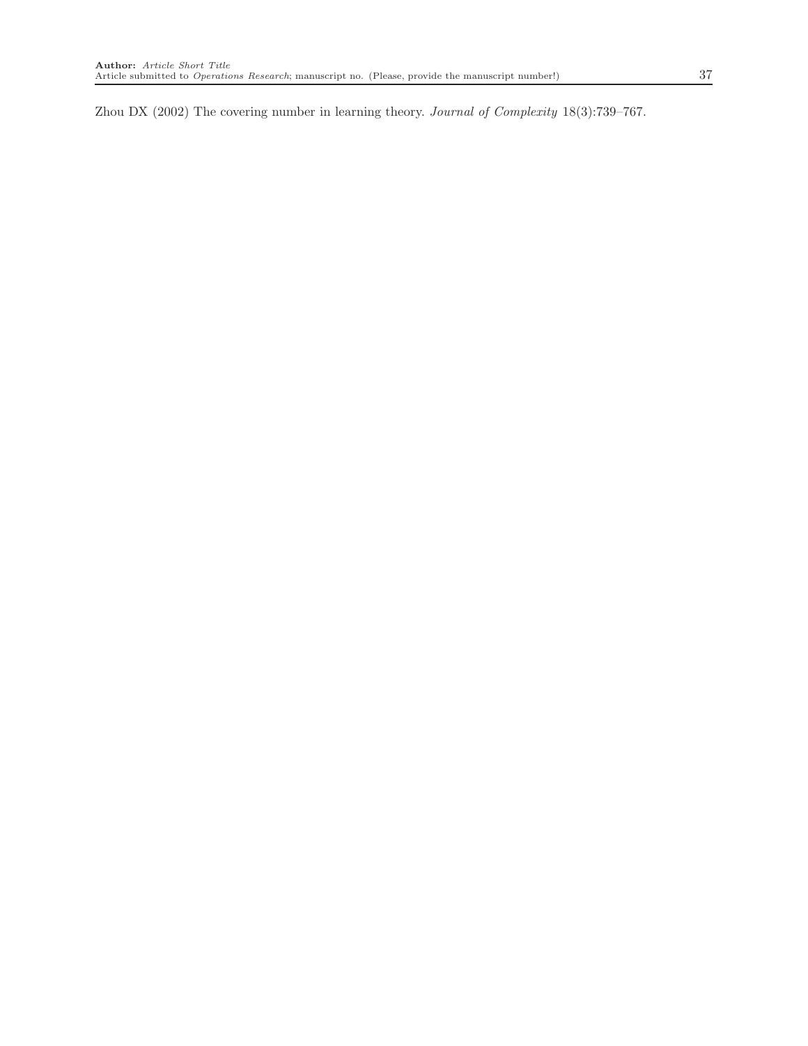Zhou DX (2002) The covering number in learning theory. *Journal of Complexity* 18(3):739–767.